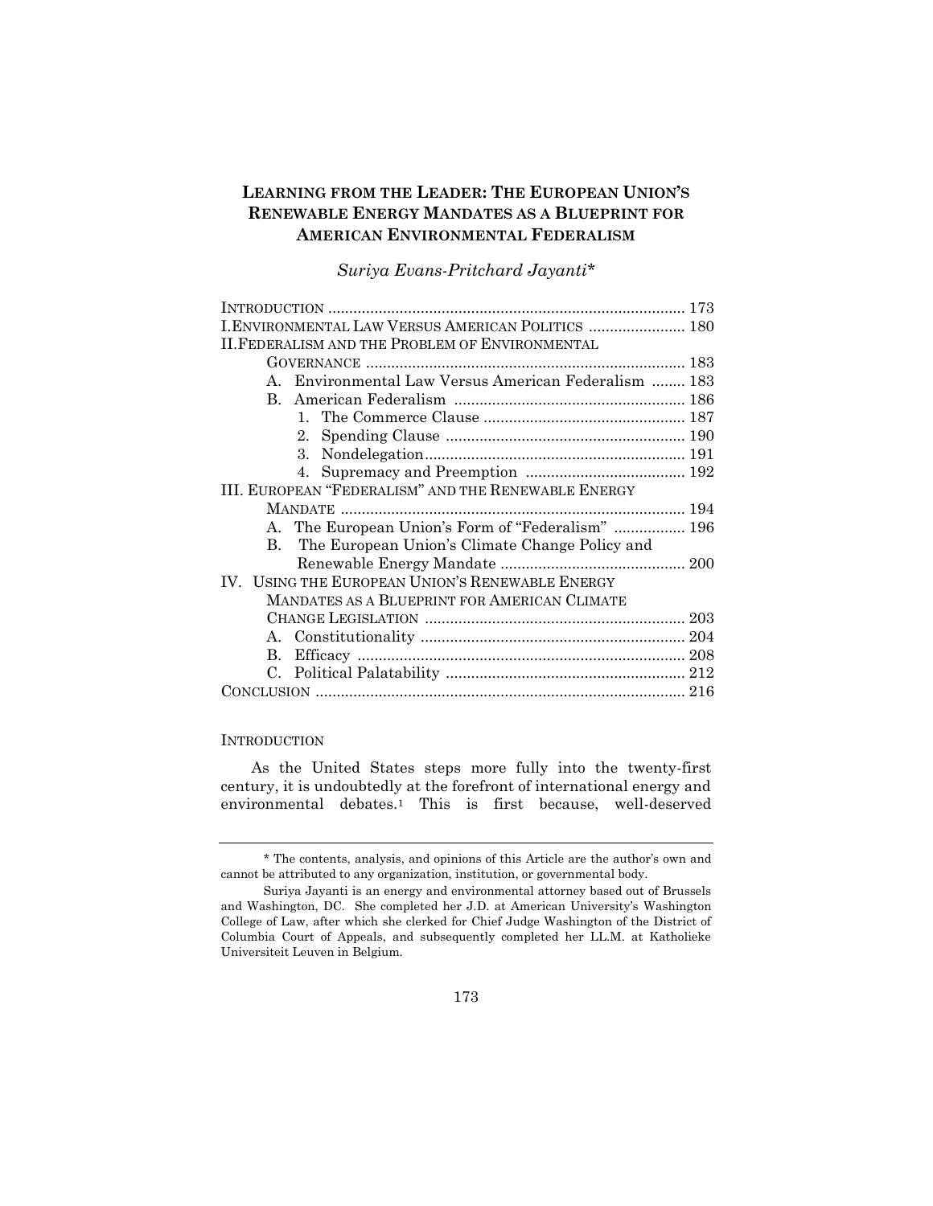# LEARNING FROM THE LEADER: THE EUROPEAN UNION'S RENEWABLE ENERGY MANDATES AS A BLUEPRINT FOR AMERICAN ENVIRONMENTAL FEDERALISM

*Suriya Evans-Pritchard Jayanti\**

| | |
|---|---|
| INTRODUCTION | 173 |
| I. ENVIRONMENTAL LAW VERSUS AMERICAN POLITICS | 180 |
| II. FEDERALISM AND THE PROBLEM OF ENVIRONMENTAL GOVERNANCE | 183 |
| A. Environmental Law Versus American Federalism | 183 |
| B. American Federalism | 186 |
| 1. The Commerce Clause | 187 |
| 2. Spending Clause | 190 |
| 3. Nondelegation | 191 |
| 4. Supremacy and Preemption | 192 |
| III. EUROPEAN "FEDERALISM" AND THE RENEWABLE ENERGY MANDATE | 194 |
| A. The European Union's Form of "Federalism" | 196 |
| B. The European Union's Climate Change Policy and Renewable Energy Mandate | 200 |
| IV. USING THE EUROPEAN UNION'S RENEWABLE ENERGY MANDATES AS A BLUEPRINT FOR AMERICAN CLIMATE CHANGE LEGISLATION | 203 |
| A. Constitutionality | 204 |
| B. Efficacy | 208 |
| C. Political Palatability | 212 |
| CONCLUSION | 216 |

## INTRODUCTION

As the United States steps more fully into the twenty-first century, it is undoubtedly at the forefront of international energy and environmental debates.[1] This is first because, well-deserved

---

\* The contents, analysis, and opinions of this Article are the author's own and cannot be attributed to any organization, institution, or governmental body.

Suriya Jayanti is an energy and environmental attorney based out of Brussels and Washington, DC. She completed her J.D. at American University's Washington College of Law, after which she clerked for Chief Judge Washington of the District of Columbia Court of Appeals, and subsequently completed her LL.M. at Katholieke Universiteit Leuven in Belgium.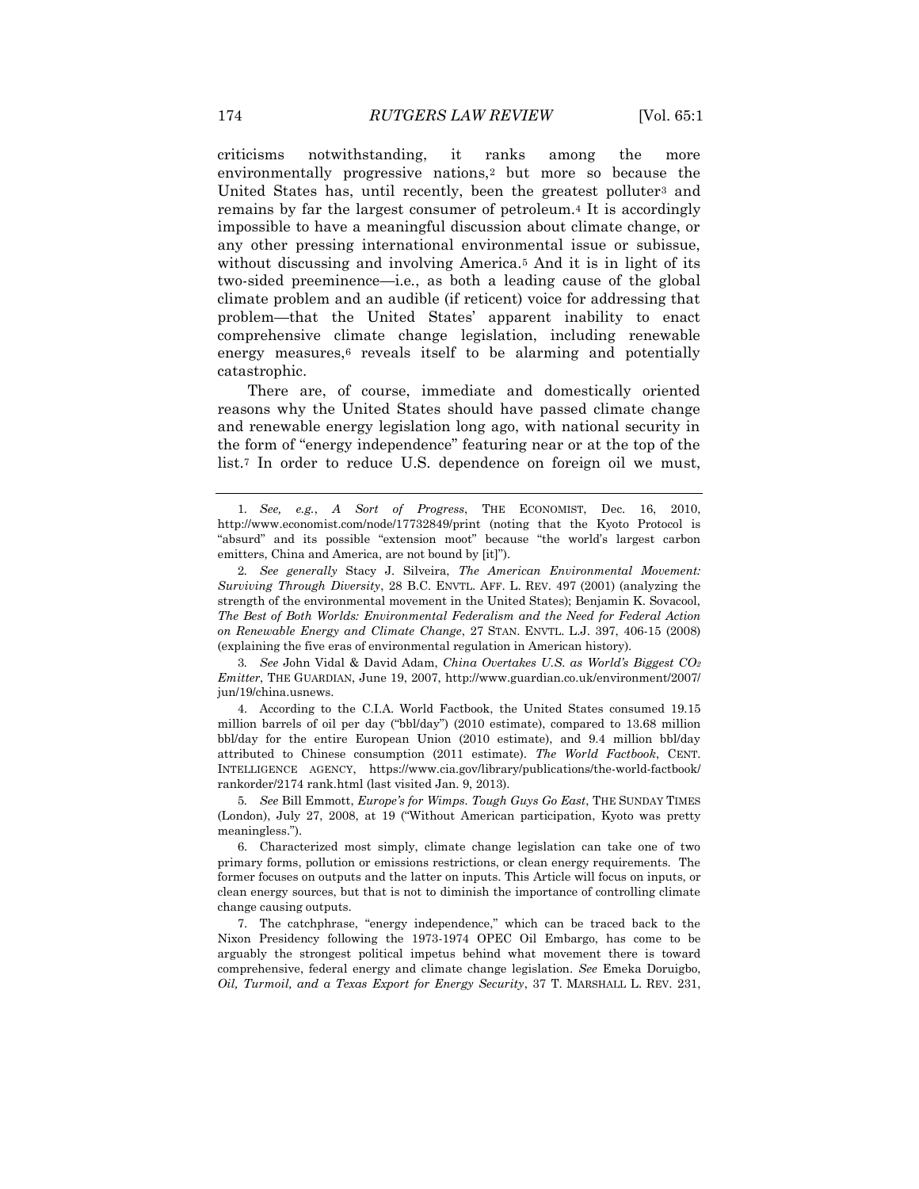criticisms notwithstanding, it ranks among the more environmentally progressive nations,[2] but more so because the United States has, until recently, been the greatest polluter[3] and remains by far the largest consumer of petroleum.[4] It is accordingly impossible to have a meaningful discussion about climate change, or any other pressing international environmental issue or subissue, without discussing and involving America.[5] And it is in light of its two-sided preeminence—i.e., as both a leading cause of the global climate problem and an audible (if reticent) voice for addressing that problem—that the United States' apparent inability to enact comprehensive climate change legislation, including renewable energy measures,[6] reveals itself to be alarming and potentially catastrophic.

There are, of course, immediate and domestically oriented reasons why the United States should have passed climate change and renewable energy legislation long ago, with national security in the form of "energy independence" featuring near or at the top of the list.[7] In order to reduce U.S. dependence on foreign oil we must,

---

1. *See, e.g.*, *A Sort of Progress*, THE ECONOMIST, Dec. 16, 2010, http://www.economist.com/node/17732849/print (noting that the Kyoto Protocol is "absurd" and its possible "extension moot" because "the world's largest carbon emitters, China and America, are not bound by [it]").

2. *See generally* Stacy J. Silveira, *The American Environmental Movement: Surviving Through Diversity*, 28 B.C. ENVTL. AFF. L. REV. 497 (2001) (analyzing the strength of the environmental movement in the United States); Benjamin K. Sovacool, *The Best of Both Worlds: Environmental Federalism and the Need for Federal Action on Renewable Energy and Climate Change*, 27 STAN. ENVTL. L.J. 397, 406-15 (2008) (explaining the five eras of environmental regulation in American history).

3. *See* John Vidal & David Adam, *China Overtakes U.S. as World's Biggest $CO_2$ Emitter*, THE GUARDIAN, June 19, 2007, http://www.guardian.co.uk/environment/2007/jun/19/china.usnews.

4. According to the C.I.A. World Factbook, the United States consumed 19.15 million barrels of oil per day ("bbl/day") (2010 estimate), compared to 13.68 million bbl/day for the entire European Union (2010 estimate), and 9.4 million bbl/day attributed to Chinese consumption (2011 estimate). *The World Factbook*, CENT. INTELLIGENCE AGENCY, https://www.cia.gov/library/publications/the-world-factbook/rankorder/2174 rank.html (last visited Jan. 9, 2013).

5. *See* Bill Emmott, *Europe's for Wimps. Tough Guys Go East*, THE SUNDAY TIMES (London), July 27, 2008, at 19 ("Without American participation, Kyoto was pretty meaningless.").

6. Characterized most simply, climate change legislation can take one of two primary forms, pollution or emissions restrictions, or clean energy requirements. The former focuses on outputs and the latter on inputs. This Article will focus on inputs, or clean energy sources, but that is not to diminish the importance of controlling climate change causing outputs.

7. The catchphrase, "energy independence," which can be traced back to the Nixon Presidency following the 1973-1974 OPEC Oil Embargo, has come to be arguably the strongest political impetus behind what movement there is toward comprehensive, federal energy and climate change legislation. *See* Emeka Duruigbo, *Oil, Turmoil, and a Texas Export for Energy Security*, 37 T. MARSHALL L. REV. 231,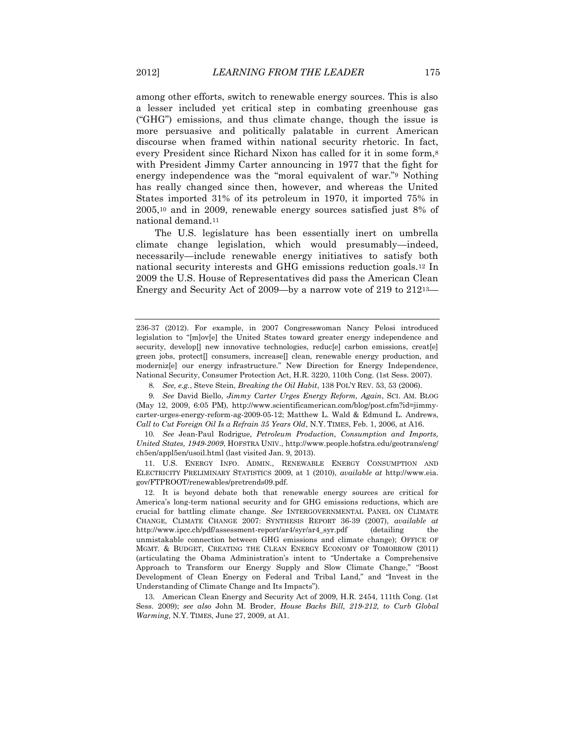among other efforts, switch to renewable energy sources. This is also a lesser included yet critical step in combating greenhouse gas ("GHG") emissions, and thus climate change, though the issue is more persuasive and politically palatable in current American discourse when framed within national security rhetoric. In fact, every President since Richard Nixon has called for it in some form,[8] with President Jimmy Carter announcing in 1977 that the fight for energy independence was the "moral equivalent of war."[9] Nothing has really changed since then, however, and whereas the United States imported 31% of its petroleum in 1970, it imported 75% in 2005,[10] and in 2009, renewable energy sources satisfied just 8% of national demand.[11]

The U.S. legislature has been essentially inert on umbrella climate change legislation, which would presumably—indeed, necessarily—include renewable energy initiatives to satisfy both national security interests and GHG emissions reduction goals.[12] In 2009 the U.S. House of Representatives did pass the American Clean Energy and Security Act of 2009—by a narrow vote of 219 to 212[13]—

---

236-37 (2012). For example, in 2007 Congresswoman Nancy Pelosi introduced legislation to "[m]ov[e] the United States toward greater energy independence and security, develop[] new innovative technologies, reduc[e] carbon emissions, creat[e] green jobs, protect[] consumers, increase[] clean, renewable energy production, and moderniz[e] our energy infrastructure." New Direction for Energy Independence, National Security, Consumer Protection Act, H.R. 3220, 110th Cong. (1st Sess. 2007).

8. *See, e.g.*, Steve Stein, *Breaking the Oil Habit*, 138 POL'Y REV. 53, 53 (2006).

9. *See* David Biello, *Jimmy Carter Urges Energy Reform, Again*, SCI. AM. BLOG (May 12, 2009, 6:05 PM), http://www.scientificamerican.com/blog/post.cfm?id=jimmy-carter-urges-energy-reform-ag-2009-05-12; Matthew L. Wald & Edmund L. Andrews, *Call to Cut Foreign Oil Is a Refrain 35 Years Old*, N.Y. TIMES, Feb. 1, 2006, at A16.

10. *See* Jean-Paul Rodrigue, *Petroleum Production, Consumption and Imports, United States, 1949-2009*, HOFSTRA UNIV., http://www.people.hofstra.edu/geotrans/eng/ch5en/appl5en/usoil.html (last visited Jan. 9, 2013).

11. U.S. ENERGY INFO. ADMIN., RENEWABLE ENERGY CONSUMPTION AND ELECTRICITY PRELIMINARY STATISTICS 2009, at 1 (2010), *available at* http://www.eia.gov/FTPROOT/renewables/pretrends09.pdf.

12. It is beyond debate both that renewable energy sources are critical for America's long-term national security and for GHG emissions reductions, which are crucial for battling climate change. *See* INTERGOVERNMENTAL PANEL ON CLIMATE CHANGE, CLIMATE CHANGE 2007: SYNTHESIS REPORT 36-39 (2007), *available at* http://www.ipcc.ch/pdf/assessment-report/ar4/syr/ar4_syr.pdf (detailing the unmistakable connection between GHG emissions and climate change); OFFICE OF MGMT. & BUDGET, CREATING THE CLEAN ENERGY ECONOMY OF TOMORROW (2011) (articulating the Obama Administration's intent to "Undertake a Comprehensive Approach to Transform our Energy Supply and Slow Climate Change," "Boost Development of Clean Energy on Federal and Tribal Land," and "Invest in the Understanding of Climate Change and Its Impacts").

13. American Clean Energy and Security Act of 2009, H.R. 2454, 111th Cong. (1st Sess. 2009); *see also* John M. Broder, *House Backs Bill, 219-212, to Curb Global Warming*, N.Y. TIMES, June 27, 2009, at A1.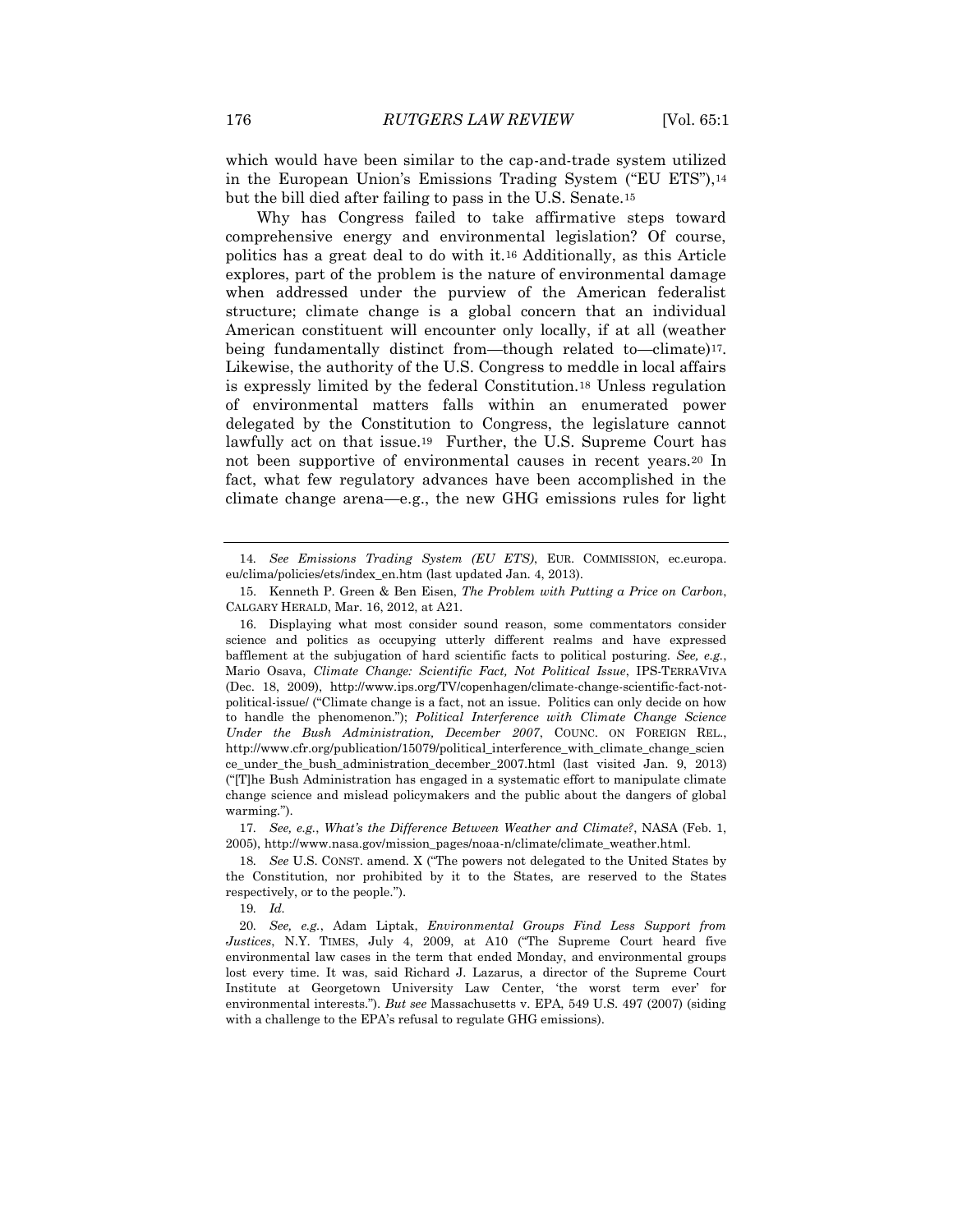which would have been similar to the cap-and-trade system utilized in the European Union's Emissions Trading System ("EU ETS"),[14] but the bill died after failing to pass in the U.S. Senate.[15]

Why has Congress failed to take affirmative steps toward comprehensive energy and environmental legislation? Of course, politics has a great deal to do with it.[16] Additionally, as this Article explores, part of the problem is the nature of environmental damage when addressed under the purview of the American federalist structure; climate change is a global concern that an individual American constituent will encounter only locally, if at all (weather being fundamentally distinct from—though related to—climate)[17]. Likewise, the authority of the U.S. Congress to meddle in local affairs is expressly limited by the federal Constitution.[18] Unless regulation of environmental matters falls within an enumerated power delegated by the Constitution to Congress, the legislature cannot lawfully act on that issue.[19] Further, the U.S. Supreme Court has not been supportive of environmental causes in recent years.[20] In fact, what few regulatory advances have been accomplished in the climate change arena—e.g., the new GHG emissions rules for light

---

14. *See Emissions Trading System (EU ETS)*, EUR. COMMISSION, ec.europa.eu/clima/policies/ets/index_en.htm (last updated Jan. 4, 2013).

15. Kenneth P. Green & Ben Eisen, *The Problem with Putting a Price on Carbon*, CALGARY HERALD, Mar. 16, 2012, at A21.

16. Displaying what most consider sound reason, some commentators consider science and politics as occupying utterly different realms and have expressed bafflement at the subjugation of hard scientific facts to political posturing. *See, e.g.*, Mario Osava, *Climate Change: Scientific Fact, Not Political Issue*, IPS-TERRAVIVA (Dec. 18, 2009), http://www.ips.org/TV/copenhagen/climate-change-scientific-fact-not-political-issue/ ("Climate change is a fact, not an issue. Politics can only decide on how to handle the phenomenon."); *Political Interference with Climate Change Science Under the Bush Administration, December 2007*, COUNC. ON FOREIGN REL., http://www.cfr.org/publication/15079/political_interference_with_climate_change_science_under_the_bush_administration_december_2007.html (last visited Jan. 9, 2013) ("[T]he Bush Administration has engaged in a systematic effort to manipulate climate change science and mislead policymakers and the public about the dangers of global warming.").

17. *See, e.g.*, *What's the Difference Between Weather and Climate?*, NASA (Feb. 1, 2005), http://www.nasa.gov/mission_pages/noaa-n/climate/climate_weather.html.

18. *See* U.S. CONST. amend. X ("The powers not delegated to the United States by the Constitution, nor prohibited by it to the States, are reserved to the States respectively, or to the people.").

19. *Id.*

20. *See, e.g.*, Adam Liptak, *Environmental Groups Find Less Support from Justices*, N.Y. TIMES, July 4, 2009, at A10 ("The Supreme Court heard five environmental law cases in the term that ended Monday, and environmental groups lost every time. It was, said Richard J. Lazarus, a director of the Supreme Court Institute at Georgetown University Law Center, 'the worst term ever' for environmental interests."). *But see* Massachusetts v. EPA, 549 U.S. 497 (2007) (siding with a challenge to the EPA's refusal to regulate GHG emissions).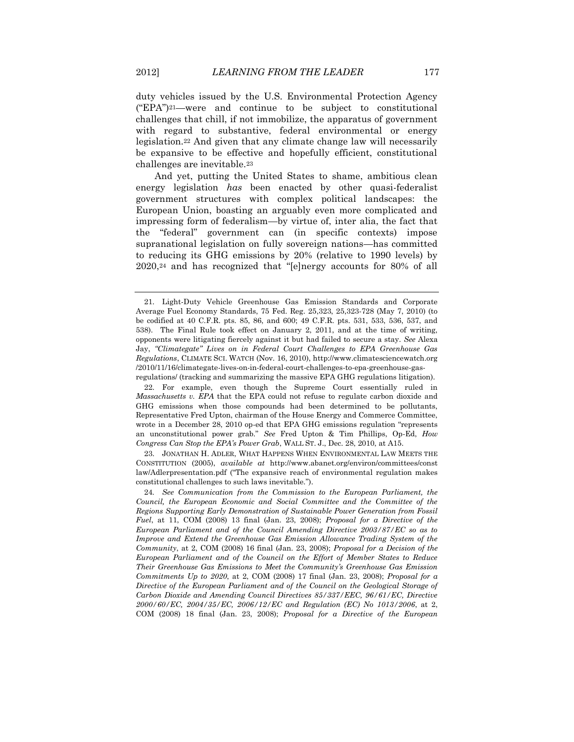duty vehicles issued by the U.S. Environmental Protection Agency ("EPA")[21]—were and continue to be subject to constitutional challenges that chill, if not immobilize, the apparatus of government with regard to substantive, federal environmental or energy legislation.[22] And given that any climate change law will necessarily be expansive to be effective and hopefully efficient, constitutional challenges are inevitable.[23]

And yet, putting the United States to shame, ambitious clean energy legislation *has* been enacted by other quasi-federalist government structures with complex political landscapes: the European Union, boasting an arguably even more complicated and impressing form of federalism—by virtue of, inter alia, the fact that the "federal" government can (in specific contexts) impose supranational legislation on fully sovereign nations—has committed to reducing its GHG emissions by 20% (relative to 1990 levels) by 2020,[24] and has recognized that "[e]nergy accounts for 80% of all

---

21. Light-Duty Vehicle Greenhouse Gas Emission Standards and Corporate Average Fuel Economy Standards, 75 Fed. Reg. 25,323, 25,323-728 (May 7, 2010) (to be codified at 40 C.F.R. pts. 85, 86, and 600; 49 C.F.R. pts. 531, 533, 536, 537, and 538). The Final Rule took effect on January 2, 2011, and at the time of writing, opponents were litigating fiercely against it but had failed to secure a stay. *See* Alexa Jay, *"Climategate" Lives on in Federal Court Challenges to EPA Greenhouse Gas Regulations*, CLIMATE SCI. WATCH (Nov. 16, 2010), http://www.climatesciencewatch.org/2010/11/16/climategate-lives-on-in-federal-court-challenges-to-epa-greenhouse-gas-regulations/ (tracking and summarizing the massive EPA GHG regulations litigation).

22. For example, even though the Supreme Court essentially ruled in *Massachusetts v. EPA* that the EPA could not refuse to regulate carbon dioxide and GHG emissions when those compounds had been determined to be pollutants, Representative Fred Upton, chairman of the House Energy and Commerce Committee, wrote in a December 28, 2010 op-ed that EPA GHG emissions regulation "represents an unconstitutional power grab." *See* Fred Upton & Tim Phillips, Op-Ed, *How Congress Can Stop the EPA's Power Grab*, WALL ST. J., Dec. 28, 2010, at A15.

23. JONATHAN H. ADLER, WHAT HAPPENS WHEN ENVIRONMENTAL LAW MEETS THE CONSTITUTION (2005), *available at* http://www.abanet.org/environ/committees/constlaw/Adlerpresentation.pdf ("The expansive reach of environmental regulation makes constitutional challenges to such laws inevitable.").

24. *See Communication from the Commission to the European Parliament, the Council, the European Economic and Social Committee and the Committee of the Regions Supporting Early Demonstration of Sustainable Power Generation from Fossil Fuel*, at 11, COM (2008) 13 final (Jan. 23, 2008); *Proposal for a Directive of the European Parliament and of the Council Amending Directive 2003/87/EC so as to Improve and Extend the Greenhouse Gas Emission Allowance Trading System of the Community*, at 2, COM (2008) 16 final (Jan. 23, 2008); *Proposal for a Decision of the European Parliament and of the Council on the Effort of Member States to Reduce Their Greenhouse Gas Emissions to Meet the Community's Greenhouse Gas Emission Commitments Up to 2020*, at 2, COM (2008) 17 final (Jan. 23, 2008); *Proposal for a Directive of the European Parliament and of the Council on the Geological Storage of Carbon Dioxide and Amending Council Directives 85/337/EEC, 96/61/EC, Directive 2000/60/EC, 2004/35/EC, 2006/12/EC and Regulation (EC) No 1013/2006*, at 2, COM (2008) 18 final (Jan. 23, 2008); *Proposal for a Directive of the European*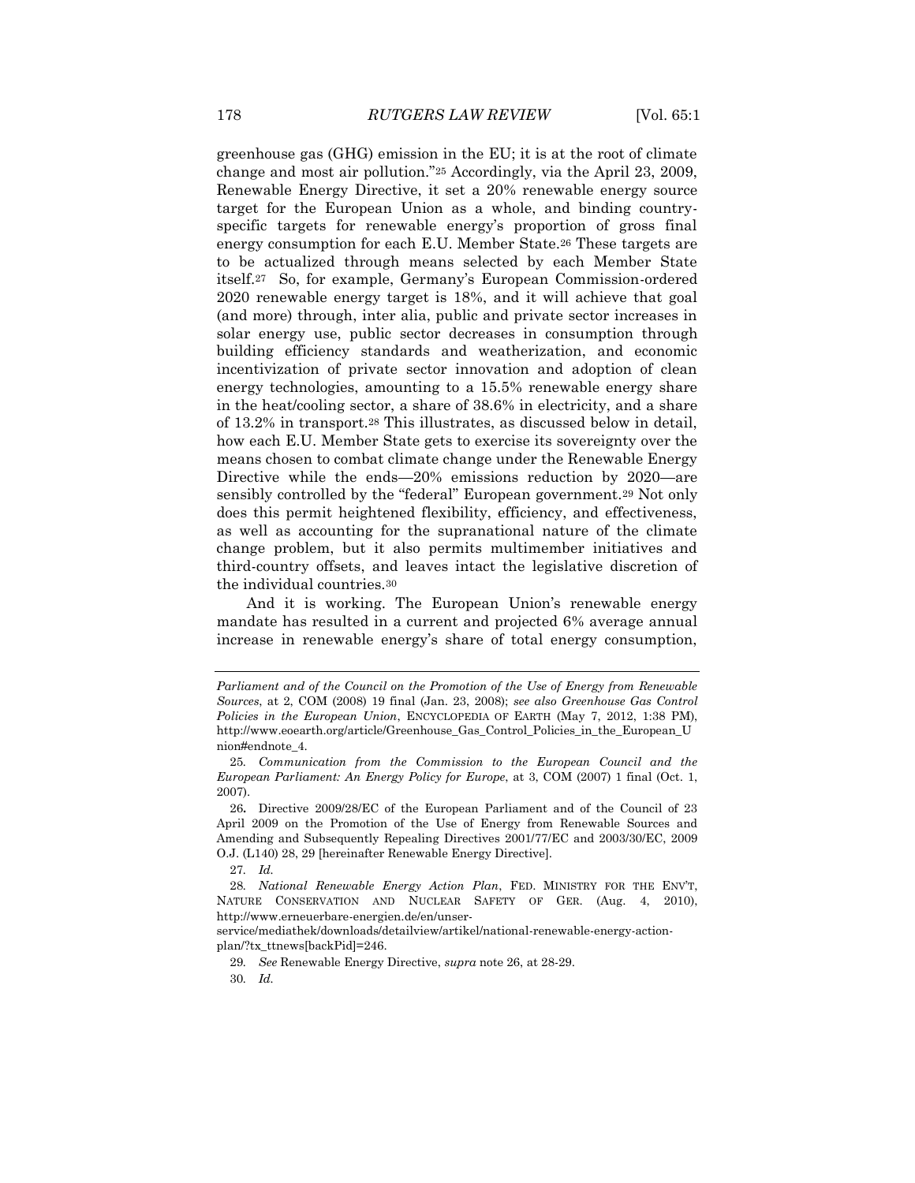greenhouse gas (GHG) emission in the EU; it is at the root of climate change and most air pollution."[25] Accordingly, via the April 23, 2009, Renewable Energy Directive, it set a 20% renewable energy source target for the European Union as a whole, and binding country-specific targets for renewable energy's proportion of gross final energy consumption for each E.U. Member State.[26] These targets are to be actualized through means selected by each Member State itself.[27] So, for example, Germany's European Commission-ordered 2020 renewable energy target is 18%, and it will achieve that goal (and more) through, inter alia, public and private sector increases in solar energy use, public sector decreases in consumption through building efficiency standards and weatherization, and economic incentivization of private sector innovation and adoption of clean energy technologies, amounting to a 15.5% renewable energy share in the heat/cooling sector, a share of 38.6% in electricity, and a share of 13.2% in transport.[28] This illustrates, as discussed below in detail, how each E.U. Member State gets to exercise its sovereignty over the means chosen to combat climate change under the Renewable Energy Directive while the ends—20% emissions reduction by 2020—are sensibly controlled by the "federal" European government.[29] Not only does this permit heightened flexibility, efficiency, and effectiveness, as well as accounting for the supranational nature of the climate change problem, but it also permits multimember initiatives and third-country offsets, and leaves intact the legislative discretion of the individual countries.[30]

And it is working. The European Union's renewable energy mandate has resulted in a current and projected 6% average annual increase in renewable energy's share of total energy consumption,

---

*Parliament and of the Council on the Promotion of the Use of Energy from Renewable Sources*, at 2, COM (2008) 19 final (Jan. 23, 2008); *see also Greenhouse Gas Control Policies in the European Union*, ENCYCLOPEDIA OF EARTH (May 7, 2012, 1:38 PM), http://www.eoearth.org/article/Greenhouse_Gas_Control_Policies_in_the_European_Union#endnote_4.

25. *Communication from the Commission to the European Council and the European Parliament: An Energy Policy for Europe*, at 3, COM (2007) 1 final (Oct. 1, 2007).

26. Directive 2009/28/EC of the European Parliament and of the Council of 23 April 2009 on the Promotion of the Use of Energy from Renewable Sources and Amending and Subsequently Repealing Directives 2001/77/EC and 2003/30/EC, 2009 O.J. (L140) 28, 29 [hereinafter Renewable Energy Directive].

27. *Id.*

28. *National Renewable Energy Action Plan*, FED. MINISTRY FOR THE ENV'T, NATURE CONSERVATION AND NUCLEAR SAFETY OF GER. (Aug. 4, 2010), http://www.erneuerbare-energien.de/en/unser-service/mediathek/downloads/detailview/artikel/national-renewable-energy-action-plan/?tx_ttnews[backPid]=246.

29. *See* Renewable Energy Directive, *supra* note 26, at 28-29.

30. *Id.*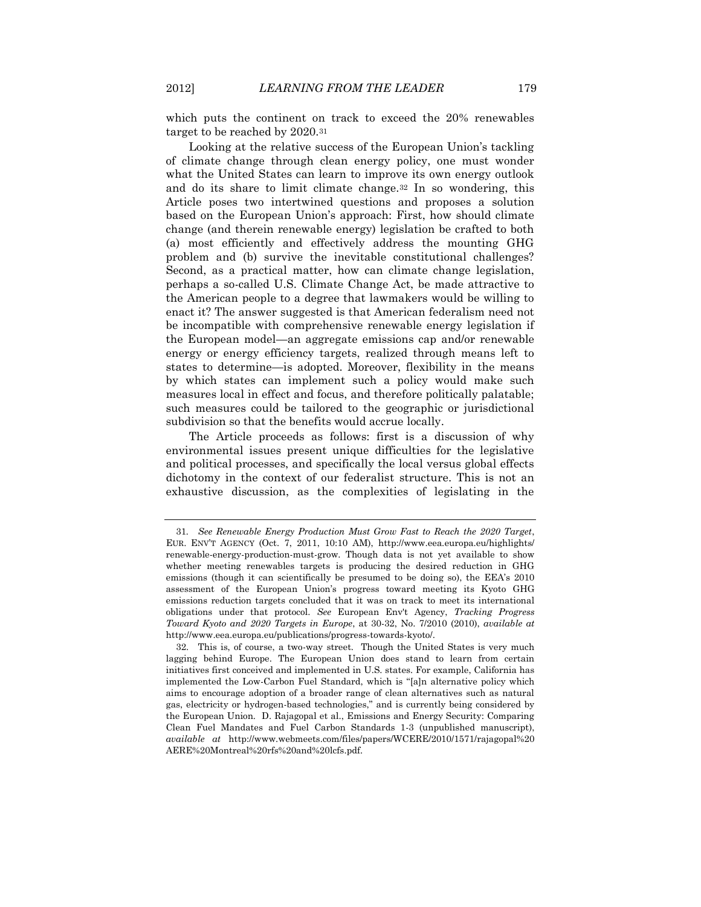which puts the continent on track to exceed the 20% renewables target to be reached by 2020.[31]

Looking at the relative success of the European Union's tackling of climate change through clean energy policy, one must wonder what the United States can learn to improve its own energy outlook and do its share to limit climate change.[32] In so wondering, this Article poses two intertwined questions and proposes a solution based on the European Union's approach: First, how should climate change (and therein renewable energy) legislation be crafted to both (a) most efficiently and effectively address the mounting GHG problem and (b) survive the inevitable constitutional challenges? Second, as a practical matter, how can climate change legislation, perhaps a so-called U.S. Climate Change Act, be made attractive to the American people to a degree that lawmakers would be willing to enact it? The answer suggested is that American federalism need not be incompatible with comprehensive renewable energy legislation if the European model—an aggregate emissions cap and/or renewable energy or energy efficiency targets, realized through means left to states to determine—is adopted. Moreover, flexibility in the means by which states can implement such a policy would make such measures local in effect and focus, and therefore politically palatable; such measures could be tailored to the geographic or jurisdictional subdivision so that the benefits would accrue locally.

The Article proceeds as follows: first is a discussion of why environmental issues present unique difficulties for the legislative and political processes, and specifically the local versus global effects dichotomy in the context of our federalist structure. This is not an exhaustive discussion, as the complexities of legislating in the

---

31. *See Renewable Energy Production Must Grow Fast to Reach the 2020 Target*, EUR. ENV'T AGENCY (Oct. 7, 2011, 10:10 AM), http://www.eea.europa.eu/highlights/renewable-energy-production-must-grow. Though data is not yet available to show whether meeting renewables targets is producing the desired reduction in GHG emissions (though it can scientifically be presumed to be doing so), the EEA's 2010 assessment of the European Union's progress toward meeting its Kyoto GHG emissions reduction targets concluded that it was on track to meet its international obligations under that protocol. *See* European Env't Agency, *Tracking Progress Toward Kyoto and 2020 Targets in Europe*, at 30-32, No. 7/2010 (2010), *available at* http://www.eea.europa.eu/publications/progress-towards-kyoto/.

32. This is, of course, a two-way street. Though the United States is very much lagging behind Europe. The European Union does stand to learn from certain initiatives first conceived and implemented in U.S. states. For example, California has implemented the Low-Carbon Fuel Standard, which is "[a]n alternative policy which aims to encourage adoption of a broader range of clean alternatives such as natural gas, electricity or hydrogen-based technologies," and is currently being considered by the European Union. D. Rajagopal et al., Emissions and Energy Security: Comparing Clean Fuel Mandates and Fuel Carbon Standards 1-3 (unpublished manuscript), *available at* http://www.webmeets.com/files/papers/WCERE/2010/1571/rajagopal%20AERE%20Montreal%20rfs%20and%20lcfs.pdf.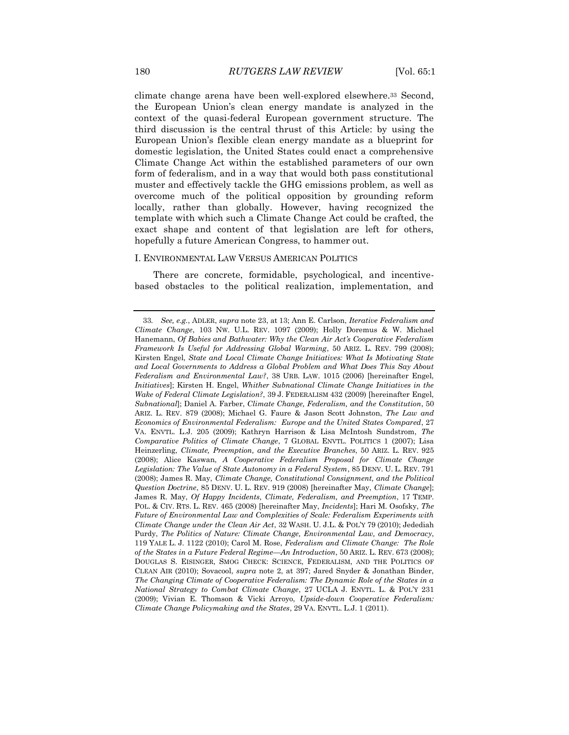climate change arena have been well-explored elsewhere.[33] Second, the European Union's clean energy mandate is analyzed in the context of the quasi-federal European government structure. The third discussion is the central thrust of this Article: by using the European Union's flexible clean energy mandate as a blueprint for domestic legislation, the United States could enact a comprehensive Climate Change Act within the established parameters of our own form of federalism, and in a way that would both pass constitutional muster and effectively tackle the GHG emissions problem, as well as overcome much of the political opposition by grounding reform locally, rather than globally. However, having recognized the template with which such a Climate Change Act could be crafted, the exact shape and content of that legislation are left for others, hopefully a future American Congress, to hammer out.

## I. ENVIRONMENTAL LAW VERSUS AMERICAN POLITICS

There are concrete, formidable, psychological, and incentive-based obstacles to the political realization, implementation, and

---

33. *See, e.g.*, ADLER, *supra* note 23, at 13; Ann E. Carlson, *Iterative Federalism and Climate Change*, 103 NW. U.L. REV. 1097 (2009); Holly Doremus & W. Michael Hanemann, *Of Babies and Bathwater: Why the Clean Air Act's Cooperative Federalism Framework Is Useful for Addressing Global Warming*, 50 ARIZ. L. REV. 799 (2008); Kirsten Engel, *State and Local Climate Change Initiatives: What Is Motivating State and Local Governments to Address a Global Problem and What Does This Say About Federalism and Environmental Law?*, 38 URB. LAW. 1015 (2006) [hereinafter Engel, *Initiatives*]; Kirsten H. Engel, *Whither Subnational Climate Change Initiatives in the Wake of Federal Climate Legislation?*, 39 J. FEDERALISM 432 (2009) [hereinafter Engel, *Subnational*]; Daniel A. Farber, *Climate Change, Federalism, and the Constitution*, 50 ARIZ. L. REV. 879 (2008); Michael G. Faure & Jason Scott Johnston, *The Law and Economics of Environmental Federalism: Europe and the United States Compared*, 27 VA. ENVTL. L.J. 205 (2009); Kathryn Harrison & Lisa McIntosh Sundstrom, *The Comparative Politics of Climate Change*, 7 GLOBAL ENVTL. POLITICS 1 (2007); Lisa Heinzerling, *Climate, Preemption, and the Executive Branches*, 50 ARIZ. L. REV. 925 (2008); Alice Kaswan, *A Cooperative Federalism Proposal for Climate Change Legislation: The Value of State Autonomy in a Federal System*, 85 DENV. U. L. REV. 791 (2008); James R. May, *Climate Change, Constitutional Consignment, and the Political Question Doctrine*, 85 DENV. U. L. REV. 919 (2008) [hereinafter May, *Climate Change*]; James R. May, *Of Happy Incidents, Climate, Federalism, and Preemption*, 17 TEMP. POL. & CIV. RTS. L. REV. 465 (2008) [hereinafter May, *Incidents*]; Hari M. Osofsky, *The Future of Environmental Law and Complexities of Scale: Federalism Experiments with Climate Change under the Clean Air Act*, 32 WASH. U. J.L. & POL'Y 79 (2010); Jedediah Purdy, *The Politics of Nature: Climate Change, Environmental Law, and Democracy*, 119 YALE L. J. 1122 (2010); Carol M. Rose, *Federalism and Climate Change: The Role of the States in a Future Federal Regime—An Introduction*, 50 ARIZ. L. REV. 673 (2008); DOUGLAS S. EISINGER, SMOG CHECK: SCIENCE, FEDERALISM, AND THE POLITICS OF CLEAN AIR (2010); Sovacool, *supra* note 2, at 397; Jared Snyder & Jonathan Binder, *The Changing Climate of Cooperative Federalism: The Dynamic Role of the States in a National Strategy to Combat Climate Change*, 27 UCLA J. ENVTL. L. & POL'Y 231 (2009); Vivian E. Thomson & Vicki Arroyo, *Upside-down Cooperative Federalism: Climate Change Policymaking and the States*, 29 VA. ENVTL. L.J. 1 (2011).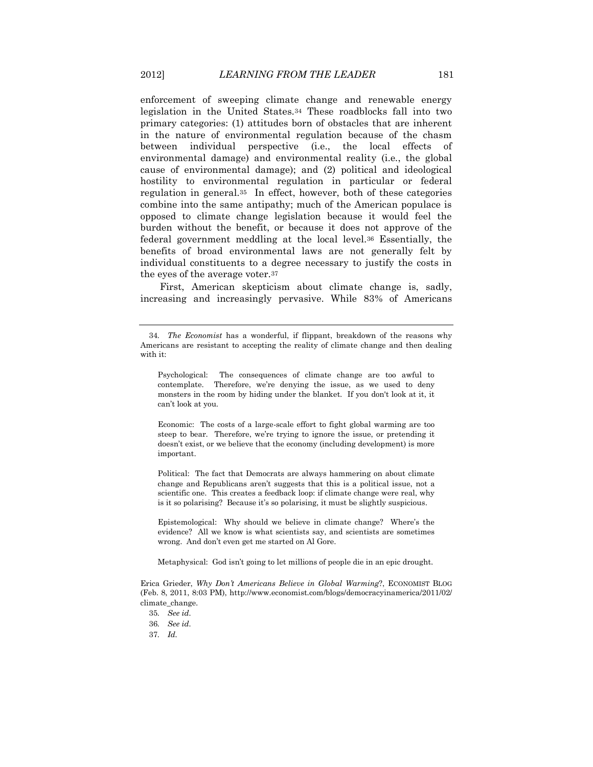enforcement of sweeping climate change and renewable energy legislation in the United States.[34] These roadblocks fall into two primary categories: (1) attitudes born of obstacles that are inherent in the nature of environmental regulation because of the chasm between individual perspective (i.e., the local effects of environmental damage) and environmental reality (i.e., the global cause of environmental damage); and (2) political and ideological hostility to environmental regulation in particular or federal regulation in general.[35] In effect, however, both of these categories combine into the same antipathy; much of the American populace is opposed to climate change legislation because it would feel the burden without the benefit, or because it does not approve of the federal government meddling at the local level.[36] Essentially, the benefits of broad environmental laws are not generally felt by individual constituents to a degree necessary to justify the costs in the eyes of the average voter.[37]

First, American skepticism about climate change is, sadly, increasing and increasingly pervasive. While 83% of Americans

---

34. *The Economist* has a wonderful, if flippant, breakdown of the reasons why Americans are resistant to accepting the reality of climate change and then dealing with it:

> Psychological: The consequences of climate change are too awful to contemplate. Therefore, we're denying the issue, as we used to deny monsters in the room by hiding under the blanket. If you don't look at it, it can't look at you.
>
> Economic: The costs of a large-scale effort to fight global warming are too steep to bear. Therefore, we're trying to ignore the issue, or pretending it doesn't exist, or we believe that the economy (including development) is more important.
>
> Political: The fact that Democrats are always hammering on about climate change and Republicans aren't suggests that this is a political issue, not a scientific one. This creates a feedback loop: if climate change were real, why is it so polarising? Because it's so polarising, it must be slightly suspicious.
>
> Epistemological: Why should we believe in climate change? Where's the evidence? All we know is what scientists say, and scientists are sometimes wrong. And don't even get me started on Al Gore.
>
> Metaphysical: God isn't going to let millions of people die in an epic drought.

Erica Grieder, *Why Don't Americans Believe in Global Warming*?, ECONOMIST BLOG (Feb. 8, 2011, 8:03 PM), http://www.economist.com/blogs/democracyinamerica/2011/02/climate_change.

35. *See id.*

36. *See id.*

37. *Id.*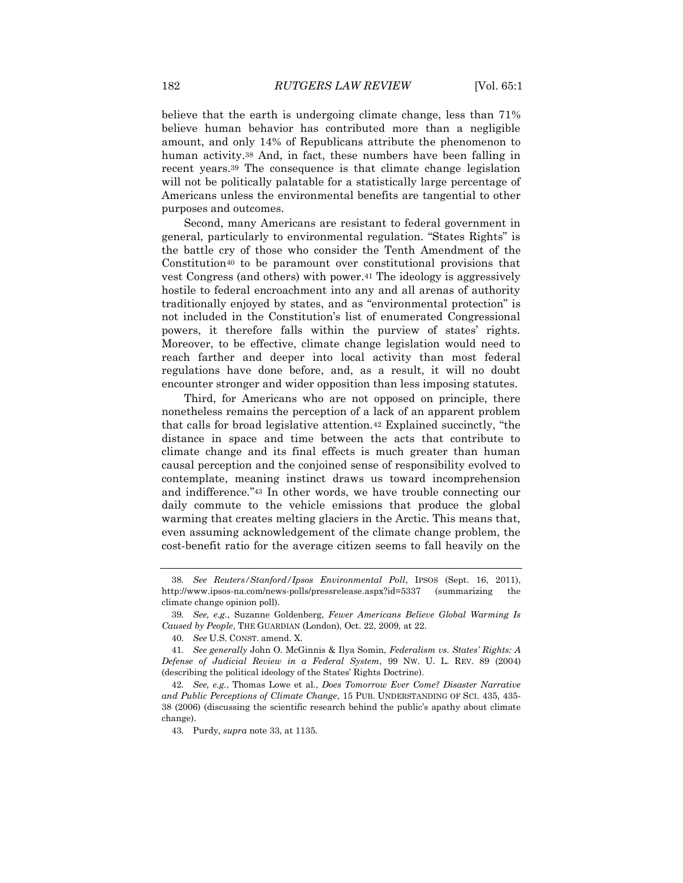believe that the earth is undergoing climate change, less than 71% believe human behavior has contributed more than a negligible amount, and only 14% of Republicans attribute the phenomenon to human activity.[38] And, in fact, these numbers have been falling in recent years.[39] The consequence is that climate change legislation will not be politically palatable for a statistically large percentage of Americans unless the environmental benefits are tangential to other purposes and outcomes.

Second, many Americans are resistant to federal government in general, particularly to environmental regulation. "States Rights" is the battle cry of those who consider the Tenth Amendment of the Constitution[40] to be paramount over constitutional provisions that vest Congress (and others) with power.[41] The ideology is aggressively hostile to federal encroachment into any and all arenas of authority traditionally enjoyed by states, and as "environmental protection" is not included in the Constitution's list of enumerated Congressional powers, it therefore falls within the purview of states' rights. Moreover, to be effective, climate change legislation would need to reach farther and deeper into local activity than most federal regulations have done before, and, as a result, it will no doubt encounter stronger and wider opposition than less imposing statutes.

Third, for Americans who are not opposed on principle, there nonetheless remains the perception of a lack of an apparent problem that calls for broad legislative attention.[42] Explained succinctly, "the distance in space and time between the acts that contribute to climate change and its final effects is much greater than human causal perception and the conjoined sense of responsibility evolved to contemplate, meaning instinct draws us toward incomprehension and indifference."[43] In other words, we have trouble connecting our daily commute to the vehicle emissions that produce the global warming that creates melting glaciers in the Arctic. This means that, even assuming acknowledgement of the climate change problem, the cost-benefit ratio for the average citizen seems to fall heavily on the

---

38. *See Reuters/Stanford/Ipsos Environmental Poll*, IPSOS (Sept. 16, 2011), http://www.ipsos-na.com/news-polls/pressrelease.aspx?id=5337 (summarizing the climate change opinion poll).

39. *See, e.g.*, Suzanne Goldenberg, *Fewer Americans Believe Global Warming Is Caused by People*, THE GUARDIAN (London), Oct. 22, 2009, at 22.

40. *See* U.S. CONST. amend. X.

41. *See generally* John O. McGinnis & Ilya Somin, *Federalism vs. States' Rights: A Defense of Judicial Review in a Federal System*, 99 NW. U. L. REV. 89 (2004) (describing the political ideology of the States' Rights Doctrine).

42. *See, e.g.*, Thomas Lowe et al., *Does Tomorrow Ever Come? Disaster Narrative and Public Perceptions of Climate Change*, 15 PUB. UNDERSTANDING OF SCI. 435, 435-38 (2006) (discussing the scientific research behind the public's apathy about climate change).

43. Purdy, *supra* note 33, at 1135.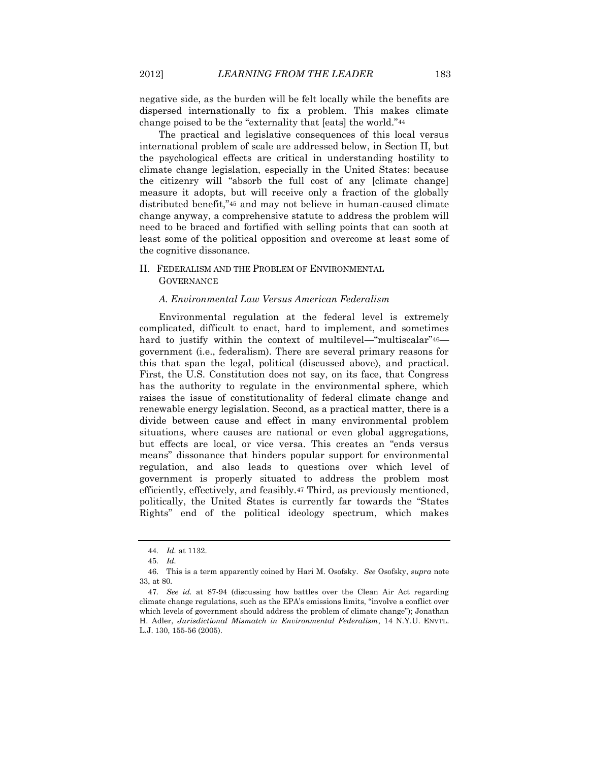negative side, as the burden will be felt locally while the benefits are dispersed internationally to fix a problem. This makes climate change poised to be the "externality that [eats] the world."[44]

The practical and legislative consequences of this local versus international problem of scale are addressed below, in Section II, but the psychological effects are critical in understanding hostility to climate change legislation, especially in the United States: because the citizenry will "absorb the full cost of any [climate change] measure it adopts, but will receive only a fraction of the globally distributed benefit,"[45] and may not believe in human-caused climate change anyway, a comprehensive statute to address the problem will need to be braced and fortified with selling points that can sooth at least some of the political opposition and overcome at least some of the cognitive dissonance.

## II. FEDERALISM AND THE PROBLEM OF ENVIRONMENTAL GOVERNANCE

### *A. Environmental Law Versus American Federalism*

Environmental regulation at the federal level is extremely complicated, difficult to enact, hard to implement, and sometimes hard to justify within the context of multilevel—"multiscalar"[46]—government (i.e., federalism). There are several primary reasons for this that span the legal, political (discussed above), and practical. First, the U.S. Constitution does not say, on its face, that Congress has the authority to regulate in the environmental sphere, which raises the issue of constitutionality of federal climate change and renewable energy legislation. Second, as a practical matter, there is a divide between cause and effect in many environmental problem situations, where causes are national or even global aggregations, but effects are local, or vice versa. This creates an "ends versus means" dissonance that hinders popular support for environmental regulation, and also leads to questions over which level of government is properly situated to address the problem most efficiently, effectively, and feasibly.[47] Third, as previously mentioned, politically, the United States is currently far towards the "States Rights" end of the political ideology spectrum, which makes

---

44. *Id.* at 1132.

45. *Id.*

46. This is a term apparently coined by Hari M. Osofsky. *See* Osofsky, *supra* note 33, at 80.

47. *See id.* at 87-94 (discussing how battles over the Clean Air Act regarding climate change regulations, such as the EPA's emissions limits, "involve a conflict over which levels of government should address the problem of climate change"); Jonathan H. Adler, *Jurisdictional Mismatch in Environmental Federalism*, 14 N.Y.U. ENVTL. L.J. 130, 155-56 (2005).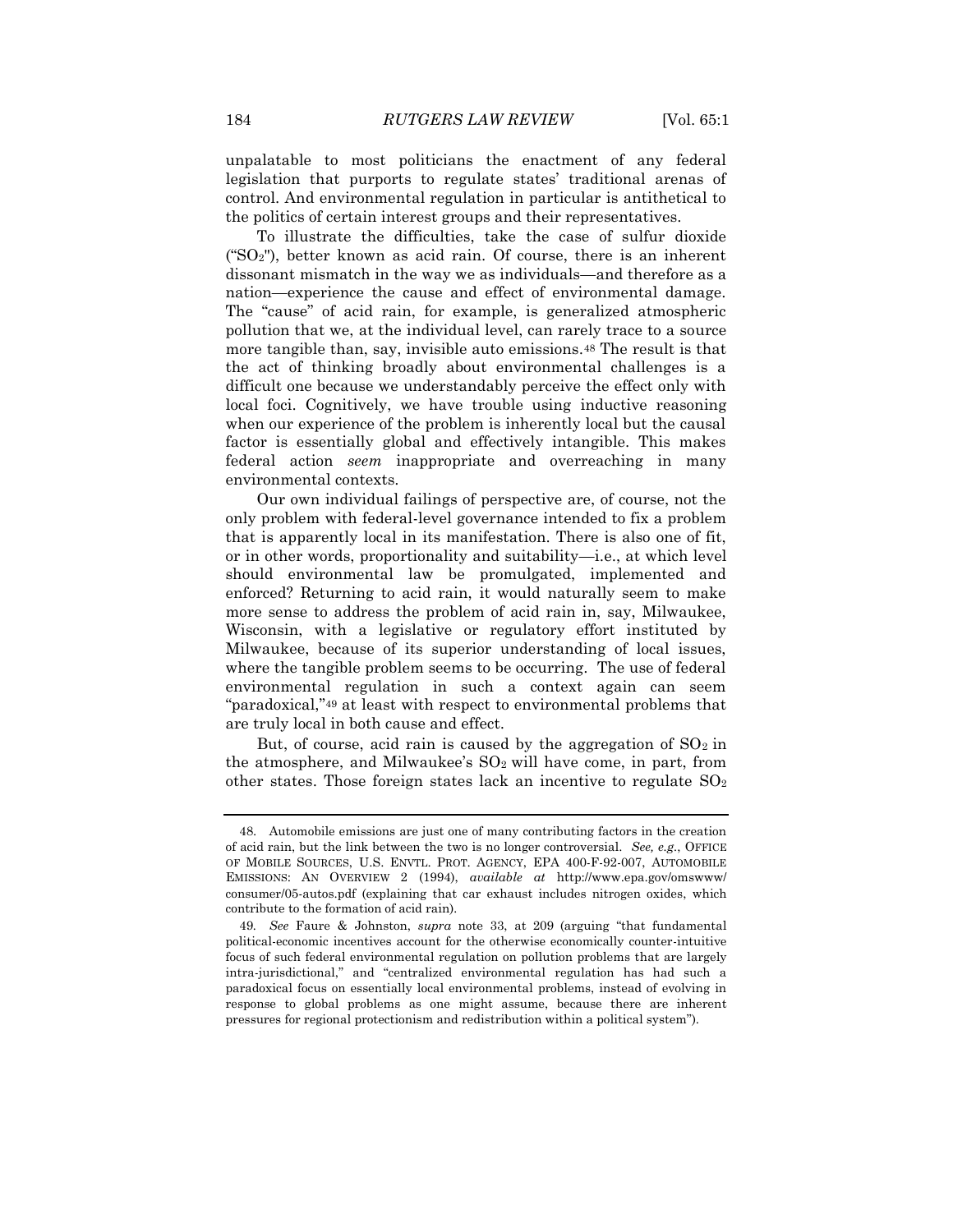unpalatable to most politicians the enactment of any federal legislation that purports to regulate states' traditional arenas of control. And environmental regulation in particular is antithetical to the politics of certain interest groups and their representatives.

To illustrate the difficulties, take the case of sulfur dioxide ("$SO_2$"), better known as acid rain. Of course, there is an inherent dissonant mismatch in the way we as individuals—and therefore as a nation—experience the cause and effect of environmental damage. The "cause" of acid rain, for example, is generalized atmospheric pollution that we, at the individual level, can rarely trace to a source more tangible than, say, invisible auto emissions.[48] The result is that the act of thinking broadly about environmental challenges is a difficult one because we understandably perceive the effect only with local foci. Cognitively, we have trouble using inductive reasoning when our experience of the problem is inherently local but the causal factor is essentially global and effectively intangible. This makes federal action *seem* inappropriate and overreaching in many environmental contexts.

Our own individual failings of perspective are, of course, not the only problem with federal-level governance intended to fix a problem that is apparently local in its manifestation. There is also one of fit, or in other words, proportionality and suitability—i.e., at which level should environmental law be promulgated, implemented and enforced? Returning to acid rain, it would naturally seem to make more sense to address the problem of acid rain in, say, Milwaukee, Wisconsin, with a legislative or regulatory effort instituted by Milwaukee, because of its superior understanding of local issues, where the tangible problem seems to be occurring. The use of federal environmental regulation in such a context again can seem "paradoxical,"[49] at least with respect to environmental problems that are truly local in both cause and effect.

But, of course, acid rain is caused by the aggregation of $SO_2$ in the atmosphere, and Milwaukee's $SO_2$ will have come, in part, from other states. Those foreign states lack an incentive to regulate $SO_2$

---

48. Automobile emissions are just one of many contributing factors in the creation of acid rain, but the link between the two is no longer controversial. *See, e.g.*, OFFICE OF MOBILE SOURCES, U.S. ENVTL. PROT. AGENCY, EPA 400-F-92-007, AUTOMOBILE EMISSIONS: AN OVERVIEW 2 (1994), *available at* http://www.epa.gov/omswww/consumer/05-autos.pdf (explaining that car exhaust includes nitrogen oxides, which contribute to the formation of acid rain).

49. *See* Faure & Johnston, *supra* note 33, at 209 (arguing "that fundamental political-economic incentives account for the otherwise economically counter-intuitive focus of such federal environmental regulation on pollution problems that are largely intra-jurisdictional," and "centralized environmental regulation has had such a paradoxical focus on essentially local environmental problems, instead of evolving in response to global problems as one might assume, because there are inherent pressures for regional protectionism and redistribution within a political system").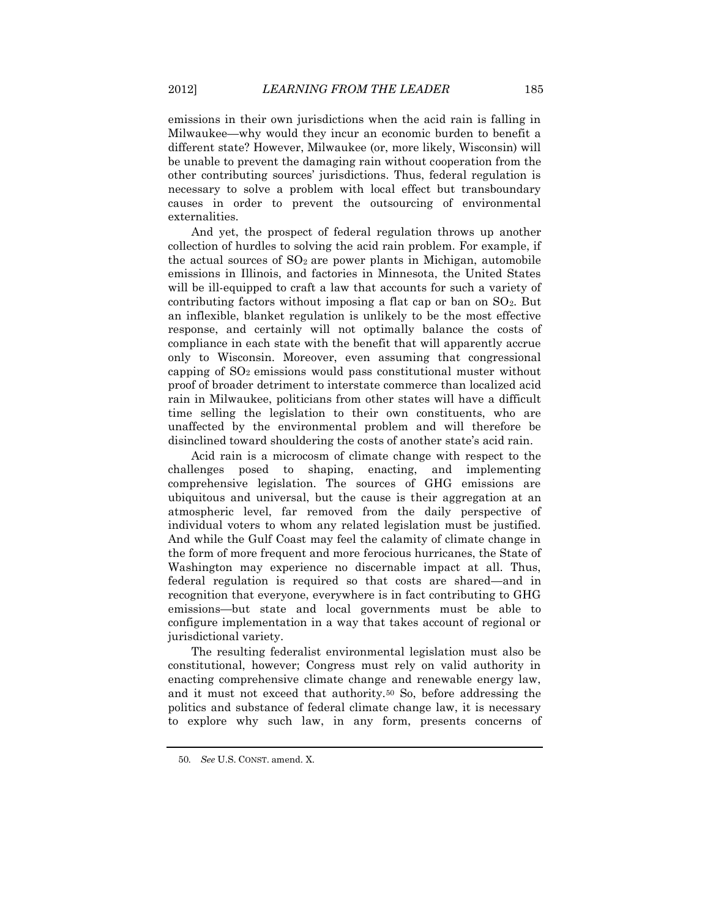emissions in their own jurisdictions when the acid rain is falling in Milwaukee—why would they incur an economic burden to benefit a different state? However, Milwaukee (or, more likely, Wisconsin) will be unable to prevent the damaging rain without cooperation from the other contributing sources' jurisdictions. Thus, federal regulation is necessary to solve a problem with local effect but transboundary causes in order to prevent the outsourcing of environmental externalities.

And yet, the prospect of federal regulation throws up another collection of hurdles to solving the acid rain problem. For example, if the actual sources of $SO_2$ are power plants in Michigan, automobile emissions in Illinois, and factories in Minnesota, the United States will be ill-equipped to craft a law that accounts for such a variety of contributing factors without imposing a flat cap or ban on $SO_2$. But an inflexible, blanket regulation is unlikely to be the most effective response, and certainly will not optimally balance the costs of compliance in each state with the benefit that will apparently accrue only to Wisconsin. Moreover, even assuming that congressional capping of $SO_2$ emissions would pass constitutional muster without proof of broader detriment to interstate commerce than localized acid rain in Milwaukee, politicians from other states will have a difficult time selling the legislation to their own constituents, who are unaffected by the environmental problem and will therefore be disinclined toward shouldering the costs of another state's acid rain.

Acid rain is a microcosm of climate change with respect to the challenges posed to shaping, enacting, and implementing comprehensive legislation. The sources of GHG emissions are ubiquitous and universal, but the cause is their aggregation at an atmospheric level, far removed from the daily perspective of individual voters to whom any related legislation must be justified. And while the Gulf Coast may feel the calamity of climate change in the form of more frequent and more ferocious hurricanes, the State of Washington may experience no discernable impact at all. Thus, federal regulation is required so that costs are shared—and in recognition that everyone, everywhere is in fact contributing to GHG emissions—but state and local governments must be able to configure implementation in a way that takes account of regional or jurisdictional variety.

The resulting federalist environmental legislation must also be constitutional, however; Congress must rely on valid authority in enacting comprehensive climate change and renewable energy law, and it must not exceed that authority.[50] So, before addressing the politics and substance of federal climate change law, it is necessary to explore why such law, in any form, presents concerns of

---

50. *See* U.S. CONST. amend. X.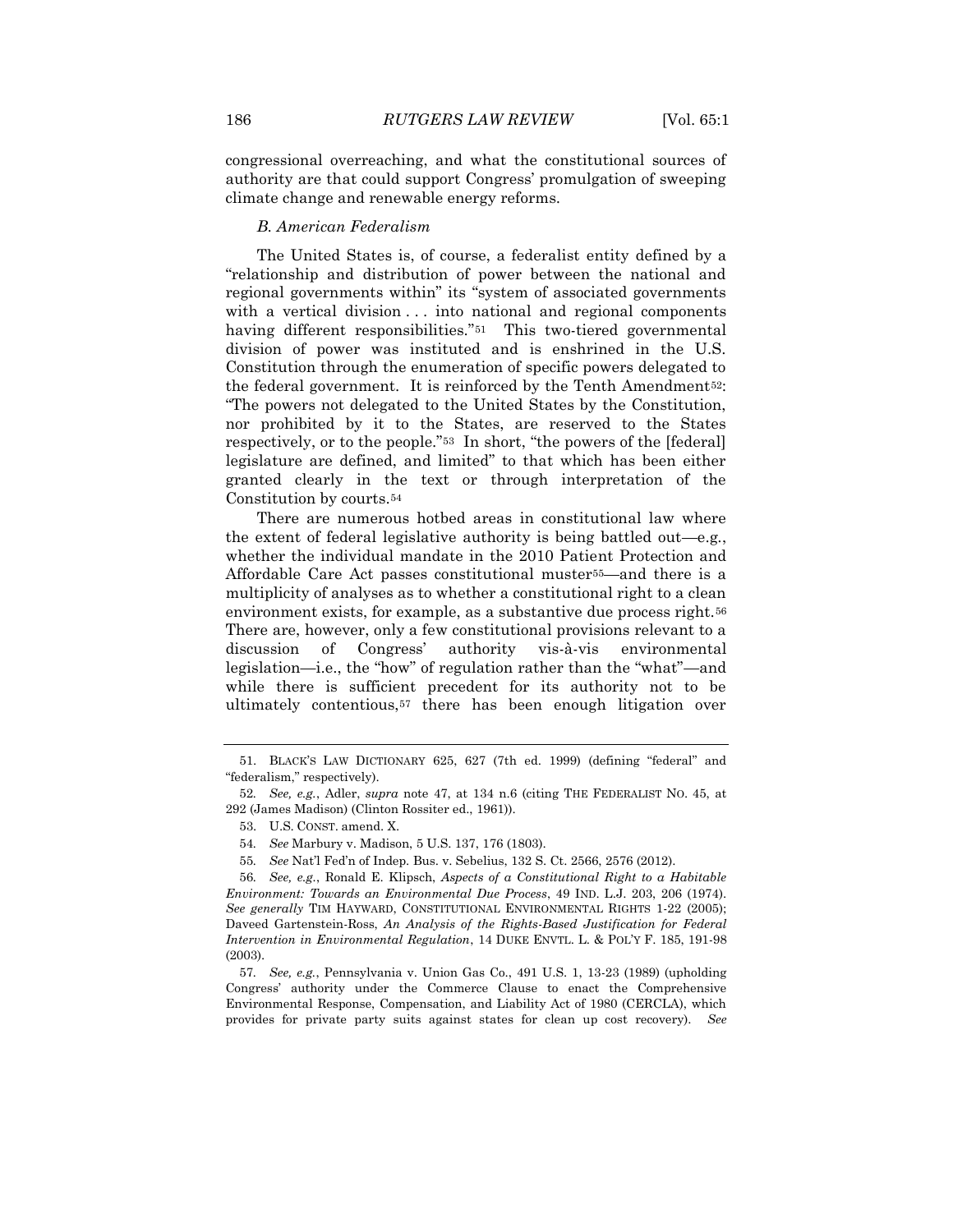congressional overreaching, and what the constitutional sources of authority are that could support Congress' promulgation of sweeping climate change and renewable energy reforms.

### *B. American Federalism*

The United States is, of course, a federalist entity defined by a "relationship and distribution of power between the national and regional governments within" its "system of associated governments with a vertical division . . . into national and regional components having different responsibilities."[51] This two-tiered governmental division of power was instituted and is enshrined in the U.S. Constitution through the enumeration of specific powers delegated to the federal government. It is reinforced by the Tenth Amendment[52]: "The powers not delegated to the United States by the Constitution, nor prohibited by it to the States, are reserved to the States respectively, or to the people."[53] In short, "the powers of the [federal] legislature are defined, and limited" to that which has been either granted clearly in the text or through interpretation of the Constitution by courts.[54]

There are numerous hotbed areas in constitutional law where the extent of federal legislative authority is being battled out—e.g., whether the individual mandate in the 2010 Patient Protection and Affordable Care Act passes constitutional muster[55]—and there is a multiplicity of analyses as to whether a constitutional right to a clean environment exists, for example, as a substantive due process right.[56] There are, however, only a few constitutional provisions relevant to a discussion of Congress' authority vis-à-vis environmental legislation—i.e., the "how" of regulation rather than the "what"—and while there is sufficient precedent for its authority not to be ultimately contentious,[57] there has been enough litigation over

---

51. BLACK'S LAW DICTIONARY 625, 627 (7th ed. 1999) (defining "federal" and "federalism," respectively).

52. *See, e.g.*, Adler, *supra* note 47, at 134 n.6 (citing THE FEDERALIST NO. 45, at 292 (James Madison) (Clinton Rossiter ed., 1961)).

53. U.S. CONST. amend. X.

54. *See* Marbury v. Madison, 5 U.S. 137, 176 (1803).

55. *See* Nat'l Fed'n of Indep. Bus. v. Sebelius, 132 S. Ct. 2566, 2576 (2012).

56. *See, e.g.*, Ronald E. Klipsch, *Aspects of a Constitutional Right to a Habitable Environment: Towards an Environmental Due Process*, 49 IND. L.J. 203, 206 (1974). *See generally* TIM HAYWARD, CONSTITUTIONAL ENVIRONMENTAL RIGHTS 1-22 (2005); Daveed Gartenstein-Ross, *An Analysis of the Rights-Based Justification for Federal Intervention in Environmental Regulation*, 14 DUKE ENVTL. L. & POL'Y F. 185, 191-98 (2003).

57. *See, e.g.*, Pennsylvania v. Union Gas Co., 491 U.S. 1, 13-23 (1989) (upholding Congress' authority under the Commerce Clause to enact the Comprehensive Environmental Response, Compensation, and Liability Act of 1980 (CERCLA), which provides for private party suits against states for clean up cost recovery). *See*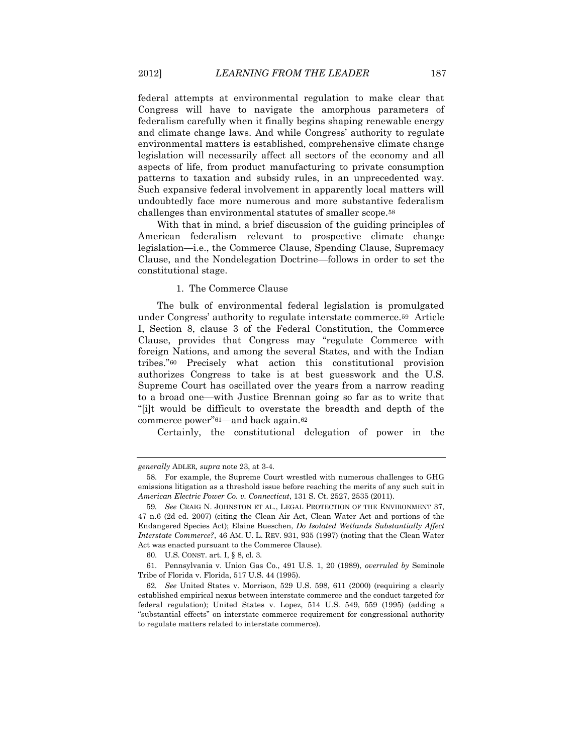federal attempts at environmental regulation to make clear that Congress will have to navigate the amorphous parameters of federalism carefully when it finally begins shaping renewable energy and climate change laws. And while Congress' authority to regulate environmental matters is established, comprehensive climate change legislation will necessarily affect all sectors of the economy and all aspects of life, from product manufacturing to private consumption patterns to taxation and subsidy rules, in an unprecedented way. Such expansive federal involvement in apparently local matters will undoubtedly face more numerous and more substantive federalism challenges than environmental statutes of smaller scope.[58]

With that in mind, a brief discussion of the guiding principles of American federalism relevant to prospective climate change legislation—i.e., the Commerce Clause, Spending Clause, Supremacy Clause, and the Nondelegation Doctrine—follows in order to set the constitutional stage.

#### 1. The Commerce Clause

The bulk of environmental federal legislation is promulgated under Congress' authority to regulate interstate commerce.[59] Article I, Section 8, clause 3 of the Federal Constitution, the Commerce Clause, provides that Congress may "regulate Commerce with foreign Nations, and among the several States, and with the Indian tribes."[60] Precisely what action this constitutional provision authorizes Congress to take is at best guesswork and the U.S. Supreme Court has oscillated over the years from a narrow reading to a broad one—with Justice Brennan going so far as to write that "[i]t would be difficult to overstate the breadth and depth of the commerce power"[61]—and back again.[62]

Certainly, the constitutional delegation of power in the

---

*generally* ADLER, *supra* note 23, at 3-4.

58. For example, the Supreme Court wrestled with numerous challenges to GHG emissions litigation as a threshold issue before reaching the merits of any such suit in *American Electric Power Co. v. Connecticut*, 131 S. Ct. 2527, 2535 (2011).

59. *See* CRAIG N. JOHNSTON ET AL., LEGAL PROTECTION OF THE ENVIRONMENT 37, 47 n.6 (2d ed. 2007) (citing the Clean Air Act, Clean Water Act and portions of the Endangered Species Act); Elaine Bueschen, *Do Isolated Wetlands Substantially Affect Interstate Commerce?*, 46 AM. U. L. REV. 931, 935 (1997) (noting that the Clean Water Act was enacted pursuant to the Commerce Clause).

60. U.S. CONST. art. I, § 8, cl. 3.

61. Pennsylvania v. Union Gas Co., 491 U.S. 1, 20 (1989), *overruled by* Seminole Tribe of Florida v. Florida, 517 U.S. 44 (1995).

62. *See* United States v. Morrison, 529 U.S. 598, 611 (2000) (requiring a clearly established empirical nexus between interstate commerce and the conduct targeted for federal regulation); United States v. Lopez, 514 U.S. 549, 559 (1995) (adding a "substantial effects" on interstate commerce requirement for congressional authority to regulate matters related to interstate commerce).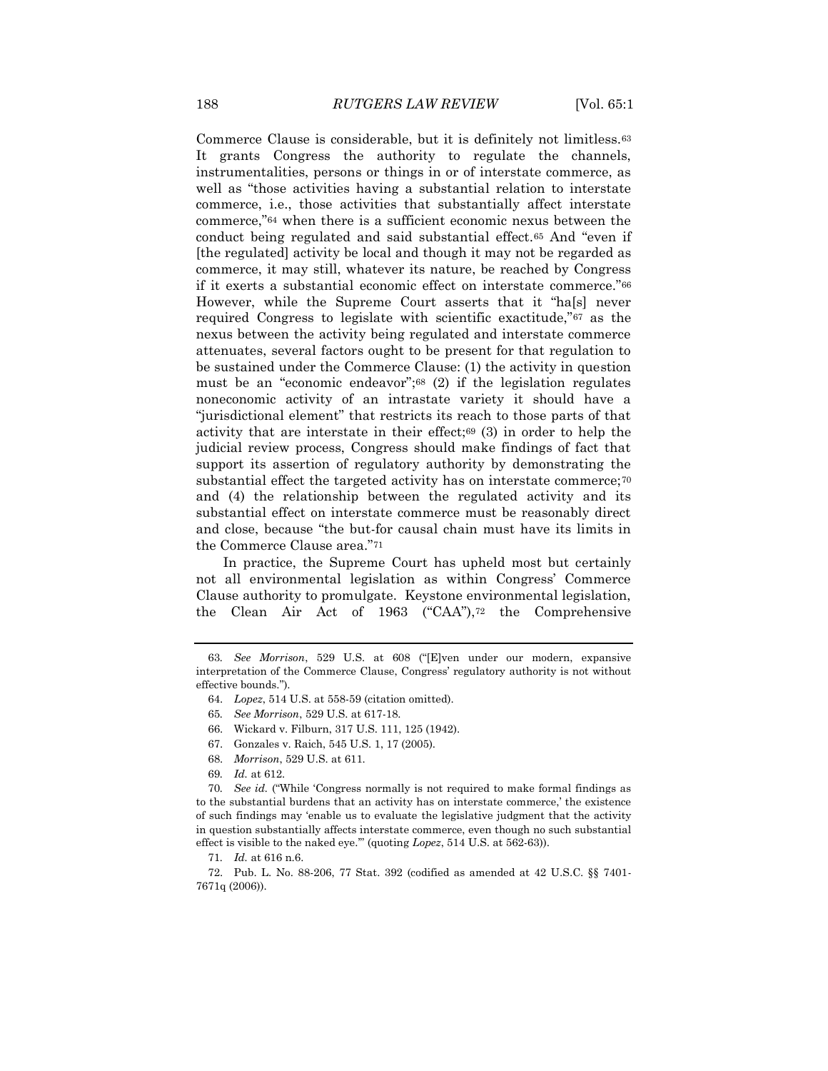Commerce Clause is considerable, but it is definitely not limitless.[63] It grants Congress the authority to regulate the channels, instrumentalities, persons or things in or of interstate commerce, as well as "those activities having a substantial relation to interstate commerce, i.e., those activities that substantially affect interstate commerce,"[64] when there is a sufficient economic nexus between the conduct being regulated and said substantial effect.[65] And "even if [the regulated] activity be local and though it may not be regarded as commerce, it may still, whatever its nature, be reached by Congress if it exerts a substantial economic effect on interstate commerce."[66] However, while the Supreme Court asserts that it "ha[s] never required Congress to legislate with scientific exactitude,"[67] as the nexus between the activity being regulated and interstate commerce attenuates, several factors ought to be present for that regulation to be sustained under the Commerce Clause: (1) the activity in question must be an "economic endeavor";[68] (2) if the legislation regulates noneconomic activity of an intrastate variety it should have a "jurisdictional element" that restricts its reach to those parts of that activity that are interstate in their effect;[69] (3) in order to help the judicial review process, Congress should make findings of fact that support its assertion of regulatory authority by demonstrating the substantial effect the targeted activity has on interstate commerce;[70] and (4) the relationship between the regulated activity and its substantial effect on interstate commerce must be reasonably direct and close, because "the but-for causal chain must have its limits in the Commerce Clause area."[71]

In practice, the Supreme Court has upheld most but certainly not all environmental legislation as within Congress' Commerce Clause authority to promulgate. Keystone environmental legislation, the Clean Air Act of 1963 ("CAA"),[72] the Comprehensive

---

63. *See Morrison*, 529 U.S. at 608 ("[E]ven under our modern, expansive interpretation of the Commerce Clause, Congress' regulatory authority is not without effective bounds.").

64. *Lopez*, 514 U.S. at 558-59 (citation omitted).

65. *See Morrison*, 529 U.S. at 617-18.

66. Wickard v. Filburn, 317 U.S. 111, 125 (1942).

67. Gonzales v. Raich, 545 U.S. 1, 17 (2005).

68. *Morrison*, 529 U.S. at 611.

69. *Id.* at 612.

70. *See id.* ("While 'Congress normally is not required to make formal findings as to the substantial burdens that an activity has on interstate commerce,' the existence of such findings may 'enable us to evaluate the legislative judgment that the activity in question substantially affects interstate commerce, even though no such substantial effect is visible to the naked eye.'" (quoting *Lopez*, 514 U.S. at 562-63)).

71. *Id.* at 616 n.6.

72. Pub. L. No. 88-206, 77 Stat. 392 (codified as amended at 42 U.S.C. §§ 7401-7671q (2006)).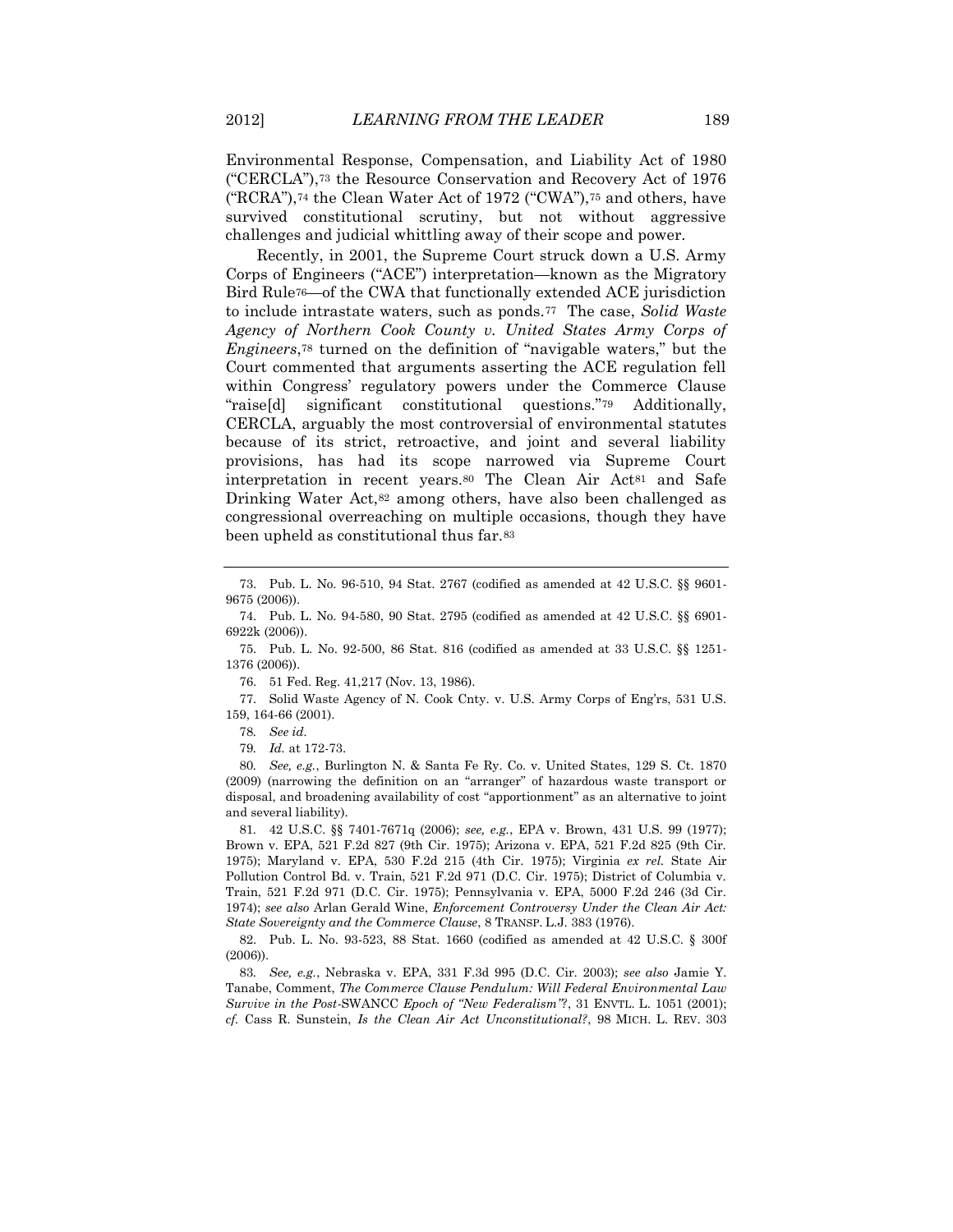Environmental Response, Compensation, and Liability Act of 1980 ("CERCLA"),[73] the Resource Conservation and Recovery Act of 1976 ("RCRA"),[74] the Clean Water Act of 1972 ("CWA"),[75] and others, have survived constitutional scrutiny, but not without aggressive challenges and judicial whittling away of their scope and power.

Recently, in 2001, the Supreme Court struck down a U.S. Army Corps of Engineers ("ACE") interpretation—known as the Migratory Bird Rule[76]—of the CWA that functionally extended ACE jurisdiction to include intrastate waters, such as ponds.[77] The case, *Solid Waste Agency of Northern Cook County v. United States Army Corps of Engineers*,[78] turned on the definition of "navigable waters," but the Court commented that arguments asserting the ACE regulation fell within Congress' regulatory powers under the Commerce Clause "raise[d] significant constitutional questions."[79] Additionally, CERCLA, arguably the most controversial of environmental statutes because of its strict, retroactive, and joint and several liability provisions, has had its scope narrowed via Supreme Court interpretation in recent years.[80] The Clean Air Act[81] and Safe Drinking Water Act,[82] among others, have also been challenged as congressional overreaching on multiple occasions, though they have been upheld as constitutional thus far.[83]

---

73. Pub. L. No. 96-510, 94 Stat. 2767 (codified as amended at 42 U.S.C. §§ 9601-9675 (2006)).

74. Pub. L. No. 94-580, 90 Stat. 2795 (codified as amended at 42 U.S.C. §§ 6901-6922k (2006)).

75. Pub. L. No. 92-500, 86 Stat. 816 (codified as amended at 33 U.S.C. §§ 1251-1376 (2006)).

76. 51 Fed. Reg. 41,217 (Nov. 13, 1986).

77. Solid Waste Agency of N. Cook Cnty. v. U.S. Army Corps of Eng'rs, 531 U.S. 159, 164-66 (2001).

78. *See id.*

79. *Id.* at 172-73.

80. *See, e.g.*, Burlington N. & Santa Fe Ry. Co. v. United States, 129 S. Ct. 1870 (2009) (narrowing the definition on an "arranger" of hazardous waste transport or disposal, and broadening availability of cost "apportionment" as an alternative to joint and several liability).

81. 42 U.S.C. §§ 7401-7671q (2006); *see, e.g.*, EPA v. Brown, 431 U.S. 99 (1977); Brown v. EPA, 521 F.2d 827 (9th Cir. 1975); Arizona v. EPA, 521 F.2d 825 (9th Cir. 1975); Maryland v. EPA, 530 F.2d 215 (4th Cir. 1975); Virginia *ex rel.* State Air Pollution Control Bd. v. Train, 521 F.2d 971 (D.C. Cir. 1975); District of Columbia v. Train, 521 F.2d 971 (D.C. Cir. 1975); Pennsylvania v. EPA, 5000 F.2d 246 (3d Cir. 1974); *see also* Arlan Gerald Wine, *Enforcement Controversy Under the Clean Air Act: State Sovereignty and the Commerce Clause*, 8 TRANSP. L.J. 383 (1976).

82. Pub. L. No. 93-523, 88 Stat. 1660 (codified as amended at 42 U.S.C. § 300f (2006)).

83. *See, e.g.*, Nebraska v. EPA, 331 F.3d 995 (D.C. Cir. 2003); *see also* Jamie Y. Tanabe, Comment, *The Commerce Clause Pendulum: Will Federal Environmental Law Survive in the Post-*SWANCC *Epoch of "New Federalism"?*, 31 ENVTL. L. 1051 (2001); *cf.* Cass R. Sunstein, *Is the Clean Air Act Unconstitutional?*, 98 MICH. L. REV. 303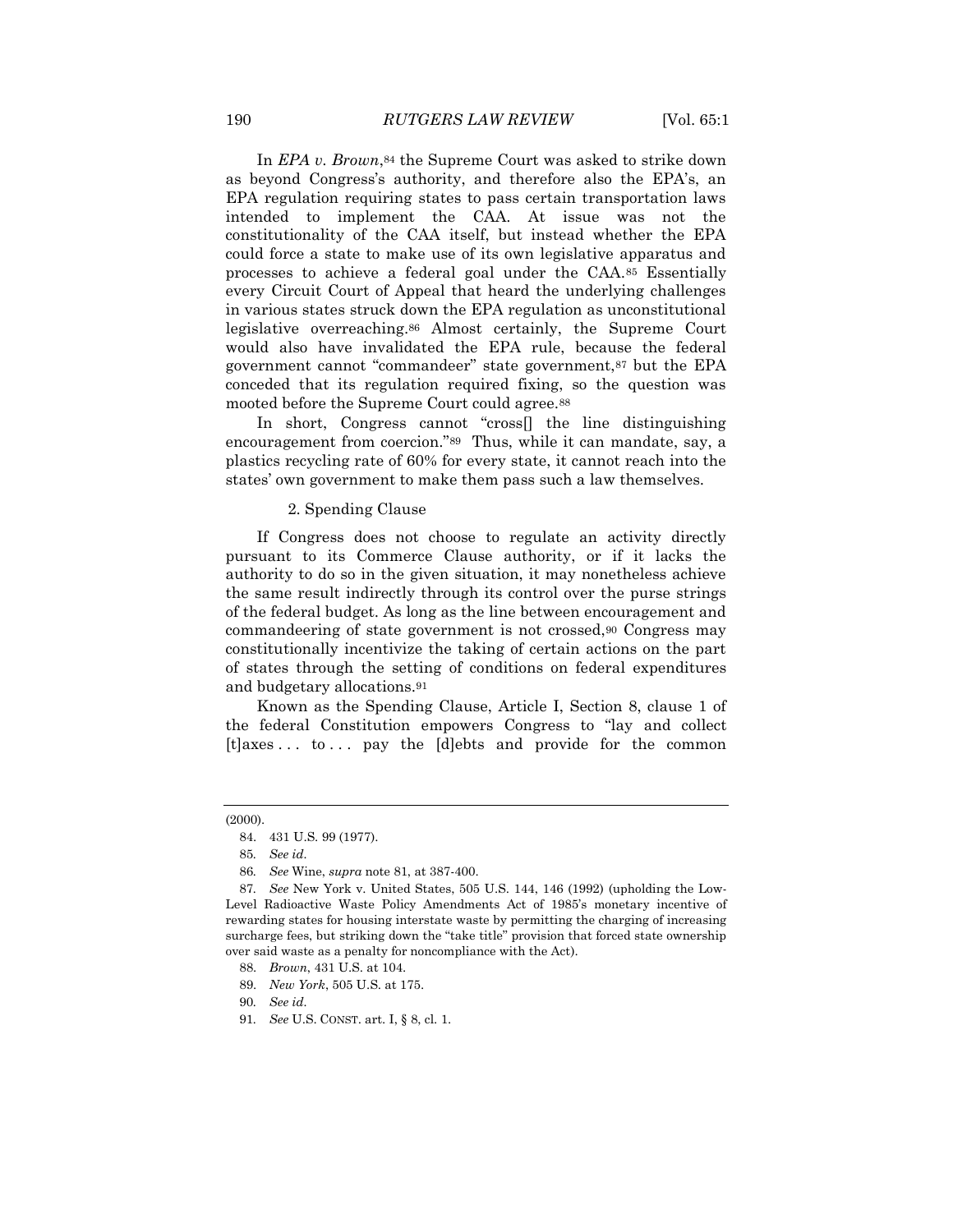In *EPA v. Brown*,[84] the Supreme Court was asked to strike down as beyond Congress's authority, and therefore also the EPA's, an EPA regulation requiring states to pass certain transportation laws intended to implement the CAA. At issue was not the constitutionality of the CAA itself, but instead whether the EPA could force a state to make use of its own legislative apparatus and processes to achieve a federal goal under the CAA.[85] Essentially every Circuit Court of Appeal that heard the underlying challenges in various states struck down the EPA regulation as unconstitutional legislative overreaching.[86] Almost certainly, the Supreme Court would also have invalidated the EPA rule, because the federal government cannot "commandeer" state government,[87] but the EPA conceded that its regulation required fixing, so the question was mooted before the Supreme Court could agree.[88]

In short, Congress cannot "cross[] the line distinguishing encouragement from coercion."[89] Thus, while it can mandate, say, a plastics recycling rate of 60% for every state, it cannot reach into the states' own government to make them pass such a law themselves.

### 2. Spending Clause

If Congress does not choose to regulate an activity directly pursuant to its Commerce Clause authority, or if it lacks the authority to do so in the given situation, it may nonetheless achieve the same result indirectly through its control over the purse strings of the federal budget. As long as the line between encouragement and commandeering of state government is not crossed,[90] Congress may constitutionally incentivize the taking of certain actions on the part of states through the setting of conditions on federal expenditures and budgetary allocations.[91]

Known as the Spending Clause, Article I, Section 8, clause 1 of the federal Constitution empowers Congress to "lay and collect [t]axes . . . to . . . pay the [d]ebts and provide for the common

---

(2000).

84. 431 U.S. 99 (1977).

85. *See id.*

86. *See* Wine, *supra* note 81, at 387-400.

87. *See* New York v. United States, 505 U.S. 144, 146 (1992) (upholding the Low-Level Radioactive Waste Policy Amendments Act of 1985's monetary incentive of rewarding states for housing interstate waste by permitting the charging of increasing surcharge fees, but striking down the "take title" provision that forced state ownership over said waste as a penalty for noncompliance with the Act).

88. *Brown*, 431 U.S. at 104.

89. *New York*, 505 U.S. at 175.

90. *See id.*

91. *See* U.S. CONST. art. I, § 8, cl. 1.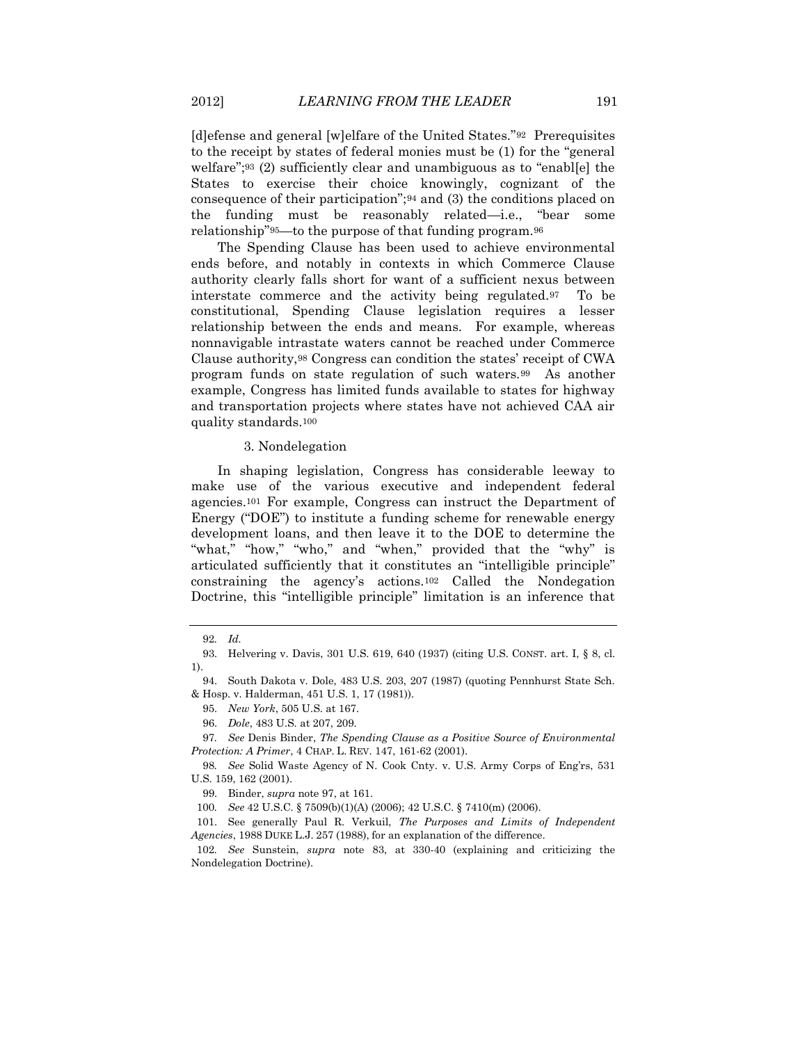[d]efense and general [w]elfare of the United States."[92] Prerequisites to the receipt by states of federal monies must be (1) for the "general welfare";[93] (2) sufficiently clear and unambiguous as to "enabl[e] the States to exercise their choice knowingly, cognizant of the consequence of their participation";[94] and (3) the conditions placed on the funding must be reasonably related—i.e., "bear some relationship"[95]—to the purpose of that funding program.[96]

The Spending Clause has been used to achieve environmental ends before, and notably in contexts in which Commerce Clause authority clearly falls short for want of a sufficient nexus between interstate commerce and the activity being regulated.[97] To be constitutional, Spending Clause legislation requires a lesser relationship between the ends and means. For example, whereas nonnavigable intrastate waters cannot be reached under Commerce Clause authority,[98] Congress can condition the states' receipt of CWA program funds on state regulation of such waters.[99] As another example, Congress has limited funds available to states for highway and transportation projects where states have not achieved CAA air quality standards.[100]

#### 3. Nondelegation

In shaping legislation, Congress has considerable leeway to make use of the various executive and independent federal agencies.[101] For example, Congress can instruct the Department of Energy ("DOE") to institute a funding scheme for renewable energy development loans, and then leave it to the DOE to determine the "what," "how," "who," and "when," provided that the "why" is articulated sufficiently that it constitutes an "intelligible principle" constraining the agency's actions.[102] Called the Nondegation Doctrine, this "intelligible principle" limitation is an inference that

---

92. *Id.*

93. Helvering v. Davis, 301 U.S. 619, 640 (1937) (citing U.S. CONST. art. I, § 8, cl. 1).

94. South Dakota v. Dole, 483 U.S. 203, 207 (1987) (quoting Pennhurst State Sch. & Hosp. v. Halderman, 451 U.S. 1, 17 (1981)).

95. *New York*, 505 U.S. at 167.

96. *Dole*, 483 U.S. at 207, 209.

97. *See* Denis Binder, *The Spending Clause as a Positive Source of Environmental Protection: A Primer*, 4 CHAP. L. REV. 147, 161-62 (2001).

98. *See* Solid Waste Agency of N. Cook Cnty. v. U.S. Army Corps of Eng'rs, 531 U.S. 159, 162 (2001).

99. Binder, *supra* note 97, at 161.

100. *See* 42 U.S.C. § 7509(b)(1)(A) (2006); 42 U.S.C. § 7410(m) (2006).

101. See generally Paul R. Verkuil, *The Purposes and Limits of Independent Agencies*, 1988 DUKE L.J. 257 (1988), for an explanation of the difference.

102. *See* Sunstein, *supra* note 83, at 330-40 (explaining and criticizing the Nondelegation Doctrine).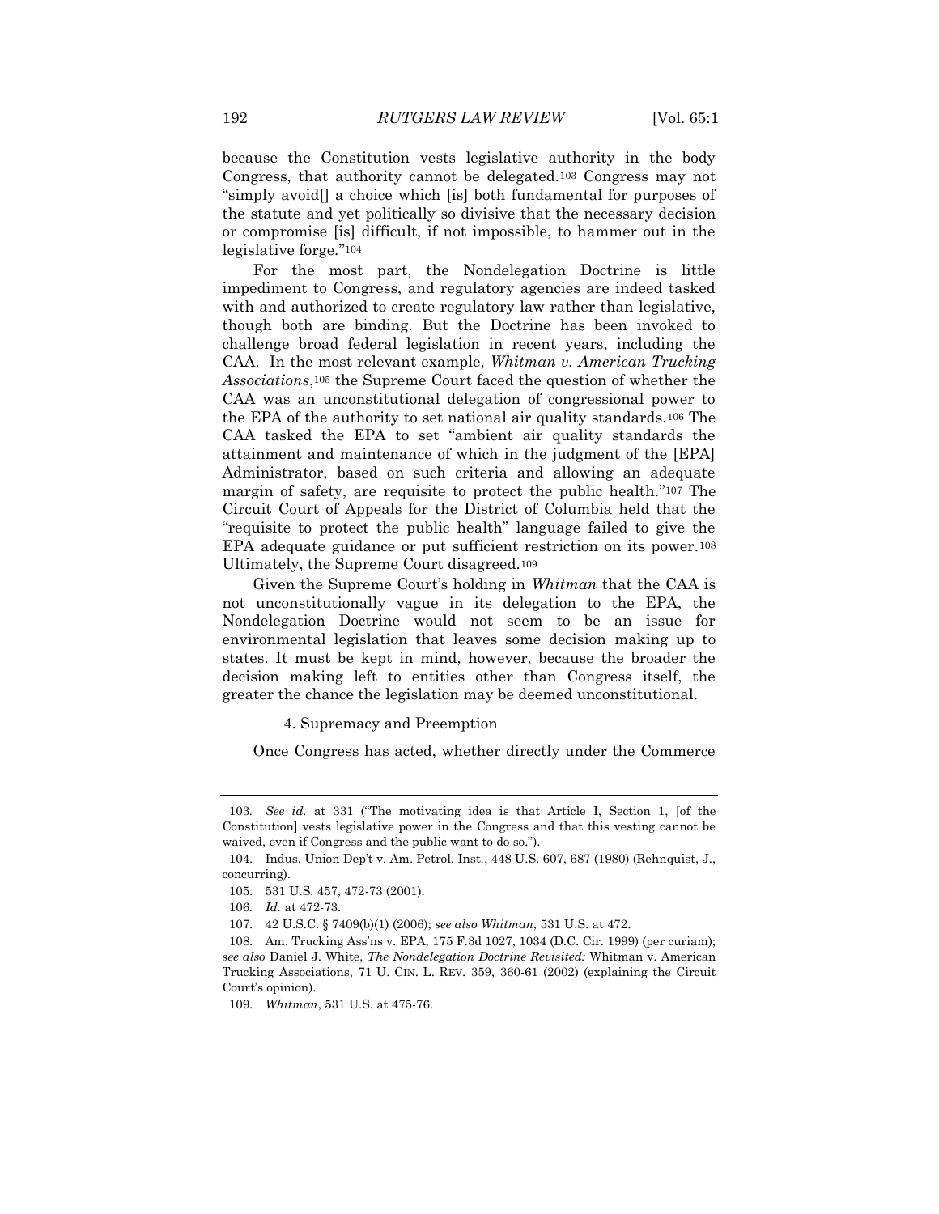because the Constitution vests legislative authority in the body Congress, that authority cannot be delegated.[103] Congress may not "simply avoid[] a choice which [is] both fundamental for purposes of the statute and yet politically so divisive that the necessary decision or compromise [is] difficult, if not impossible, to hammer out in the legislative forge."[104]

For the most part, the Nondelegation Doctrine is little impediment to Congress, and regulatory agencies are indeed tasked with and authorized to create regulatory law rather than legislative, though both are binding. But the Doctrine has been invoked to challenge broad federal legislation in recent years, including the CAA. In the most relevant example, *Whitman v. American Trucking Associations*,[105] the Supreme Court faced the question of whether the CAA was an unconstitutional delegation of congressional power to the EPA of the authority to set national air quality standards.[106] The CAA tasked the EPA to set "ambient air quality standards the attainment and maintenance of which in the judgment of the [EPA] Administrator, based on such criteria and allowing an adequate margin of safety, are requisite to protect the public health."[107] The Circuit Court of Appeals for the District of Columbia held that the "requisite to protect the public health" language failed to give the EPA adequate guidance or put sufficient restriction on its power.[108] Ultimately, the Supreme Court disagreed.[109]

Given the Supreme Court's holding in *Whitman* that the CAA is not unconstitutionally vague in its delegation to the EPA, the Nondelegation Doctrine would not seem to be an issue for environmental legislation that leaves some decision making up to states. It must be kept in mind, however, because the broader the decision making left to entities other than Congress itself, the greater the chance the legislation may be deemed unconstitutional.

#### 4. Supremacy and Preemption

Once Congress has acted, whether directly under the Commerce

---

103. *See id.* at 331 ("The motivating idea is that Article I, Section 1, [of the Constitution] vests legislative power in the Congress and that this vesting cannot be waived, even if Congress and the public want to do so.").

104. Indus. Union Dep't v. Am. Petrol. Inst., 448 U.S. 607, 687 (1980) (Rehnquist, J., concurring).

105. 531 U.S. 457, 472-73 (2001).

106. *Id.* at 472-73.

107. 42 U.S.C. § 7409(b)(1) (2006); *see also Whitman*, 531 U.S. at 472.

108. Am. Trucking Ass'ns v. EPA, 175 F.3d 1027, 1034 (D.C. Cir. 1999) (per curiam); *see also* Daniel J. White, *The Nondelegation Doctrine Revisited:* Whitman v. American Trucking Associations, 71 U. CIN. L. REV. 359, 360-61 (2002) (explaining the Circuit Court's opinion).

109. *Whitman*, 531 U.S. at 475-76.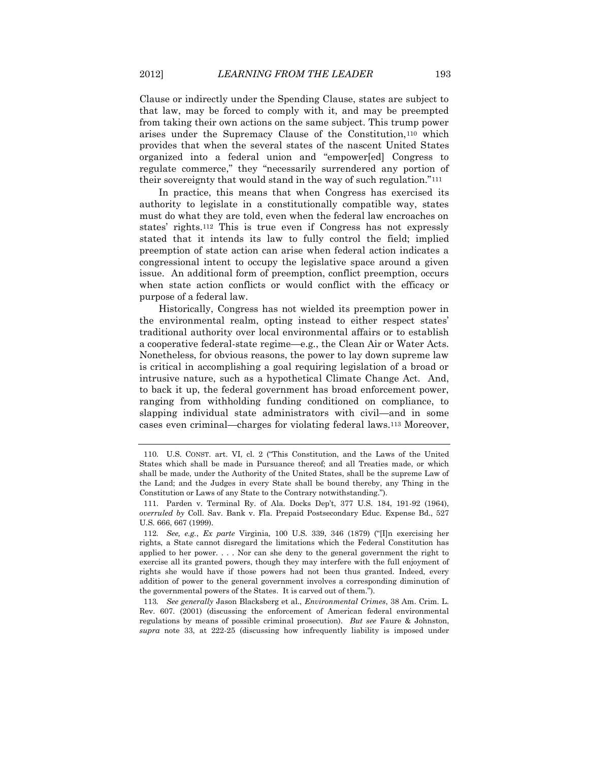Clause or indirectly under the Spending Clause, states are subject to that law, may be forced to comply with it, and may be preempted from taking their own actions on the same subject. This trump power arises under the Supremacy Clause of the Constitution,[110] which provides that when the several states of the nascent United States organized into a federal union and "empower[ed] Congress to regulate commerce," they "necessarily surrendered any portion of their sovereignty that would stand in the way of such regulation."[111]

In practice, this means that when Congress has exercised its authority to legislate in a constitutionally compatible way, states must do what they are told, even when the federal law encroaches on states' rights.[112] This is true even if Congress has not expressly stated that it intends its law to fully control the field; implied preemption of state action can arise when federal action indicates a congressional intent to occupy the legislative space around a given issue. An additional form of preemption, conflict preemption, occurs when state action conflicts or would conflict with the efficacy or purpose of a federal law.

Historically, Congress has not wielded its preemption power in the environmental realm, opting instead to either respect states' traditional authority over local environmental affairs or to establish a cooperative federal-state regime—e.g., the Clean Air or Water Acts. Nonetheless, for obvious reasons, the power to lay down supreme law is critical in accomplishing a goal requiring legislation of a broad or intrusive nature, such as a hypothetical Climate Change Act. And, to back it up, the federal government has broad enforcement power, ranging from withholding funding conditioned on compliance, to slapping individual state administrators with civil—and in some cases even criminal—charges for violating federal laws.[113] Moreover,

---

110. U.S. CONST. art. VI, cl. 2 ("This Constitution, and the Laws of the United States which shall be made in Pursuance thereof; and all Treaties made, or which shall be made, under the Authority of the United States, shall be the supreme Law of the Land; and the Judges in every State shall be bound thereby, any Thing in the Constitution or Laws of any State to the Contrary notwithstanding.").

111. Parden v. Terminal Ry. of Ala. Docks Dep't, 377 U.S. 184, 191-92 (1964), *overruled by* Coll. Sav. Bank v. Fla. Prepaid Postsecondary Educ. Expense Bd., 527 U.S. 666, 667 (1999).

112. *See, e.g.*, *Ex parte* Virginia, 100 U.S. 339, 346 (1879) ("[I]n exercising her rights, a State cannot disregard the limitations which the Federal Constitution has applied to her power. . . . Nor can she deny to the general government the right to exercise all its granted powers, though they may interfere with the full enjoyment of rights she would have if those powers had not been thus granted. Indeed, every addition of power to the general government involves a corresponding diminution of the governmental powers of the States. It is carved out of them.").

113. *See generally* Jason Blacksberg et al., *Environmental Crimes*, 38 Am. Crim. L. Rev. 607. (2001) (discussing the enforcement of American federal environmental regulations by means of possible criminal prosecution). *But see* Faure & Johnston, *supra* note 33, at 222-25 (discussing how infrequently liability is imposed under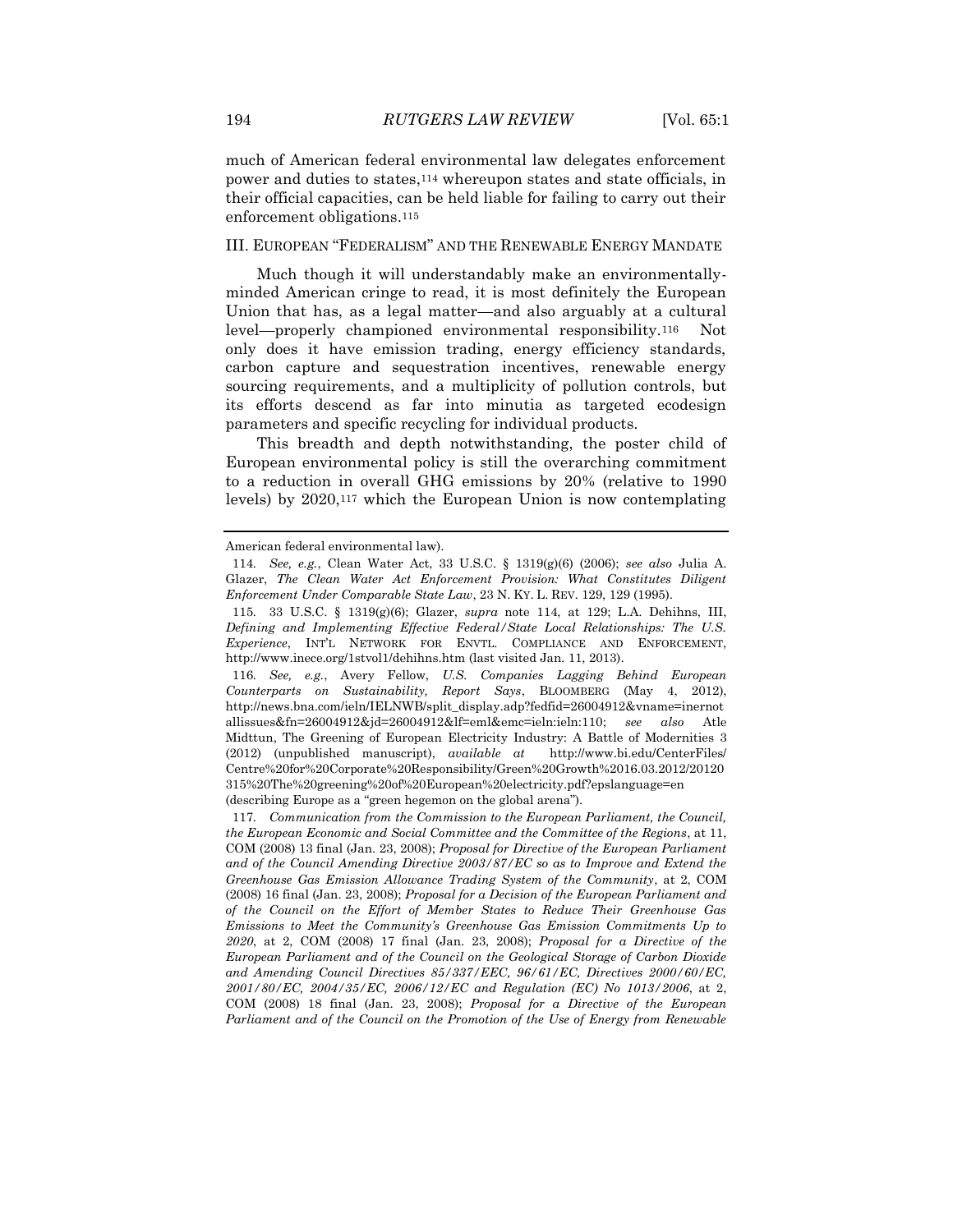much of American federal environmental law delegates enforcement power and duties to states,[114] whereupon states and state officials, in their official capacities, can be held liable for failing to carry out their enforcement obligations.[115]

## III. EUROPEAN "FEDERALISM" AND THE RENEWABLE ENERGY MANDATE

Much though it will understandably make an environmentally-minded American cringe to read, it is most definitely the European Union that has, as a legal matter—and also arguably at a cultural level—properly championed environmental responsibility.[116] Not only does it have emission trading, energy efficiency standards, carbon capture and sequestration incentives, renewable energy sourcing requirements, and a multiplicity of pollution controls, but its efforts descend as far into minutia as targeted ecodesign parameters and specific recycling for individual products.

This breadth and depth notwithstanding, the poster child of European environmental policy is still the overarching commitment to a reduction in overall GHG emissions by 20% (relative to 1990 levels) by 2020,[117] which the European Union is now contemplating

---

American federal environmental law).

114. *See, e.g.*, Clean Water Act, 33 U.S.C. § 1319(g)(6) (2006); *see also* Julia A. Glazer, *The Clean Water Act Enforcement Provision: What Constitutes Diligent Enforcement Under Comparable State Law*, 23 N. KY. L. REV. 129, 129 (1995).

115. 33 U.S.C. § 1319(g)(6); Glazer, *supra* note 114, at 129; L.A. Dehihns, III, *Defining and Implementing Effective Federal/State Local Relationships: The U.S. Experience*, INT'L NETWORK FOR ENVTL. COMPLIANCE AND ENFORCEMENT, http://www.inece.org/1stvol1/dehihns.htm (last visited Jan. 11, 2013).

116. *See, e.g.*, Avery Fellow, *U.S. Companies Lagging Behind European Counterparts on Sustainability, Report Says*, BLOOMBERG (May 4, 2012), http://news.bna.com/ieln/IELNWB/split_display.adp?fedfid=26004912&vname=inernotallissues&fn=26004912&jd=26004912&lf=eml&emc=ieln:ieln:110; *see also* Atle Midttun, The Greening of European Electricity Industry: A Battle of Modernities 3 (2012) (unpublished manuscript), *available at* http://www.bi.edu/CenterFiles/Centre%20for%20Corporate%20Responsibility/Green%20Growth%2016.03.2012/20120315%20The%20greening%20of%20European%20electricity.pdf?epslanguage=en (describing Europe as a "green hegemon on the global arena").

117. *Communication from the Commission to the European Parliament, the Council, the European Economic and Social Committee and the Committee of the Regions*, at 11, COM (2008) 13 final (Jan. 23, 2008); *Proposal for Directive of the European Parliament and of the Council Amending Directive 2003/87/EC so as to Improve and Extend the Greenhouse Gas Emission Allowance Trading System of the Community*, at 2, COM (2008) 16 final (Jan. 23, 2008); *Proposal for a Decision of the European Parliament and of the Council on the Effort of Member States to Reduce Their Greenhouse Gas Emissions to Meet the Community's Greenhouse Gas Emission Commitments Up to 2020*, at 2, COM (2008) 17 final (Jan. 23, 2008); *Proposal for a Directive of the European Parliament and of the Council on the Geological Storage of Carbon Dioxide and Amending Council Directives 85/337/EEC, 96/61/EC, Directives 2000/60/EC, 2001/80/EC, 2004/35/EC, 2006/12/EC and Regulation (EC) No 1013/2006*, at 2, COM (2008) 18 final (Jan. 23, 2008); *Proposal for a Directive of the European Parliament and of the Council on the Promotion of the Use of Energy from Renewable*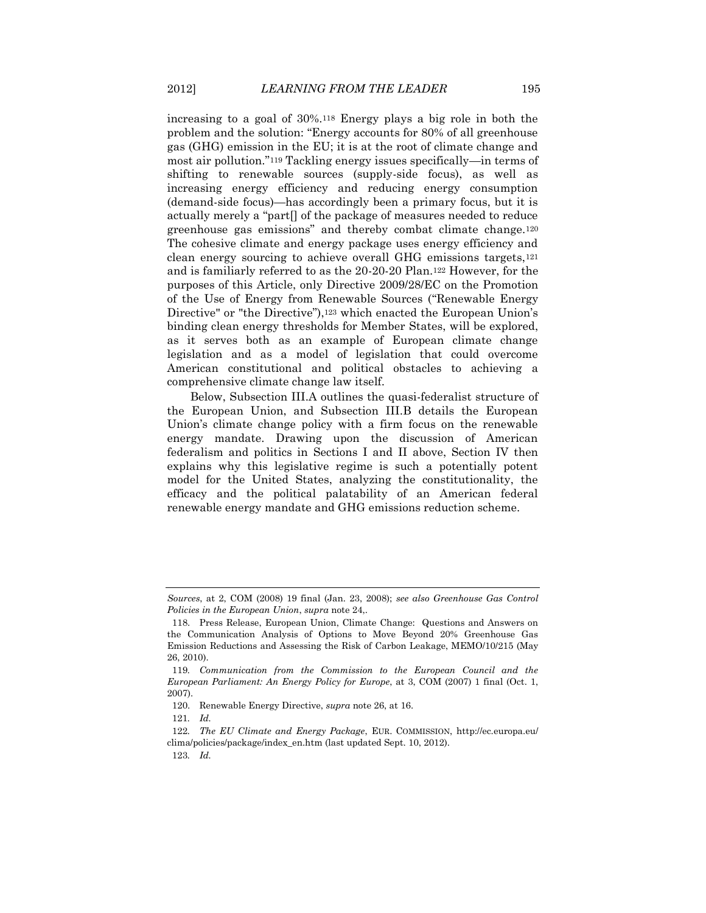increasing to a goal of 30%.[118] Energy plays a big role in both the problem and the solution: "Energy accounts for 80% of all greenhouse gas (GHG) emission in the EU; it is at the root of climate change and most air pollution."[119] Tackling energy issues specifically—in terms of shifting to renewable sources (supply-side focus), as well as increasing energy efficiency and reducing energy consumption (demand-side focus)—has accordingly been a primary focus, but it is actually merely a "part[] of the package of measures needed to reduce greenhouse gas emissions" and thereby combat climate change.[120] The cohesive climate and energy package uses energy efficiency and clean energy sourcing to achieve overall GHG emissions targets,[121] and is familiarly referred to as the 20-20-20 Plan.[122] However, for the purposes of this Article, only Directive 2009/28/EC on the Promotion of the Use of Energy from Renewable Sources ("Renewable Energy Directive" or "the Directive"),[123] which enacted the European Union's binding clean energy thresholds for Member States, will be explored, as it serves both as an example of European climate change legislation and as a model of legislation that could overcome American constitutional and political obstacles to achieving a comprehensive climate change law itself.

Below, Subsection III.A outlines the quasi-federalist structure of the European Union, and Subsection III.B details the European Union's climate change policy with a firm focus on the renewable energy mandate. Drawing upon the discussion of American federalism and politics in Sections I and II above, Section IV then explains why this legislative regime is such a potentially potent model for the United States, analyzing the constitutionality, the efficacy and the political palatability of an American federal renewable energy mandate and GHG emissions reduction scheme.

---

*Sources*, at 2, COM (2008) 19 final (Jan. 23, 2008); *see also Greenhouse Gas Control Policies in the European Union*, *supra* note 24,.

118. Press Release, European Union, Climate Change: Questions and Answers on the Communication Analysis of Options to Move Beyond 20% Greenhouse Gas Emission Reductions and Assessing the Risk of Carbon Leakage, MEMO/10/215 (May 26, 2010).

119. *Communication from the Commission to the European Council and the European Parliament: An Energy Policy for Europe*, at 3, COM (2007) 1 final (Oct. 1, 2007).

120. Renewable Energy Directive, *supra* note 26, at 16.

121. *Id.*

122. *The EU Climate and Energy Package*, EUR. COMMISSION, http://ec.europa.eu/clima/policies/package/index_en.htm (last updated Sept. 10, 2012).

123. *Id.*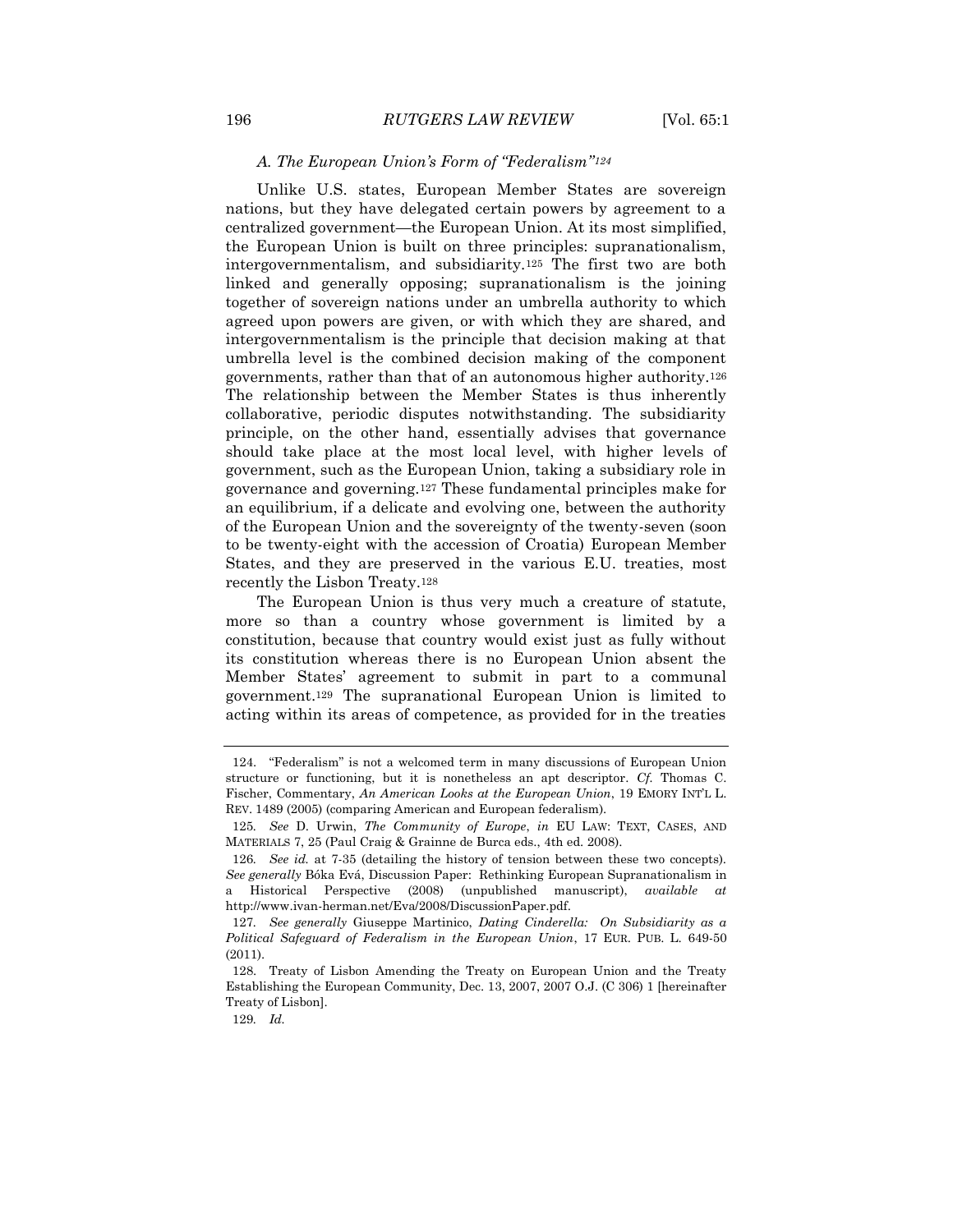### *A. The European Union's Form of "Federalism"*[124]

Unlike U.S. states, European Member States are sovereign nations, but they have delegated certain powers by agreement to a centralized government—the European Union. At its most simplified, the European Union is built on three principles: supranationalism, intergovernmentalism, and subsidiarity.[125] The first two are both linked and generally opposing; supranationalism is the joining together of sovereign nations under an umbrella authority to which agreed upon powers are given, or with which they are shared, and intergovernmentalism is the principle that decision making at that umbrella level is the combined decision making of the component governments, rather than that of an autonomous higher authority.[126] The relationship between the Member States is thus inherently collaborative, periodic disputes notwithstanding. The subsidiarity principle, on the other hand, essentially advises that governance should take place at the most local level, with higher levels of government, such as the European Union, taking a subsidiary role in governance and governing.[127] These fundamental principles make for an equilibrium, if a delicate and evolving one, between the authority of the European Union and the sovereignty of the twenty-seven (soon to be twenty-eight with the accession of Croatia) European Member States, and they are preserved in the various E.U. treaties, most recently the Lisbon Treaty.[128]

The European Union is thus very much a creature of statute, more so than a country whose government is limited by a constitution, because that country would exist just as fully without its constitution whereas there is no European Union absent the Member States' agreement to submit in part to a communal government.[129] The supranational European Union is limited to acting within its areas of competence, as provided for in the treaties

---

124. "Federalism" is not a welcomed term in many discussions of European Union structure or functioning, but it is nonetheless an apt descriptor. *Cf.* Thomas C. Fischer, Commentary, *An American Looks at the European Union*, 19 EMORY INT'L L. REV. 1489 (2005) (comparing American and European federalism).

125. *See* D. Urwin, *The Community of Europe*, *in* EU LAW: TEXT, CASES, AND MATERIALS 7, 25 (Paul Craig & Grainne de Burca eds., 4th ed. 2008).

126. *See id.* at 7-35 (detailing the history of tension between these two concepts). *See generally* Bóka Evá, Discussion Paper: Rethinking European Supranationalism in a Historical Perspective (2008) (unpublished manuscript), *available at* http://www.ivan-herman.net/Eva/2008/DiscussionPaper.pdf.

127. *See generally* Giuseppe Martinico, *Dating Cinderella: On Subsidiarity as a Political Safeguard of Federalism in the European Union*, 17 EUR. PUB. L. 649-50 (2011).

128. Treaty of Lisbon Amending the Treaty on European Union and the Treaty Establishing the European Community, Dec. 13, 2007, 2007 O.J. (C 306) 1 [hereinafter Treaty of Lisbon].

129. *Id.*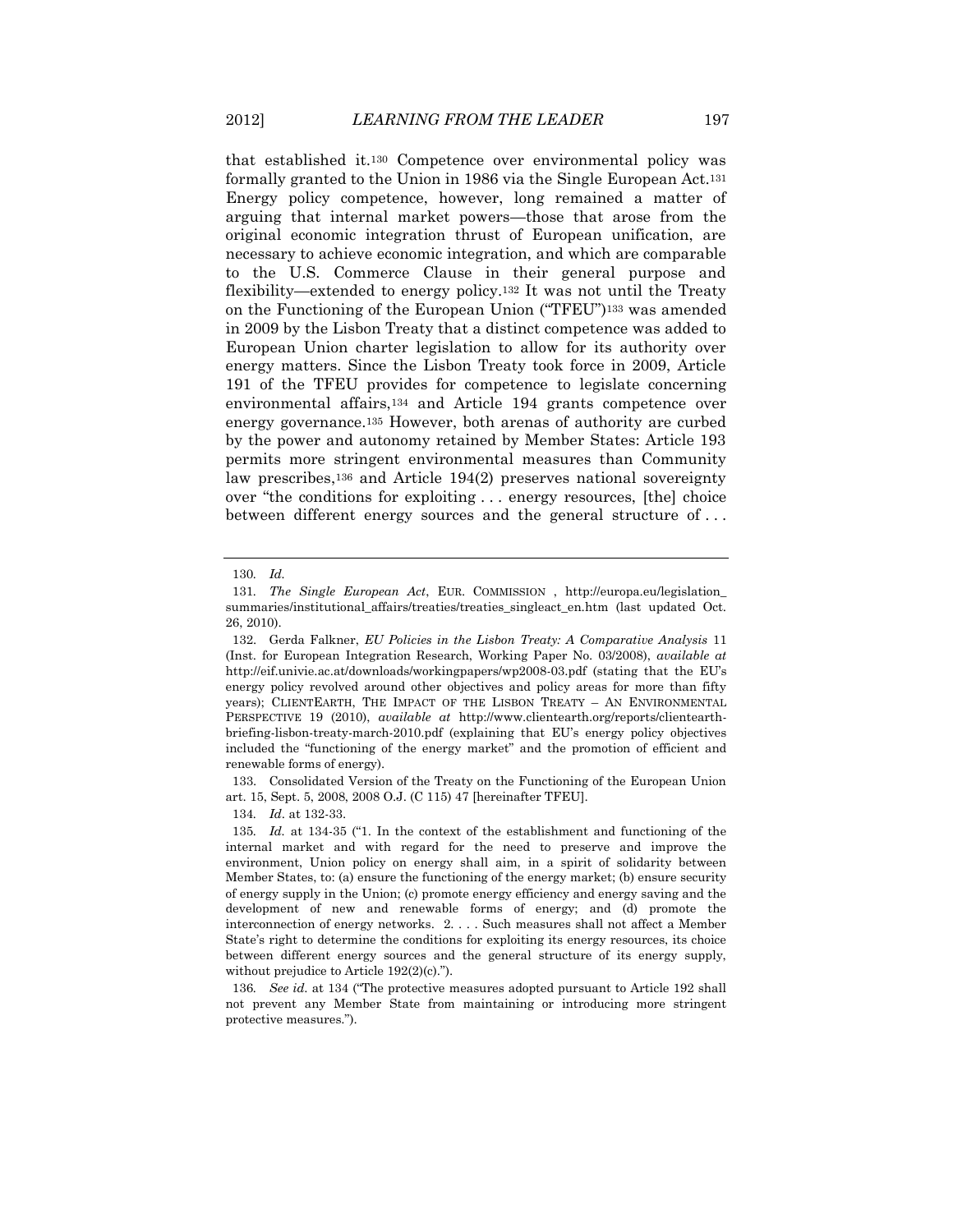that established it.[130] Competence over environmental policy was formally granted to the Union in 1986 via the Single European Act.[131] Energy policy competence, however, long remained a matter of arguing that internal market powers—those that arose from the original economic integration thrust of European unification, are necessary to achieve economic integration, and which are comparable to the U.S. Commerce Clause in their general purpose and flexibility—extended to energy policy.[132] It was not until the Treaty on the Functioning of the European Union ("TFEU")[133] was amended in 2009 by the Lisbon Treaty that a distinct competence was added to European Union charter legislation to allow for its authority over energy matters. Since the Lisbon Treaty took force in 2009, Article 191 of the TFEU provides for competence to legislate concerning environmental affairs,[134] and Article 194 grants competence over energy governance.[135] However, both arenas of authority are curbed by the power and autonomy retained by Member States: Article 193 permits more stringent environmental measures than Community law prescribes,[136] and Article 194(2) preserves national sovereignty over "the conditions for exploiting . . . energy resources, [the] choice between different energy sources and the general structure of . . .

---

130. *Id.*

131. *The Single European Act*, EUR. COMMISSION , http://europa.eu/legislation_summaries/institutional_affairs/treaties/treaties_singleact_en.htm (last updated Oct. 26, 2010).

132. Gerda Falkner, *EU Policies in the Lisbon Treaty: A Comparative Analysis* 11 (Inst. for European Integration Research, Working Paper No. 03/2008), *available at* http://eif.univie.ac.at/downloads/workingpapers/wp2008-03.pdf (stating that the EU's energy policy revolved around other objectives and policy areas for more than fifty years); CLIENTEARTH, THE IMPACT OF THE LISBON TREATY – AN ENVIRONMENTAL PERSPECTIVE 19 (2010), *available at* http://www.clientearth.org/reports/clientearth-briefing-lisbon-treaty-march-2010.pdf (explaining that EU's energy policy objectives included the "functioning of the energy market" and the promotion of efficient and renewable forms of energy).

133. Consolidated Version of the Treaty on the Functioning of the European Union art. 15, Sept. 5, 2008, 2008 O.J. (C 115) 47 [hereinafter TFEU].

134. *Id*. at 132-33.

135. *Id.* at 134-35 ("1. In the context of the establishment and functioning of the internal market and with regard for the need to preserve and improve the environment, Union policy on energy shall aim, in a spirit of solidarity between Member States, to: (a) ensure the functioning of the energy market; (b) ensure security of energy supply in the Union; (c) promote energy efficiency and energy saving and the development of new and renewable forms of energy; and (d) promote the interconnection of energy networks. 2. . . . Such measures shall not affect a Member State's right to determine the conditions for exploiting its energy resources, its choice between different energy sources and the general structure of its energy supply, without prejudice to Article 192(2)(c).").

136. *See id*. at 134 ("The protective measures adopted pursuant to Article 192 shall not prevent any Member State from maintaining or introducing more stringent protective measures.").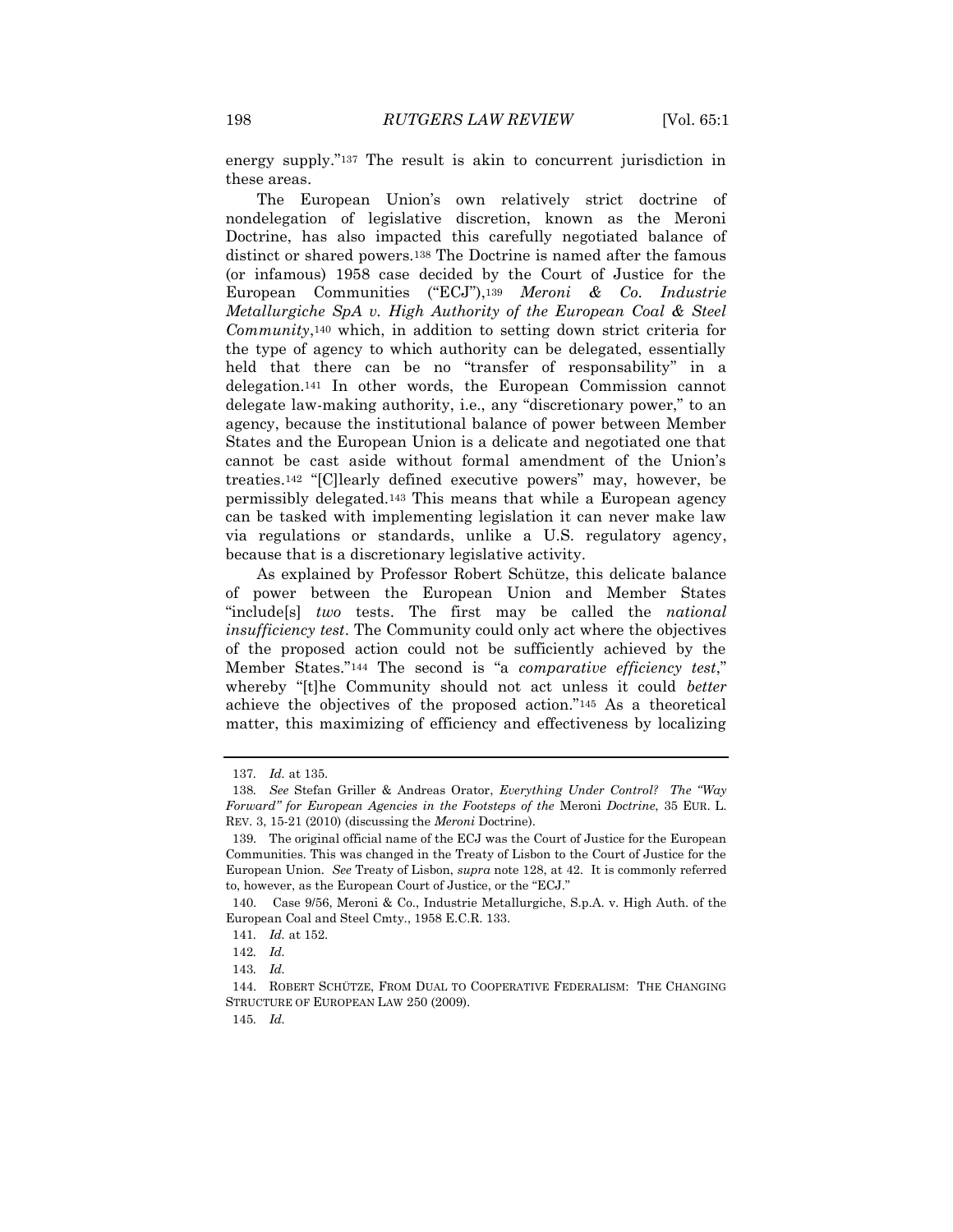energy supply."[137] The result is akin to concurrent jurisdiction in these areas.

The European Union's own relatively strict doctrine of nondelegation of legislative discretion, known as the Meroni Doctrine, has also impacted this carefully negotiated balance of distinct or shared powers.[138] The Doctrine is named after the famous (or infamous) 1958 case decided by the Court of Justice for the European Communities ("ECJ"),[139] *Meroni & Co. Industrie Metallurgiche SpA v. High Authority of the European Coal & Steel Community*,[140] which, in addition to setting down strict criteria for the type of agency to which authority can be delegated, essentially held that there can be no "transfer of responsability" in a delegation.[141] In other words, the European Commission cannot delegate law-making authority, i.e., any "discretionary power," to an agency, because the institutional balance of power between Member States and the European Union is a delicate and negotiated one that cannot be cast aside without formal amendment of the Union's treaties.[142] "[C]learly defined executive powers" may, however, be permissibly delegated.[143] This means that while a European agency can be tasked with implementing legislation it can never make law via regulations or standards, unlike a U.S. regulatory agency, because that is a discretionary legislative activity.

As explained by Professor Robert Schütze, this delicate balance of power between the European Union and Member States "include[s] *two* tests. The first may be called the *national insufficiency test*. The Community could only act where the objectives of the proposed action could not be sufficiently achieved by the Member States."[144] The second is "a *comparative efficiency test*," whereby "[t]he Community should not act unless it could *better* achieve the objectives of the proposed action."[145] As a theoretical matter, this maximizing of efficiency and effectiveness by localizing

---

137. *Id.* at 135.

138. *See* Stefan Griller & Andreas Orator, *Everything Under Control? The "Way Forward" for European Agencies in the Footsteps of the* Meroni *Doctrine*, 35 EUR. L. REV. 3, 15-21 (2010) (discussing the *Meroni* Doctrine).

139. The original official name of the ECJ was the Court of Justice for the European Communities. This was changed in the Treaty of Lisbon to the Court of Justice for the European Union. *See* Treaty of Lisbon, *supra* note 128, at 42. It is commonly referred to, however, as the European Court of Justice, or the "ECJ."

140. Case 9/56, Meroni & Co., Industrie Metallurgiche, S.p.A. v. High Auth. of the European Coal and Steel Cmty., 1958 E.C.R. 133.

141. *Id.* at 152.

142. *Id.*

143. *Id.*

144. ROBERT SCHÜTZE, FROM DUAL TO COOPERATIVE FEDERALISM: THE CHANGING STRUCTURE OF EUROPEAN LAW 250 (2009).

145. *Id.*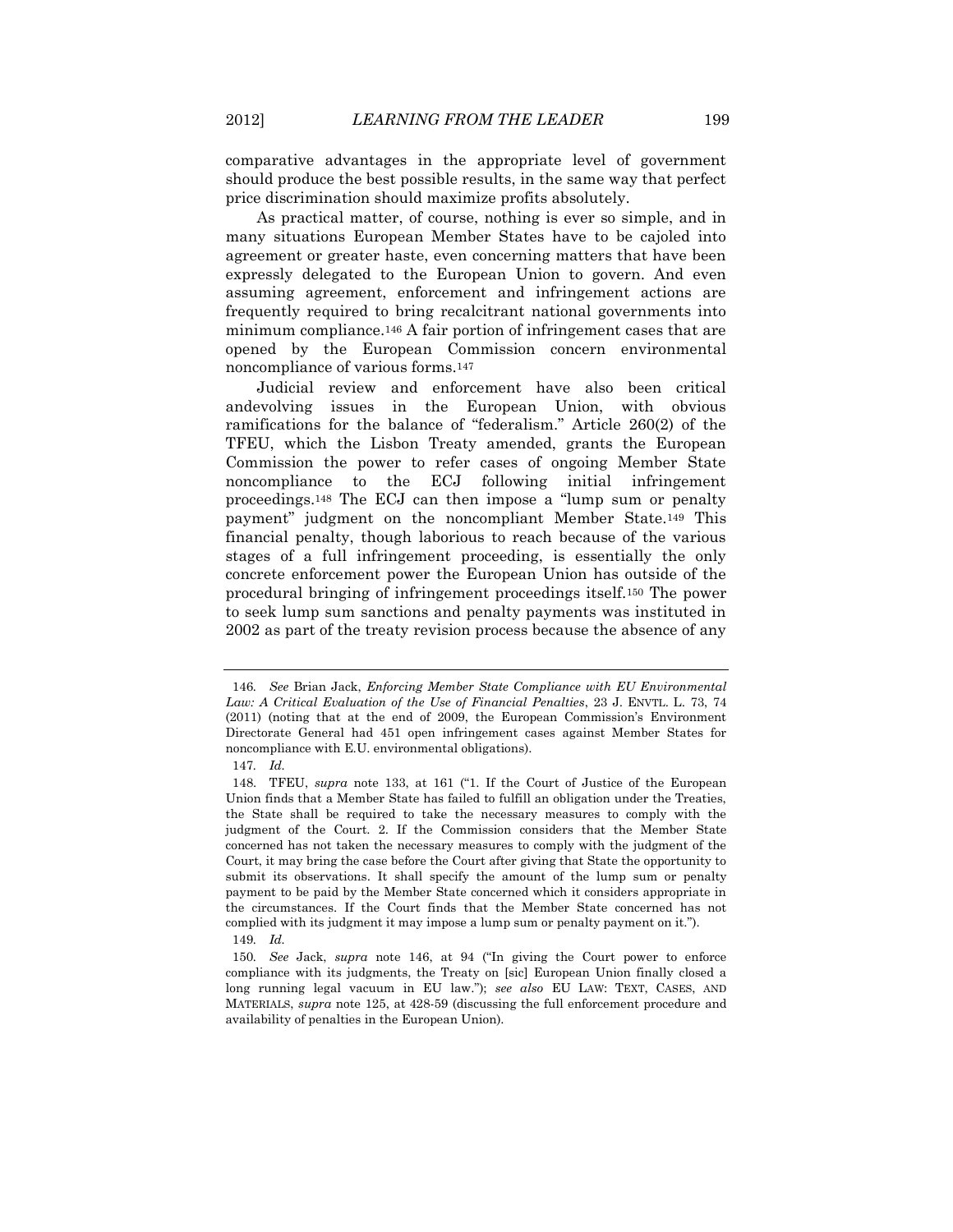comparative advantages in the appropriate level of government should produce the best possible results, in the same way that perfect price discrimination should maximize profits absolutely.

As practical matter, of course, nothing is ever so simple, and in many situations European Member States have to be cajoled into agreement or greater haste, even concerning matters that have been expressly delegated to the European Union to govern. And even assuming agreement, enforcement and infringement actions are frequently required to bring recalcitrant national governments into minimum compliance.[146] A fair portion of infringement cases that are opened by the European Commission concern environmental noncompliance of various forms.[147]

Judicial review and enforcement have also been critical andevolving issues in the European Union, with obvious ramifications for the balance of "federalism." Article 260(2) of the TFEU, which the Lisbon Treaty amended, grants the European Commission the power to refer cases of ongoing Member State noncompliance to the ECJ following initial infringement proceedings.[148] The ECJ can then impose a "lump sum or penalty payment" judgment on the noncompliant Member State.[149] This financial penalty, though laborious to reach because of the various stages of a full infringement proceeding, is essentially the only concrete enforcement power the European Union has outside of the procedural bringing of infringement proceedings itself.[150] The power to seek lump sum sanctions and penalty payments was instituted in 2002 as part of the treaty revision process because the absence of any

---

146. *See* Brian Jack, *Enforcing Member State Compliance with EU Environmental Law: A Critical Evaluation of the Use of Financial Penalties*, 23 J. ENVTL. L. 73, 74 (2011) (noting that at the end of 2009, the European Commission's Environment Directorate General had 451 open infringement cases against Member States for noncompliance with E.U. environmental obligations).

147. *Id.*

148. TFEU, *supra* note 133, at 161 ("1. If the Court of Justice of the European Union finds that a Member State has failed to fulfill an obligation under the Treaties, the State shall be required to take the necessary measures to comply with the judgment of the Court. 2. If the Commission considers that the Member State concerned has not taken the necessary measures to comply with the judgment of the Court, it may bring the case before the Court after giving that State the opportunity to submit its observations. It shall specify the amount of the lump sum or penalty payment to be paid by the Member State concerned which it considers appropriate in the circumstances. If the Court finds that the Member State concerned has not complied with its judgment it may impose a lump sum or penalty payment on it.").

149. *Id.*

150. *See* Jack, *supra* note 146, at 94 ("In giving the Court power to enforce compliance with its judgments, the Treaty on [sic] European Union finally closed a long running legal vacuum in EU law."); *see also* EU LAW: TEXT, CASES, AND MATERIALS, *supra* note 125, at 428-59 (discussing the full enforcement procedure and availability of penalties in the European Union).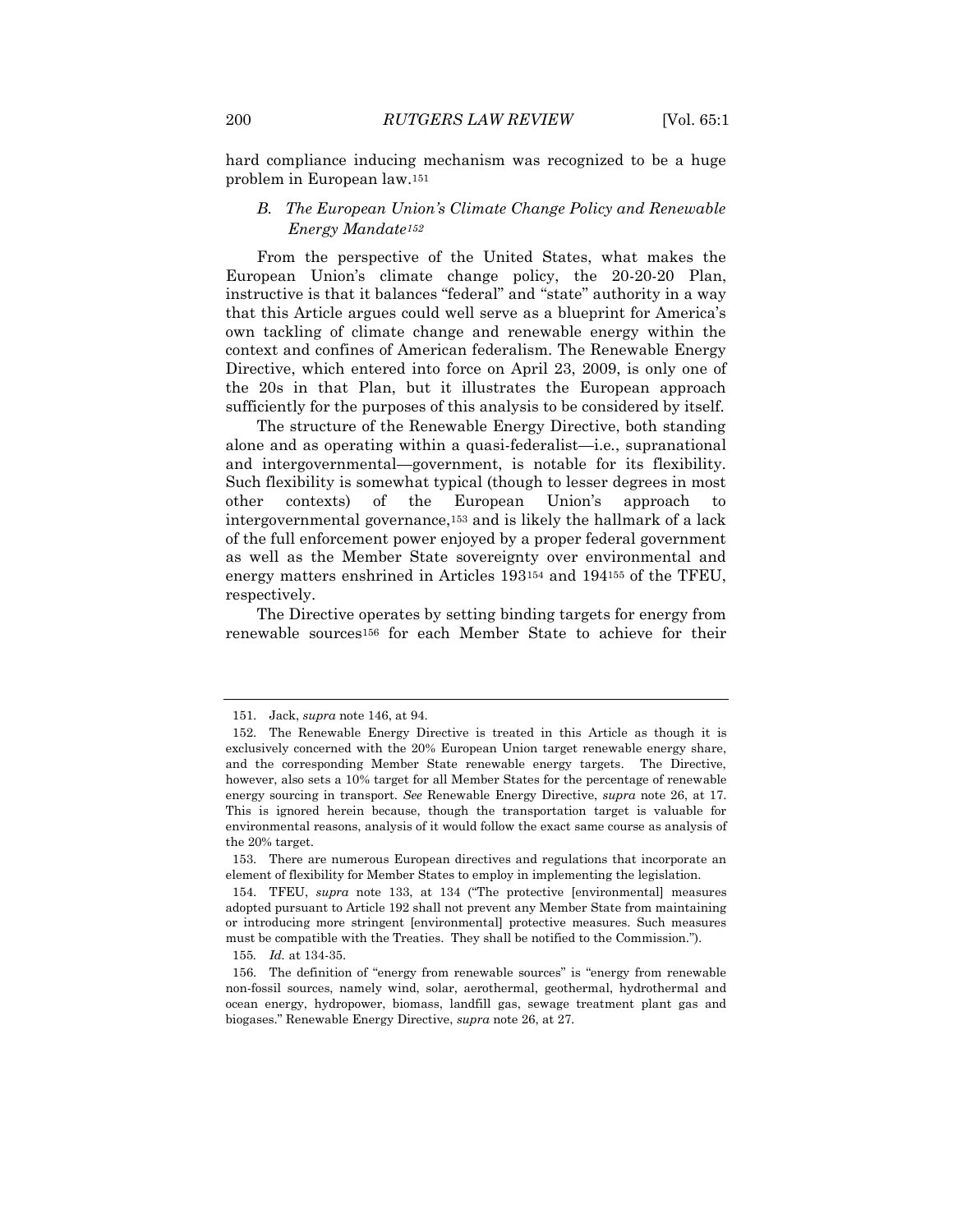hard compliance inducing mechanism was recognized to be a huge problem in European law.[151]

### B. *The European Union's Climate Change Policy and Renewable Energy Mandate*[152]

From the perspective of the United States, what makes the European Union's climate change policy, the 20-20-20 Plan, instructive is that it balances "federal" and "state" authority in a way that this Article argues could well serve as a blueprint for America's own tackling of climate change and renewable energy within the context and confines of American federalism. The Renewable Energy Directive, which entered into force on April 23, 2009, is only one of the 20s in that Plan, but it illustrates the European approach sufficiently for the purposes of this analysis to be considered by itself.

The structure of the Renewable Energy Directive, both standing alone and as operating within a quasi-federalist—i.e., supranational and intergovernmental—government, is notable for its flexibility. Such flexibility is somewhat typical (though to lesser degrees in most other contexts) of the European Union's approach to intergovernmental governance,[153] and is likely the hallmark of a lack of the full enforcement power enjoyed by a proper federal government as well as the Member State sovereignty over environmental and energy matters enshrined in Articles 193[154] and 194[155] of the TFEU, respectively.

The Directive operates by setting binding targets for energy from renewable sources[156] for each Member State to achieve for their

---

151. Jack, *supra* note 146, at 94.

152. The Renewable Energy Directive is treated in this Article as though it is exclusively concerned with the 20% European Union target renewable energy share, and the corresponding Member State renewable energy targets. The Directive, however, also sets a 10% target for all Member States for the percentage of renewable energy sourcing in transport. *See* Renewable Energy Directive, *supra* note 26, at 17. This is ignored herein because, though the transportation target is valuable for environmental reasons, analysis of it would follow the exact same course as analysis of the 20% target.

153. There are numerous European directives and regulations that incorporate an element of flexibility for Member States to employ in implementing the legislation.

154. TFEU, *supra* note 133, at 134 ("The protective [environmental] measures adopted pursuant to Article 192 shall not prevent any Member State from maintaining or introducing more stringent [environmental] protective measures. Such measures must be compatible with the Treaties. They shall be notified to the Commission.").

155. *Id.* at 134-35.

156. The definition of "energy from renewable sources" is "energy from renewable non-fossil sources, namely wind, solar, aerothermal, geothermal, hydrothermal and ocean energy, hydropower, biomass, landfill gas, sewage treatment plant gas and biogases." Renewable Energy Directive, *supra* note 26, at 27.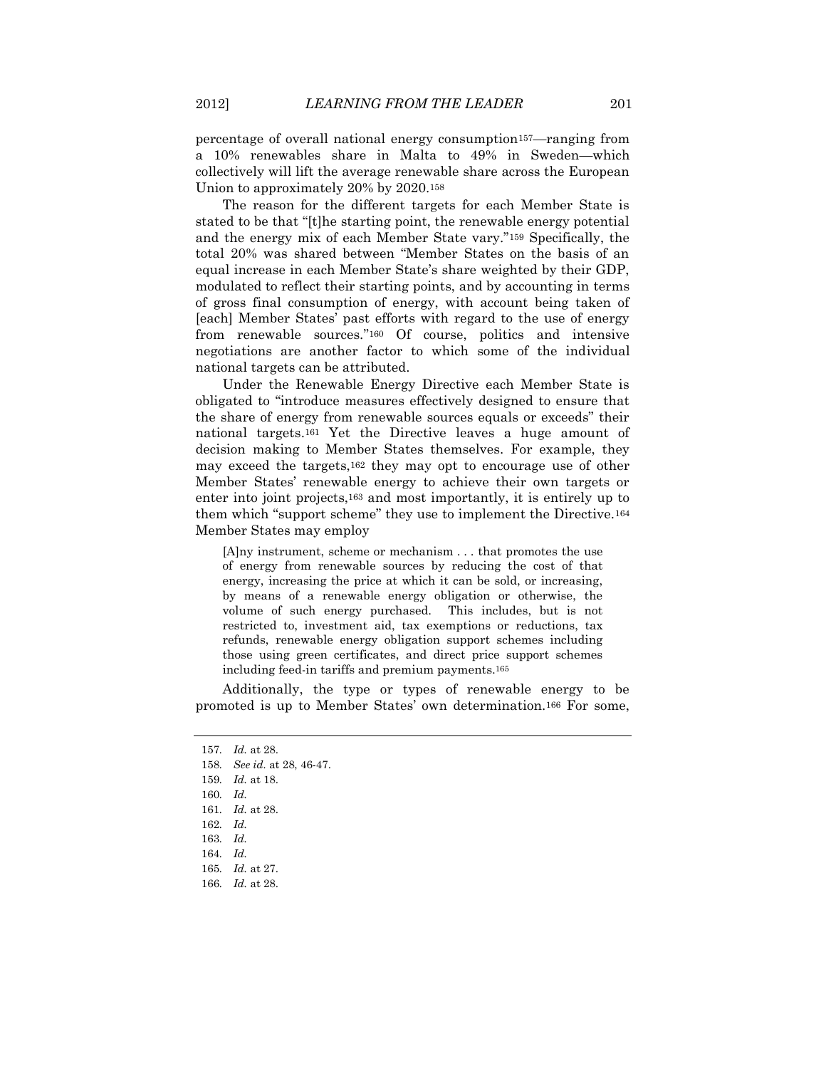percentage of overall national energy consumption[157]—ranging from a 10% renewables share in Malta to 49% in Sweden—which collectively will lift the average renewable share across the European Union to approximately 20% by 2020.[158]

The reason for the different targets for each Member State is stated to be that "[t]he starting point, the renewable energy potential and the energy mix of each Member State vary."[159] Specifically, the total 20% was shared between "Member States on the basis of an equal increase in each Member State's share weighted by their GDP, modulated to reflect their starting points, and by accounting in terms of gross final consumption of energy, with account being taken of [each] Member States' past efforts with regard to the use of energy from renewable sources."[160] Of course, politics and intensive negotiations are another factor to which some of the individual national targets can be attributed.

Under the Renewable Energy Directive each Member State is obligated to "introduce measures effectively designed to ensure that the share of energy from renewable sources equals or exceeds" their national targets.[161] Yet the Directive leaves a huge amount of decision making to Member States themselves. For example, they may exceed the targets,[162] they may opt to encourage use of other Member States' renewable energy to achieve their own targets or enter into joint projects,[163] and most importantly, it is entirely up to them which "support scheme" they use to implement the Directive.[164] Member States may employ

> [A]ny instrument, scheme or mechanism . . . that promotes the use of energy from renewable sources by reducing the cost of that energy, increasing the price at which it can be sold, or increasing, by means of a renewable energy obligation or otherwise, the volume of such energy purchased. This includes, but is not restricted to, investment aid, tax exemptions or reductions, tax refunds, renewable energy obligation support schemes including those using green certificates, and direct price support schemes including feed-in tariffs and premium payments.[165]

Additionally, the type or types of renewable energy to be promoted is up to Member States' own determination.[166] For some,

---

157. *Id.* at 28.
158. *See id.* at 28, 46-47.
159. *Id.* at 18.
160. *Id.*
161. *Id.* at 28.
162. *Id.*
163. *Id.*
164. *Id.*
165. *Id.* at 27.
166. *Id.* at 28.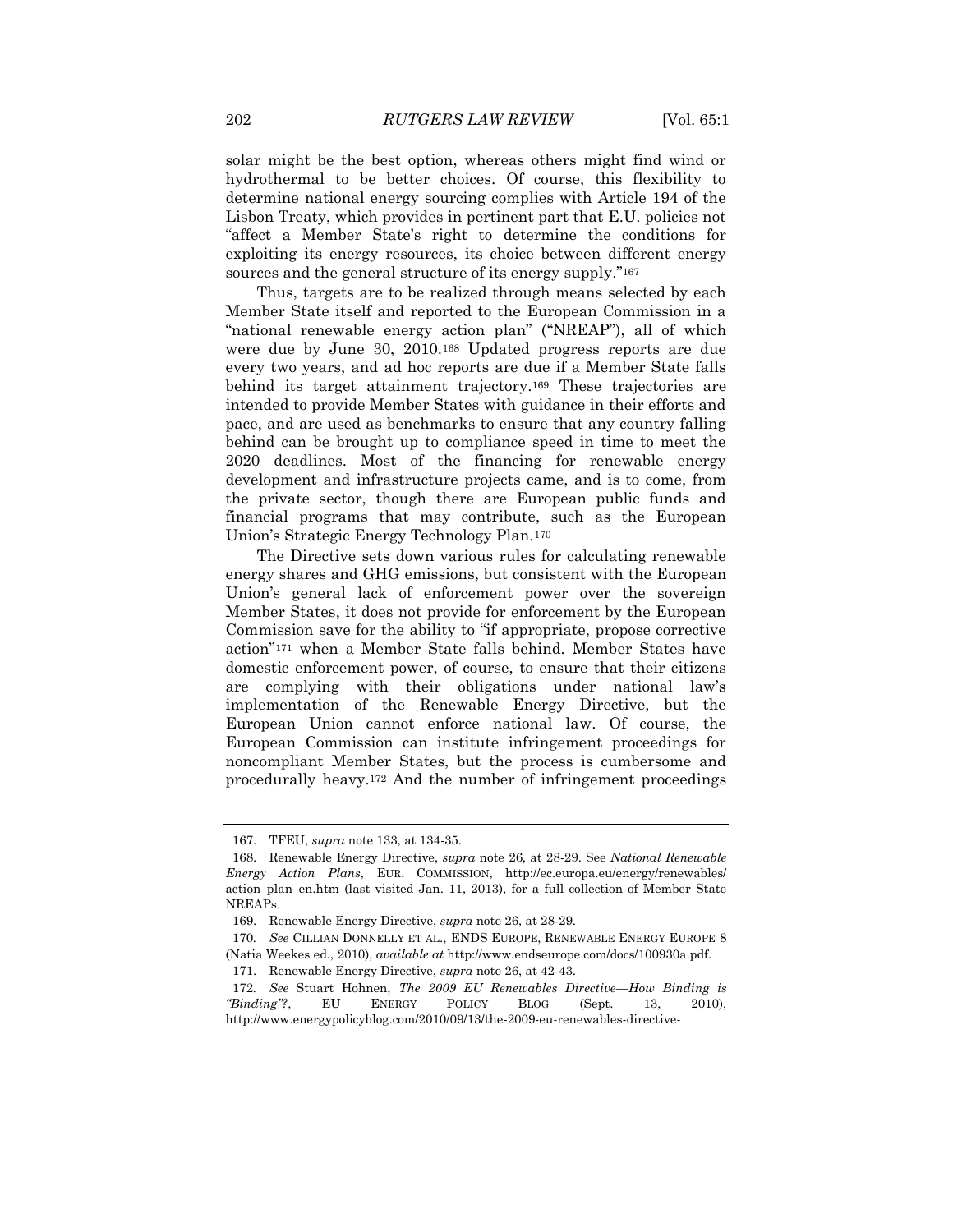solar might be the best option, whereas others might find wind or hydrothermal to be better choices. Of course, this flexibility to determine national energy sourcing complies with Article 194 of the Lisbon Treaty, which provides in pertinent part that E.U. policies not "affect a Member State's right to determine the conditions for exploiting its energy resources, its choice between different energy sources and the general structure of its energy supply."[167]

Thus, targets are to be realized through means selected by each Member State itself and reported to the European Commission in a "national renewable energy action plan" ("NREAP"), all of which were due by June 30, 2010.[168] Updated progress reports are due every two years, and ad hoc reports are due if a Member State falls behind its target attainment trajectory.[169] These trajectories are intended to provide Member States with guidance in their efforts and pace, and are used as benchmarks to ensure that any country falling behind can be brought up to compliance speed in time to meet the 2020 deadlines. Most of the financing for renewable energy development and infrastructure projects came, and is to come, from the private sector, though there are European public funds and financial programs that may contribute, such as the European Union's Strategic Energy Technology Plan.[170]

The Directive sets down various rules for calculating renewable energy shares and GHG emissions, but consistent with the European Union's general lack of enforcement power over the sovereign Member States, it does not provide for enforcement by the European Commission save for the ability to "if appropriate, propose corrective action"[171] when a Member State falls behind. Member States have domestic enforcement power, of course, to ensure that their citizens are complying with their obligations under national law's implementation of the Renewable Energy Directive, but the European Union cannot enforce national law. Of course, the European Commission can institute infringement proceedings for noncompliant Member States, but the process is cumbersome and procedurally heavy.[172] And the number of infringement proceedings

---

167. TFEU, *supra* note 133, at 134-35.

168. Renewable Energy Directive, *supra* note 26, at 28-29. See *National Renewable Energy Action Plans*, EUR. COMMISSION, http://ec.europa.eu/energy/renewables/action_plan_en.htm (last visited Jan. 11, 2013), for a full collection of Member State NREAPs.

169. Renewable Energy Directive, *supra* note 26, at 28-29.

170. *See* CILLIAN DONNELLY ET AL., ENDS EUROPE, RENEWABLE ENERGY EUROPE 8 (Natia Weekes ed., 2010), *available at* http://www.endseurope.com/docs/100930a.pdf.

171. Renewable Energy Directive, *supra* note 26, at 42-43.

172. *See* Stuart Hohnen, *The 2009 EU Renewables Directive—How Binding is "Binding"?*, EU ENERGY POLICY BLOG (Sept. 13, 2010), http://www.energypolicyblog.com/2010/09/13/the-2009-eu-renewables-directive-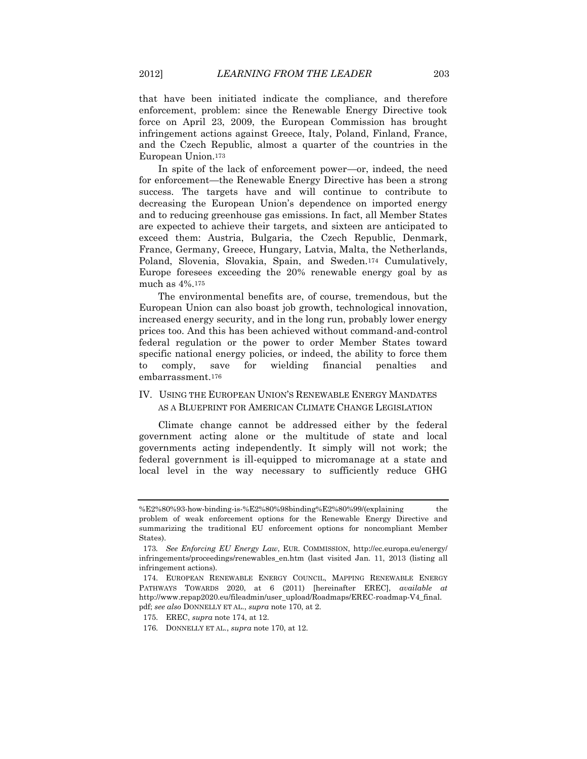that have been initiated indicate the compliance, and therefore enforcement, problem: since the Renewable Energy Directive took force on April 23, 2009, the European Commission has brought infringement actions against Greece, Italy, Poland, Finland, France, and the Czech Republic, almost a quarter of the countries in the European Union.[173]

In spite of the lack of enforcement power—or, indeed, the need for enforcement—the Renewable Energy Directive has been a strong success. The targets have and will continue to contribute to decreasing the European Union's dependence on imported energy and to reducing greenhouse gas emissions. In fact, all Member States are expected to achieve their targets, and sixteen are anticipated to exceed them: Austria, Bulgaria, the Czech Republic, Denmark, France, Germany, Greece, Hungary, Latvia, Malta, the Netherlands, Poland, Slovenia, Slovakia, Spain, and Sweden.[174] Cumulatively, Europe foresees exceeding the 20% renewable energy goal by as much as 4%.[175]

The environmental benefits are, of course, tremendous, but the European Union can also boast job growth, technological innovation, increased energy security, and in the long run, probably lower energy prices too. And this has been achieved without command-and-control federal regulation or the power to order Member States toward specific national energy policies, or indeed, the ability to force them to comply, save for wielding financial penalties and embarrassment.[176]

## IV. USING THE EUROPEAN UNION'S RENEWABLE ENERGY MANDATES AS A BLUEPRINT FOR AMERICAN CLIMATE CHANGE LEGISLATION

Climate change cannot be addressed either by the federal government acting alone or the multitude of state and local governments acting independently. It simply will not work; the federal government is ill-equipped to micromanage at a state and local level in the way necessary to sufficiently reduce GHG

---

%E2%80%93-how-binding-is-%E2%80%98binding%E2%80%99/(explaining the problem of weak enforcement options for the Renewable Energy Directive and summarizing the traditional EU enforcement options for noncompliant Member States).

173. *See Enforcing EU Energy Law*, EUR. COMMISSION, http://ec.europa.eu/energy/infringements/proceedings/renewables_en.htm (last visited Jan. 11, 2013 (listing all infringement actions).

174. EUROPEAN RENEWABLE ENERGY COUNCIL, MAPPING RENEWABLE ENERGY PATHWAYS TOWARDS 2020, at 6 (2011) [hereinafter EREC], *available at* http://www.repap2020.eu/fileadmin/user_upload/Roadmaps/EREC-roadmap-V4_final.pdf; *see also* DONNELLY ET AL., *supra* note 170, at 2.

175. EREC, *supra* note 174, at 12.

176. DONNELLY ET AL., *supra* note 170, at 12.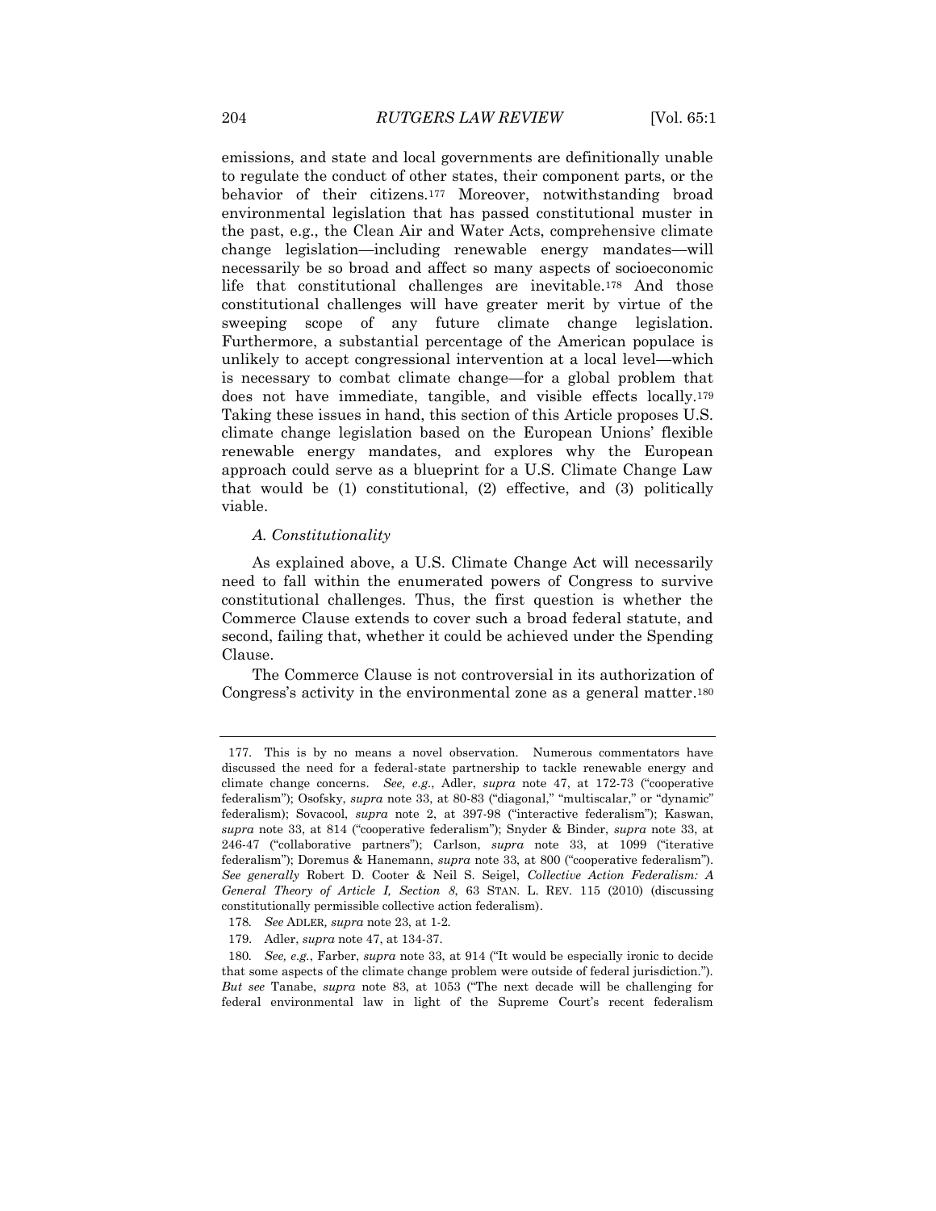emissions, and state and local governments are definitionally unable to regulate the conduct of other states, their component parts, or the behavior of their citizens.[177] Moreover, notwithstanding broad environmental legislation that has passed constitutional muster in the past, e.g., the Clean Air and Water Acts, comprehensive climate change legislation—including renewable energy mandates—will necessarily be so broad and affect so many aspects of socioeconomic life that constitutional challenges are inevitable.[178] And those constitutional challenges will have greater merit by virtue of the sweeping scope of any future climate change legislation. Furthermore, a substantial percentage of the American populace is unlikely to accept congressional intervention at a local level—which is necessary to combat climate change—for a global problem that does not have immediate, tangible, and visible effects locally.[179] Taking these issues in hand, this section of this Article proposes U.S. climate change legislation based on the European Unions' flexible renewable energy mandates, and explores why the European approach could serve as a blueprint for a U.S. Climate Change Law that would be (1) constitutional, (2) effective, and (3) politically viable.

### *A. Constitutionality*

As explained above, a U.S. Climate Change Act will necessarily need to fall within the enumerated powers of Congress to survive constitutional challenges. Thus, the first question is whether the Commerce Clause extends to cover such a broad federal statute, and second, failing that, whether it could be achieved under the Spending Clause.

The Commerce Clause is not controversial in its authorization of Congress's activity in the environmental zone as a general matter.[180]

---

177. This is by no means a novel observation. Numerous commentators have discussed the need for a federal-state partnership to tackle renewable energy and climate change concerns. *See, e.g.*, Adler, *supra* note 47, at 172-73 ("cooperative federalism"); Osofsky, *supra* note 33, at 80-83 ("diagonal," "multiscalar," or "dynamic" federalism); Sovacool, *supra* note 2, at 397-98 ("interactive federalism"); Kaswan, *supra* note 33, at 814 ("cooperative federalism"); Snyder & Binder, *supra* note 33, at 246-47 ("collaborative partners"); Carlson, *supra* note 33, at 1099 ("iterative federalism"); Doremus & Hanemann, *supra* note 33, at 800 ("cooperative federalism"). *See generally* Robert D. Cooter & Neil S. Seigel, *Collective Action Federalism: A General Theory of Article I, Section 8*, 63 STAN. L. REV. 115 (2010) (discussing constitutionally permissible collective action federalism).

178. *See* ADLER, *supra* note 23, at 1-2.

179. Adler, *supra* note 47, at 134-37.

180. *See, e.g.*, Farber, *supra* note 33, at 914 ("It would be especially ironic to decide that some aspects of the climate change problem were outside of federal jurisdiction."). *But see* Tanabe, *supra* note 83, at 1053 ("The next decade will be challenging for federal environmental law in light of the Supreme Court's recent federalism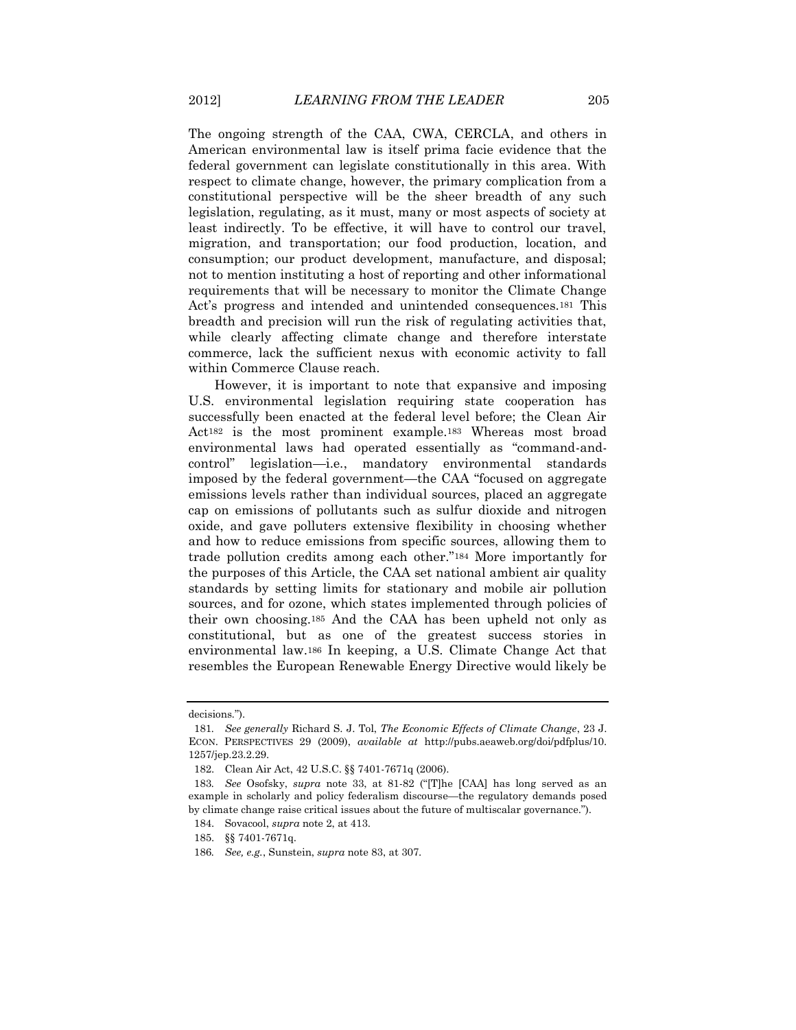The ongoing strength of the CAA, CWA, CERCLA, and others in American environmental law is itself prima facie evidence that the federal government can legislate constitutionally in this area. With respect to climate change, however, the primary complication from a constitutional perspective will be the sheer breadth of any such legislation, regulating, as it must, many or most aspects of society at least indirectly. To be effective, it will have to control our travel, migration, and transportation; our food production, location, and consumption; our product development, manufacture, and disposal; not to mention instituting a host of reporting and other informational requirements that will be necessary to monitor the Climate Change Act's progress and intended and unintended consequences.[181] This breadth and precision will run the risk of regulating activities that, while clearly affecting climate change and therefore interstate commerce, lack the sufficient nexus with economic activity to fall within Commerce Clause reach.

However, it is important to note that expansive and imposing U.S. environmental legislation requiring state cooperation has successfully been enacted at the federal level before; the Clean Air Act[182] is the most prominent example.[183] Whereas most broad environmental laws had operated essentially as "command-and-control" legislation—i.e., mandatory environmental standards imposed by the federal government—the CAA "focused on aggregate emissions levels rather than individual sources, placed an aggregate cap on emissions of pollutants such as sulfur dioxide and nitrogen oxide, and gave polluters extensive flexibility in choosing whether and how to reduce emissions from specific sources, allowing them to trade pollution credits among each other."[184] More importantly for the purposes of this Article, the CAA set national ambient air quality standards by setting limits for stationary and mobile air pollution sources, and for ozone, which states implemented through policies of their own choosing.[185] And the CAA has been upheld not only as constitutional, but as one of the greatest success stories in environmental law.[186] In keeping, a U.S. Climate Change Act that resembles the European Renewable Energy Directive would likely be

---

decisions.").

181. *See generally* Richard S. J. Tol, *The Economic Effects of Climate Change*, 23 J. ECON. PERSPECTIVES 29 (2009), *available at* http://pubs.aeaweb.org/doi/pdfplus/10.1257/jep.23.2.29.

182. Clean Air Act, 42 U.S.C. §§ 7401-7671q (2006).

183. *See* Osofsky, *supra* note 33, at 81-82 ("[T]he [CAA] has long served as an example in scholarly and policy federalism discourse—the regulatory demands posed by climate change raise critical issues about the future of multiscalar governance.").

184. Sovacool, *supra* note 2, at 413.

185. §§ 7401-7671q.

186. *See, e.g.*, Sunstein, *supra* note 83, at 307.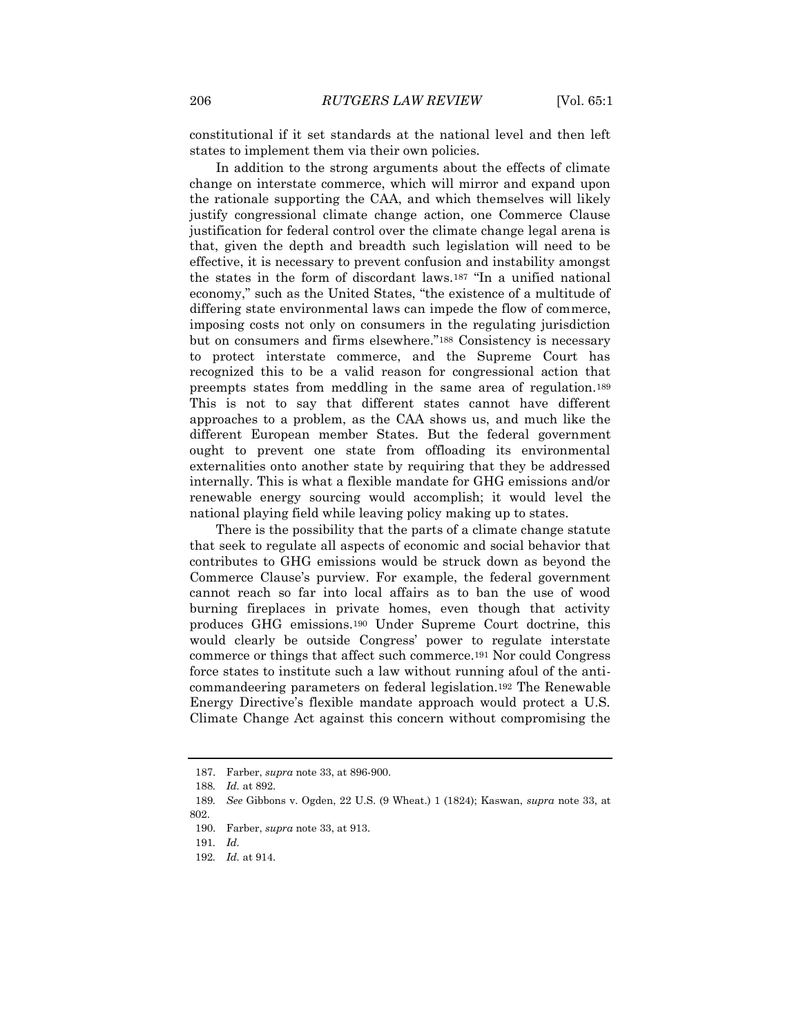constitutional if it set standards at the national level and then left states to implement them via their own policies.

In addition to the strong arguments about the effects of climate change on interstate commerce, which will mirror and expand upon the rationale supporting the CAA, and which themselves will likely justify congressional climate change action, one Commerce Clause justification for federal control over the climate change legal arena is that, given the depth and breadth such legislation will need to be effective, it is necessary to prevent confusion and instability amongst the states in the form of discordant laws.[187] "In a unified national economy," such as the United States, "the existence of a multitude of differing state environmental laws can impede the flow of commerce, imposing costs not only on consumers in the regulating jurisdiction but on consumers and firms elsewhere."[188] Consistency is necessary to protect interstate commerce, and the Supreme Court has recognized this to be a valid reason for congressional action that preempts states from meddling in the same area of regulation.[189] This is not to say that different states cannot have different approaches to a problem, as the CAA shows us, and much like the different European member States. But the federal government ought to prevent one state from offloading its environmental externalities onto another state by requiring that they be addressed internally. This is what a flexible mandate for GHG emissions and/or renewable energy sourcing would accomplish; it would level the national playing field while leaving policy making up to states.

There is the possibility that the parts of a climate change statute that seek to regulate all aspects of economic and social behavior that contributes to GHG emissions would be struck down as beyond the Commerce Clause's purview. For example, the federal government cannot reach so far into local affairs as to ban the use of wood burning fireplaces in private homes, even though that activity produces GHG emissions.[190] Under Supreme Court doctrine, this would clearly be outside Congress' power to regulate interstate commerce or things that affect such commerce.[191] Nor could Congress force states to institute such a law without running afoul of the anti-commandeering parameters on federal legislation.[192] The Renewable Energy Directive's flexible mandate approach would protect a U.S. Climate Change Act against this concern without compromising the

---

187. Farber, *supra* note 33, at 896-900.

188. *Id.* at 892.

189. *See* Gibbons v. Ogden, 22 U.S. (9 Wheat.) 1 (1824); Kaswan, *supra* note 33, at 802.

190. Farber, *supra* note 33, at 913.

191. *Id.*

192. *Id.* at 914.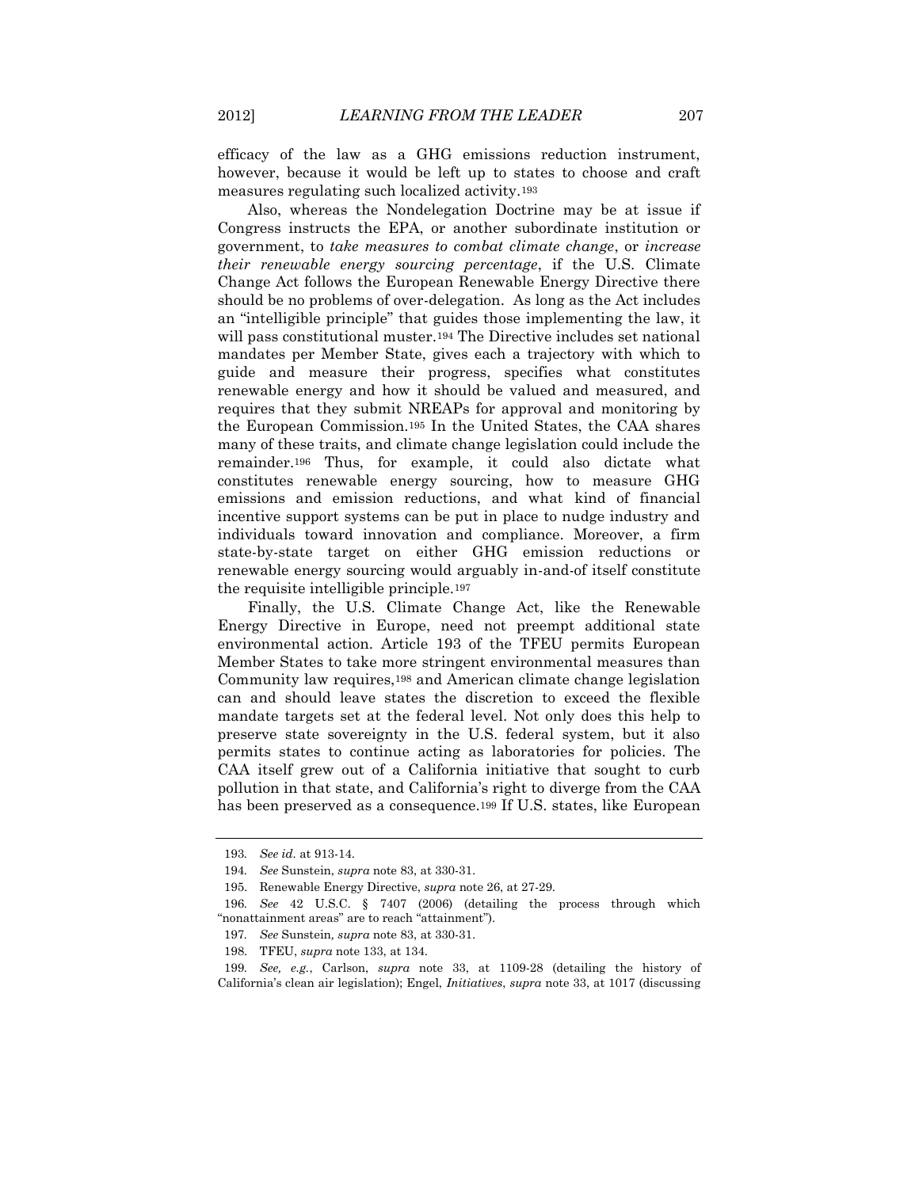efficacy of the law as a GHG emissions reduction instrument, however, because it would be left up to states to choose and craft measures regulating such localized activity.[193]

Also, whereas the Nondelegation Doctrine may be at issue if Congress instructs the EPA, or another subordinate institution or government, to *take measures to combat climate change*, or *increase their renewable energy sourcing percentage*, if the U.S. Climate Change Act follows the European Renewable Energy Directive there should be no problems of over-delegation. As long as the Act includes an "intelligible principle" that guides those implementing the law, it will pass constitutional muster.[194] The Directive includes set national mandates per Member State, gives each a trajectory with which to guide and measure their progress, specifies what constitutes renewable energy and how it should be valued and measured, and requires that they submit NREAPs for approval and monitoring by the European Commission.[195] In the United States, the CAA shares many of these traits, and climate change legislation could include the remainder.[196] Thus, for example, it could also dictate what constitutes renewable energy sourcing, how to measure GHG emissions and emission reductions, and what kind of financial incentive support systems can be put in place to nudge industry and individuals toward innovation and compliance. Moreover, a firm state-by-state target on either GHG emission reductions or renewable energy sourcing would arguably in-and-of itself constitute the requisite intelligible principle.[197]

Finally, the U.S. Climate Change Act, like the Renewable Energy Directive in Europe, need not preempt additional state environmental action. Article 193 of the TFEU permits European Member States to take more stringent environmental measures than Community law requires,[198] and American climate change legislation can and should leave states the discretion to exceed the flexible mandate targets set at the federal level. Not only does this help to preserve state sovereignty in the U.S. federal system, but it also permits states to continue acting as laboratories for policies. The CAA itself grew out of a California initiative that sought to curb pollution in that state, and California's right to diverge from the CAA has been preserved as a consequence.[199] If U.S. states, like European

---

193. *See id.* at 913-14.

194. *See* Sunstein, *supra* note 83, at 330-31.

195. Renewable Energy Directive, *supra* note 26, at 27-29.

196. *See* 42 U.S.C. § 7407 (2006) (detailing the process through which "nonattainment areas" are to reach "attainment").

197. *See* Sunstein, *supra* note 83, at 330-31.

198. TFEU, *supra* note 133, at 134.

199. *See, e.g.*, Carlson, *supra* note 33, at 1109-28 (detailing the history of California's clean air legislation); Engel, *Initiatives*, *supra* note 33, at 1017 (discussing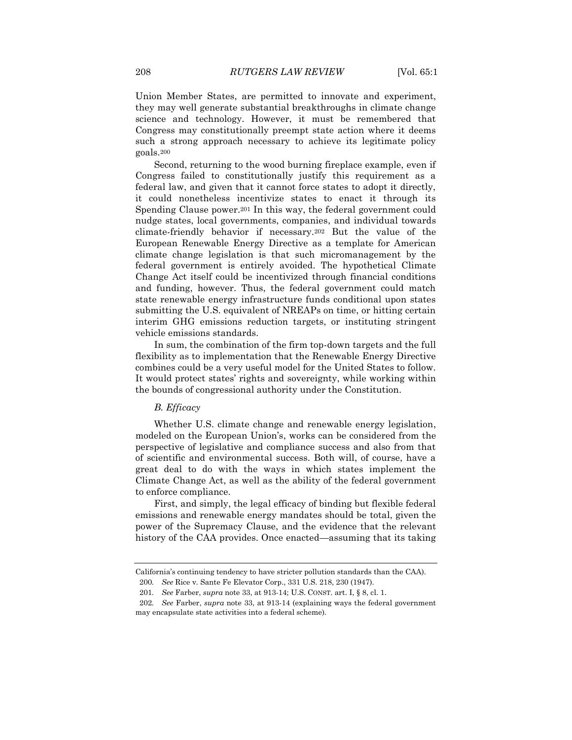Union Member States, are permitted to innovate and experiment, they may well generate substantial breakthroughs in climate change science and technology. However, it must be remembered that Congress may constitutionally preempt state action where it deems such a strong approach necessary to achieve its legitimate policy goals.[200]

Second, returning to the wood burning fireplace example, even if Congress failed to constitutionally justify this requirement as a federal law, and given that it cannot force states to adopt it directly, it could nonetheless incentivize states to enact it through its Spending Clause power.[201] In this way, the federal government could nudge states, local governments, companies, and individual towards climate-friendly behavior if necessary.[202] But the value of the European Renewable Energy Directive as a template for American climate change legislation is that such micromanagement by the federal government is entirely avoided. The hypothetical Climate Change Act itself could be incentivized through financial conditions and funding, however. Thus, the federal government could match state renewable energy infrastructure funds conditional upon states submitting the U.S. equivalent of NREAPs on time, or hitting certain interim GHG emissions reduction targets, or instituting stringent vehicle emissions standards.

In sum, the combination of the firm top-down targets and the full flexibility as to implementation that the Renewable Energy Directive combines could be a very useful model for the United States to follow. It would protect states' rights and sovereignty, while working within the bounds of congressional authority under the Constitution.

### *B. Efficacy*

Whether U.S. climate change and renewable energy legislation, modeled on the European Union's, works can be considered from the perspective of legislative and compliance success and also from that of scientific and environmental success. Both will, of course, have a great deal to do with the ways in which states implement the Climate Change Act, as well as the ability of the federal government to enforce compliance.

First, and simply, the legal efficacy of binding but flexible federal emissions and renewable energy mandates should be total, given the power of the Supremacy Clause, and the evidence that the relevant history of the CAA provides. Once enacted—assuming that its taking

---

California's continuing tendency to have stricter pollution standards than the CAA).

200. *See* Rice v. Sante Fe Elevator Corp., 331 U.S. 218, 230 (1947).

201. *See* Farber, *supra* note 33, at 913-14; U.S. CONST. art. I, § 8, cl. 1.

202. *See* Farber, *supra* note 33, at 913-14 (explaining ways the federal government may encapsulate state activities into a federal scheme).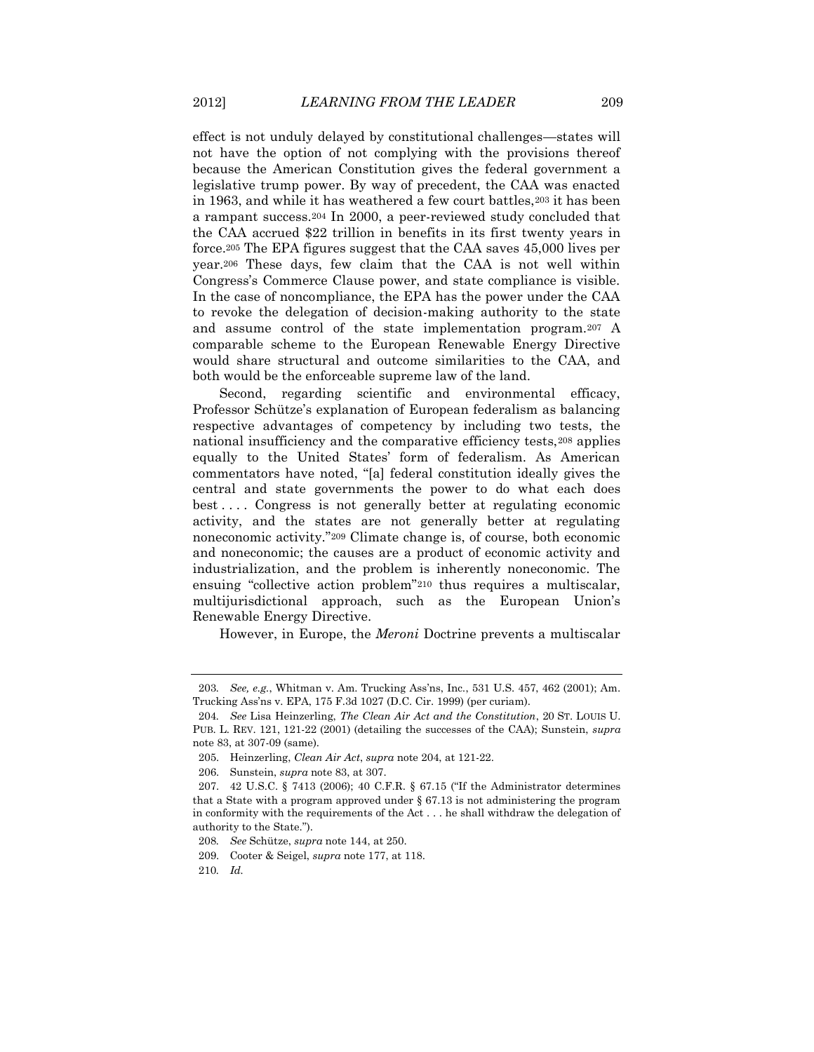effect is not unduly delayed by constitutional challenges—states will not have the option of not complying with the provisions thereof because the American Constitution gives the federal government a legislative trump power. By way of precedent, the CAA was enacted in 1963, and while it has weathered a few court battles,[203] it has been a rampant success.[204] In 2000, a peer-reviewed study concluded that the CAA accrued $22 trillion in benefits in its first twenty years in force.[205] The EPA figures suggest that the CAA saves 45,000 lives per year.[206] These days, few claim that the CAA is not well within Congress's Commerce Clause power, and state compliance is visible. In the case of noncompliance, the EPA has the power under the CAA to revoke the delegation of decision-making authority to the state and assume control of the state implementation program.[207] A comparable scheme to the European Renewable Energy Directive would share structural and outcome similarities to the CAA, and both would be the enforceable supreme law of the land.

Second, regarding scientific and environmental efficacy, Professor Schütze's explanation of European federalism as balancing respective advantages of competency by including two tests, the national insufficiency and the comparative efficiency tests,[208] applies equally to the United States' form of federalism. As American commentators have noted, "[a] federal constitution ideally gives the central and state governments the power to do what each does best . . . . Congress is not generally better at regulating economic activity, and the states are not generally better at regulating noneconomic activity."[209] Climate change is, of course, both economic and noneconomic; the causes are a product of economic activity and industrialization, and the problem is inherently noneconomic. The ensuing "collective action problem"[210] thus requires a multiscalar, multijurisdictional approach, such as the European Union's Renewable Energy Directive.

However, in Europe, the *Meroni* Doctrine prevents a multiscalar

---

203. *See, e.g.*, Whitman v. Am. Trucking Ass'ns, Inc., 531 U.S. 457, 462 (2001); Am. Trucking Ass'ns v. EPA, 175 F.3d 1027 (D.C. Cir. 1999) (per curiam).

204. *See* Lisa Heinzerling, *The Clean Air Act and the Constitution*, 20 ST. LOUIS U. PUB. L. REV. 121, 121-22 (2001) (detailing the successes of the CAA); Sunstein, *supra* note 83, at 307-09 (same).

205. Heinzerling, *Clean Air Act*, *supra* note 204, at 121-22.

206. Sunstein, *supra* note 83, at 307.

207. 42 U.S.C. § 7413 (2006); 40 C.F.R. § 67.15 ("If the Administrator determines that a State with a program approved under § 67.13 is not administering the program in conformity with the requirements of the Act . . . he shall withdraw the delegation of authority to the State.").

208. *See* Schütze, *supra* note 144, at 250.

209. Cooter & Seigel, *supra* note 177, at 118.

210. *Id.*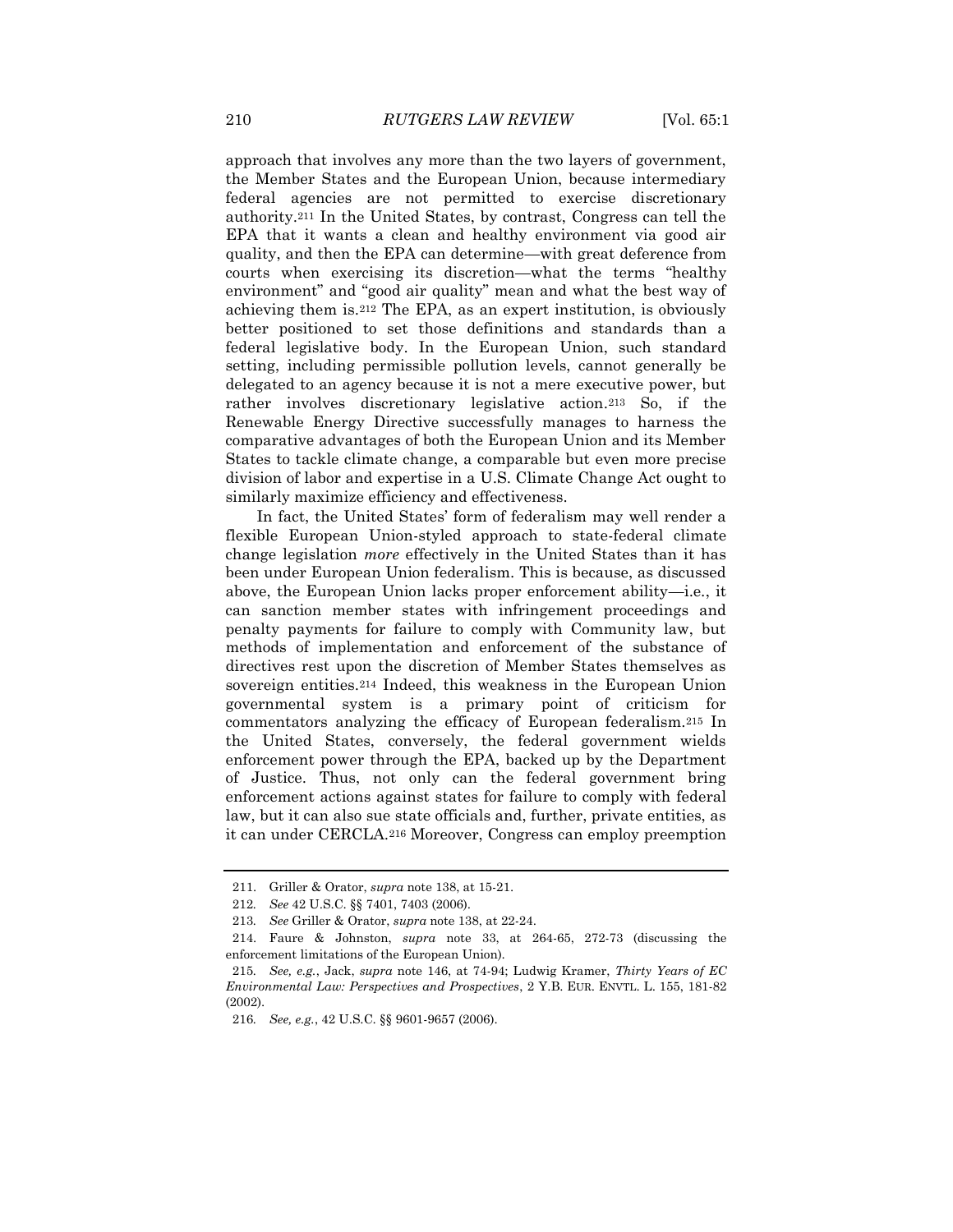approach that involves any more than the two layers of government, the Member States and the European Union, because intermediary federal agencies are not permitted to exercise discretionary authority.[211] In the United States, by contrast, Congress can tell the EPA that it wants a clean and healthy environment via good air quality, and then the EPA can determine—with great deference from courts when exercising its discretion—what the terms "healthy environment" and "good air quality" mean and what the best way of achieving them is.[212] The EPA, as an expert institution, is obviously better positioned to set those definitions and standards than a federal legislative body. In the European Union, such standard setting, including permissible pollution levels, cannot generally be delegated to an agency because it is not a mere executive power, but rather involves discretionary legislative action.[213] So, if the Renewable Energy Directive successfully manages to harness the comparative advantages of both the European Union and its Member States to tackle climate change, a comparable but even more precise division of labor and expertise in a U.S. Climate Change Act ought to similarly maximize efficiency and effectiveness.

In fact, the United States' form of federalism may well render a flexible European Union-styled approach to state-federal climate change legislation *more* effectively in the United States than it has been under European Union federalism. This is because, as discussed above, the European Union lacks proper enforcement ability—i.e., it can sanction member states with infringement proceedings and penalty payments for failure to comply with Community law, but methods of implementation and enforcement of the substance of directives rest upon the discretion of Member States themselves as sovereign entities.[214] Indeed, this weakness in the European Union governmental system is a primary point of criticism for commentators analyzing the efficacy of European federalism.[215] In the United States, conversely, the federal government wields enforcement power through the EPA, backed up by the Department of Justice. Thus, not only can the federal government bring enforcement actions against states for failure to comply with federal law, but it can also sue state officials and, further, private entities, as it can under CERCLA.[216] Moreover, Congress can employ preemption

---

211. Griller & Orator, *supra* note 138, at 15-21.

212. *See* 42 U.S.C. §§ 7401, 7403 (2006).

213. *See* Griller & Orator, *supra* note 138, at 22-24.

214. Faure & Johnston, *supra* note 33, at 264-65, 272-73 (discussing the enforcement limitations of the European Union).

215. *See, e.g.*, Jack, *supra* note 146, at 74-94; Ludwig Kramer, *Thirty Years of EC Environmental Law: Perspectives and Prospectives*, 2 Y.B. EUR. ENVTL. L. 155, 181-82 (2002).

216. *See, e.g.*, 42 U.S.C. §§ 9601-9657 (2006).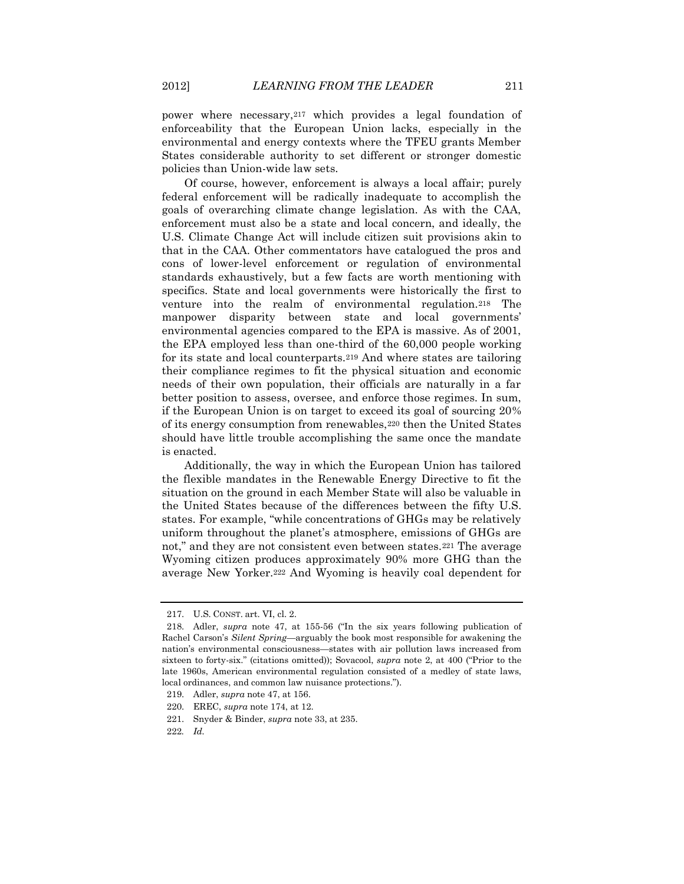power where necessary,[217] which provides a legal foundation of enforceability that the European Union lacks, especially in the environmental and energy contexts where the TFEU grants Member States considerable authority to set different or stronger domestic policies than Union-wide law sets.

Of course, however, enforcement is always a local affair; purely federal enforcement will be radically inadequate to accomplish the goals of overarching climate change legislation. As with the CAA, enforcement must also be a state and local concern, and ideally, the U.S. Climate Change Act will include citizen suit provisions akin to that in the CAA. Other commentators have catalogued the pros and cons of lower-level enforcement or regulation of environmental standards exhaustively, but a few facts are worth mentioning with specifics. State and local governments were historically the first to venture into the realm of environmental regulation.[218] The manpower disparity between state and local governments' environmental agencies compared to the EPA is massive. As of 2001, the EPA employed less than one-third of the 60,000 people working for its state and local counterparts.[219] And where states are tailoring their compliance regimes to fit the physical situation and economic needs of their own population, their officials are naturally in a far better position to assess, oversee, and enforce those regimes. In sum, if the European Union is on target to exceed its goal of sourcing 20% of its energy consumption from renewables,[220] then the United States should have little trouble accomplishing the same once the mandate is enacted.

Additionally, the way in which the European Union has tailored the flexible mandates in the Renewable Energy Directive to fit the situation on the ground in each Member State will also be valuable in the United States because of the differences between the fifty U.S. states. For example, "while concentrations of GHGs may be relatively uniform throughout the planet's atmosphere, emissions of GHGs are not," and they are not consistent even between states.[221] The average Wyoming citizen produces approximately 90% more GHG than the average New Yorker.[222] And Wyoming is heavily coal dependent for

---

217. U.S. CONST. art. VI, cl. 2.

218. Adler, *supra* note 47, at 155-56 ("In the six years following publication of Rachel Carson's *Silent Spring*—arguably the book most responsible for awakening the nation's environmental consciousness—states with air pollution laws increased from sixteen to forty-six." (citations omitted)); Sovacool, *supra* note 2, at 400 ("Prior to the late 1960s, American environmental regulation consisted of a medley of state laws, local ordinances, and common law nuisance protections.").

219. Adler, *supra* note 47, at 156.

220. EREC, *supra* note 174, at 12.

221. Snyder & Binder, *supra* note 33, at 235.

222. *Id.*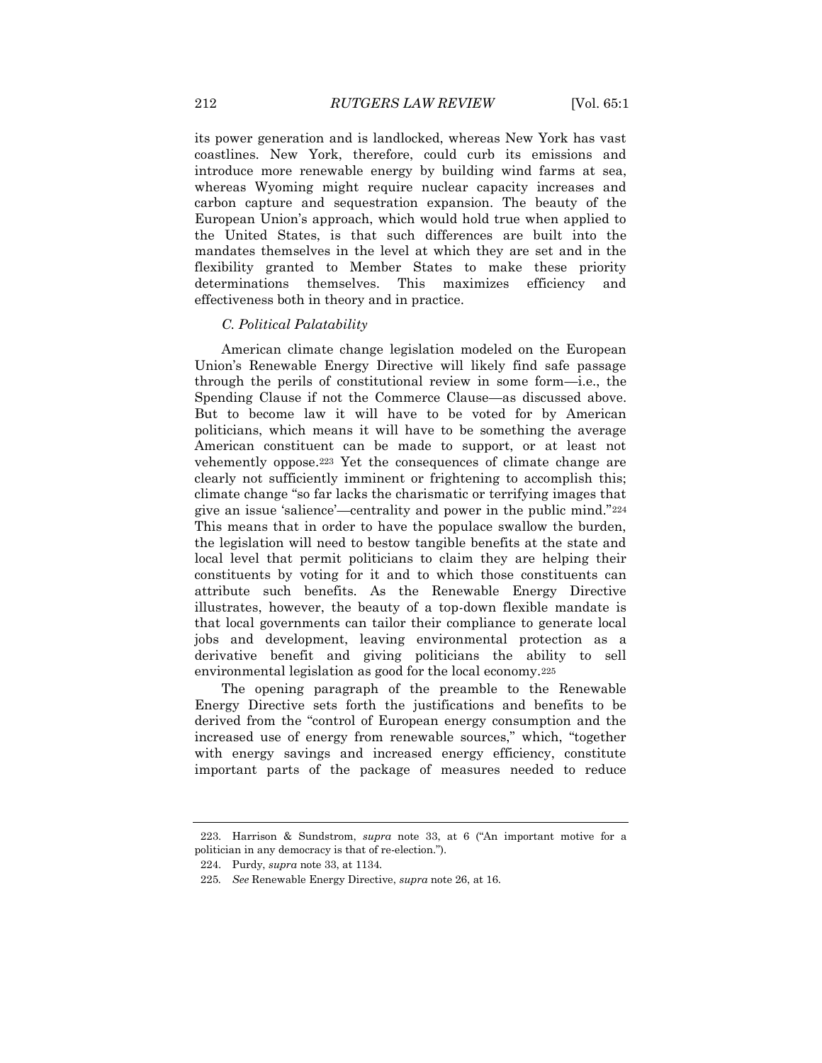its power generation and is landlocked, whereas New York has vast coastlines. New York, therefore, could curb its emissions and introduce more renewable energy by building wind farms at sea, whereas Wyoming might require nuclear capacity increases and carbon capture and sequestration expansion. The beauty of the European Union's approach, which would hold true when applied to the United States, is that such differences are built into the mandates themselves in the level at which they are set and in the flexibility granted to Member States to make these priority determinations themselves. This maximizes efficiency and effectiveness both in theory and in practice.

### *C. Political Palatability*

American climate change legislation modeled on the European Union's Renewable Energy Directive will likely find safe passage through the perils of constitutional review in some form—i.e., the Spending Clause if not the Commerce Clause—as discussed above. But to become law it will have to be voted for by American politicians, which means it will have to be something the average American constituent can be made to support, or at least not vehemently oppose.[223] Yet the consequences of climate change are clearly not sufficiently imminent or frightening to accomplish this; climate change "so far lacks the charismatic or terrifying images that give an issue 'salience'—centrality and power in the public mind."[224] This means that in order to have the populace swallow the burden, the legislation will need to bestow tangible benefits at the state and local level that permit politicians to claim they are helping their constituents by voting for it and to which those constituents can attribute such benefits. As the Renewable Energy Directive illustrates, however, the beauty of a top-down flexible mandate is that local governments can tailor their compliance to generate local jobs and development, leaving environmental protection as a derivative benefit and giving politicians the ability to sell environmental legislation as good for the local economy.[225]

The opening paragraph of the preamble to the Renewable Energy Directive sets forth the justifications and benefits to be derived from the "control of European energy consumption and the increased use of energy from renewable sources," which, "together with energy savings and increased energy efficiency, constitute important parts of the package of measures needed to reduce

---

223. Harrison & Sundstrom, *supra* note 33, at 6 ("An important motive for a politician in any democracy is that of re-election.").

224. Purdy, *supra* note 33, at 1134.

225. *See* Renewable Energy Directive, *supra* note 26, at 16.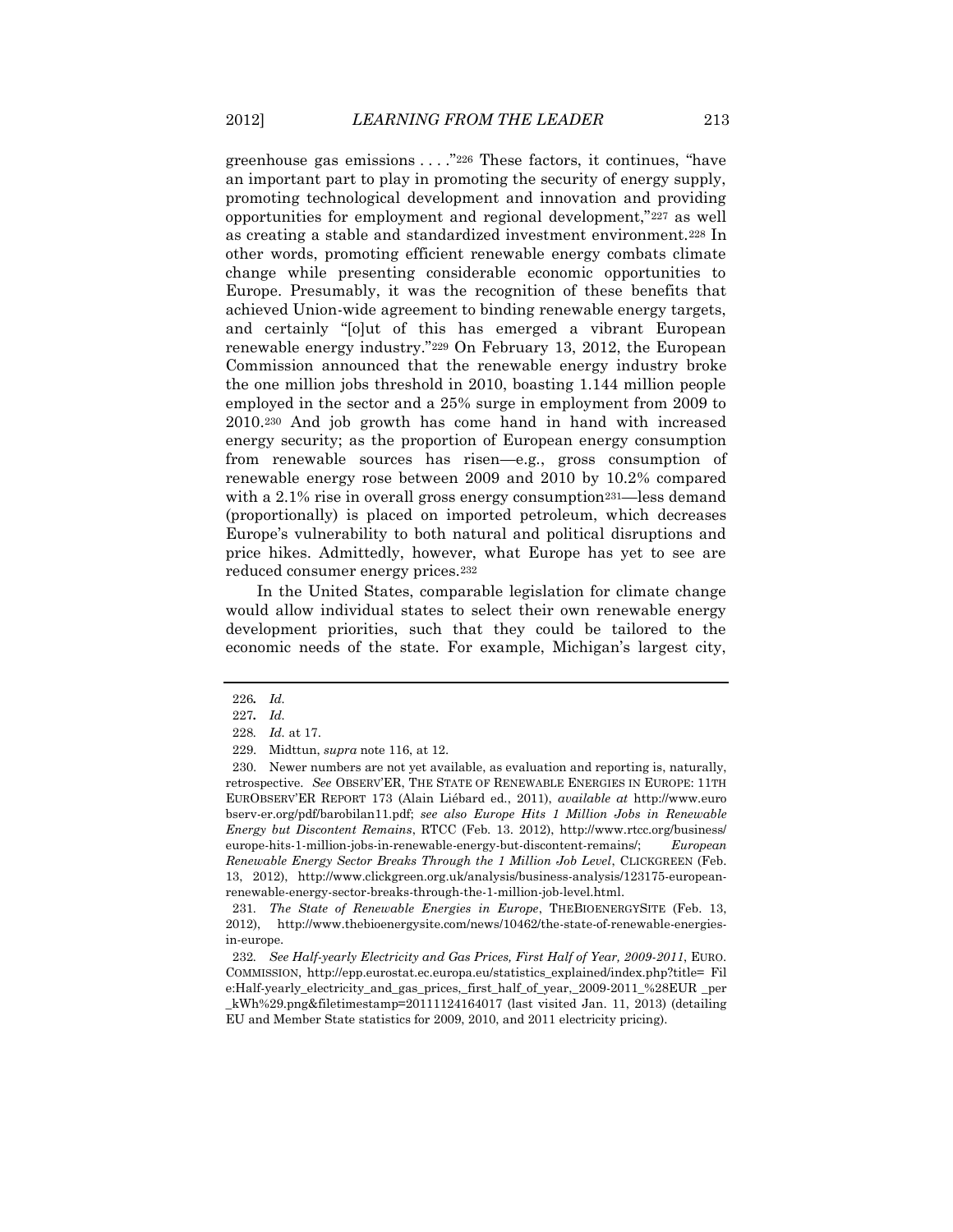greenhouse gas emissions . . . ."[226] These factors, it continues, "have an important part to play in promoting the security of energy supply, promoting technological development and innovation and providing opportunities for employment and regional development,"[227] as well as creating a stable and standardized investment environment.[228] In other words, promoting efficient renewable energy combats climate change while presenting considerable economic opportunities to Europe. Presumably, it was the recognition of these benefits that achieved Union-wide agreement to binding renewable energy targets, and certainly "[o]ut of this has emerged a vibrant European renewable energy industry."[229] On February 13, 2012, the European Commission announced that the renewable energy industry broke the one million jobs threshold in 2010, boasting 1.144 million people employed in the sector and a 25% surge in employment from 2009 to 2010.[230] And job growth has come hand in hand with increased energy security; as the proportion of European energy consumption from renewable sources has risen—e.g., gross consumption of renewable energy rose between 2009 and 2010 by 10.2% compared with a 2.1% rise in overall gross energy consumption[231]—less demand (proportionally) is placed on imported petroleum, which decreases Europe's vulnerability to both natural and political disruptions and price hikes. Admittedly, however, what Europe has yet to see are reduced consumer energy prices.[232]

In the United States, comparable legislation for climate change would allow individual states to select their own renewable energy development priorities, such that they could be tailored to the economic needs of the state. For example, Michigan's largest city,

---

226. *Id.*

227. *Id.*

228. *Id.* at 17.

229. Midttun, *supra* note 116, at 12.

230. Newer numbers are not yet available, as evaluation and reporting is, naturally, retrospective. *See* OBSERV'ER, THE STATE OF RENEWABLE ENERGIES IN EUROPE: 11TH EUROBSERV'ER REPORT 173 (Alain Liébard ed., 2011), *available at* http://www.eurobserv-er.org/pdf/barobilan11.pdf; *see also Europe Hits 1 Million Jobs in Renewable Energy but Discontent Remains*, RTCC (Feb. 13. 2012), http://www.rtcc.org/business/europe-hits-1-million-jobs-in-renewable-energy-but-discontent-remains/; *European Renewable Energy Sector Breaks Through the 1 Million Job Level*, CLICKGREEN (Feb. 13, 2012), http://www.clickgreen.org.uk/analysis/business-analysis/123175-european-renewable-energy-sector-breaks-through-the-1-million-job-level.html.

231. *The State of Renewable Energies in Europe*, THEBIOENERGYSITE (Feb. 13, 2012), http://www.thebioenergysite.com/news/10462/the-state-of-renewable-energies-in-europe.

232. *See Half-yearly Electricity and Gas Prices, First Half of Year, 2009-2011*, EURO. COMMISSION, http://epp.eurostat.ec.europa.eu/statistics_explained/index.php?title= File:Half-yearly_electricity_and_gas_prices,_first_half_of_year,_2009-2011_%28EUR _per _kWh%29.png&filetimestamp=20111124164017 (last visited Jan. 11, 2013) (detailing EU and Member State statistics for 2009, 2010, and 2011 electricity pricing).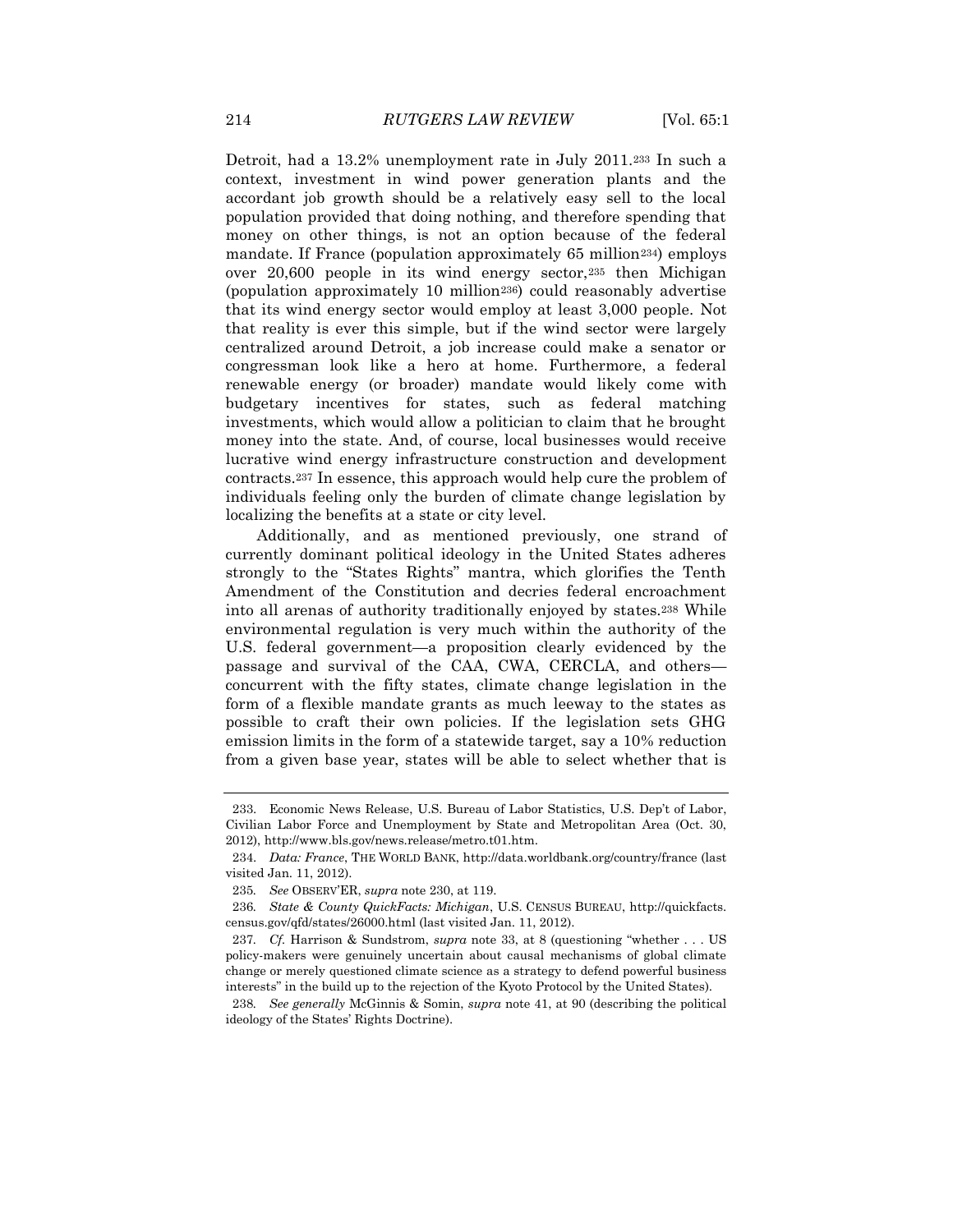Detroit, had a 13.2% unemployment rate in July 2011.[233] In such a context, investment in wind power generation plants and the accordant job growth should be a relatively easy sell to the local population provided that doing nothing, and therefore spending that money on other things, is not an option because of the federal mandate. If France (population approximately 65 million[234]) employs over 20,600 people in its wind energy sector,[235] then Michigan (population approximately 10 million[236]) could reasonably advertise that its wind energy sector would employ at least 3,000 people. Not that reality is ever this simple, but if the wind sector were largely centralized around Detroit, a job increase could make a senator or congressman look like a hero at home. Furthermore, a federal renewable energy (or broader) mandate would likely come with budgetary incentives for states, such as federal matching investments, which would allow a politician to claim that he brought money into the state. And, of course, local businesses would receive lucrative wind energy infrastructure construction and development contracts.[237] In essence, this approach would help cure the problem of individuals feeling only the burden of climate change legislation by localizing the benefits at a state or city level.

Additionally, and as mentioned previously, one strand of currently dominant political ideology in the United States adheres strongly to the "States Rights" mantra, which glorifies the Tenth Amendment of the Constitution and decries federal encroachment into all arenas of authority traditionally enjoyed by states.[238] While environmental regulation is very much within the authority of the U.S. federal government—a proposition clearly evidenced by the passage and survival of the CAA, CWA, CERCLA, and others—concurrent with the fifty states, climate change legislation in the form of a flexible mandate grants as much leeway to the states as possible to craft their own policies. If the legislation sets GHG emission limits in the form of a statewide target, say a 10% reduction from a given base year, states will be able to select whether that is

---

233. Economic News Release, U.S. Bureau of Labor Statistics, U.S. Dep't of Labor, Civilian Labor Force and Unemployment by State and Metropolitan Area (Oct. 30, 2012), http://www.bls.gov/news.release/metro.t01.htm.

234. *Data: France*, THE WORLD BANK, http://data.worldbank.org/country/france (last visited Jan. 11, 2012).

235. *See* OBSERV'ER, *supra* note 230, at 119.

236. *State & County QuickFacts: Michigan*, U.S. CENSUS BUREAU, http://quickfacts.census.gov/qfd/states/26000.html (last visited Jan. 11, 2012).

237. *Cf.* Harrison & Sundstrom, *supra* note 33, at 8 (questioning "whether . . . US policy-makers were genuinely uncertain about causal mechanisms of global climate change or merely questioned climate science as a strategy to defend powerful business interests" in the build up to the rejection of the Kyoto Protocol by the United States).

238. *See generally* McGinnis & Somin, *supra* note 41, at 90 (describing the political ideology of the States' Rights Doctrine).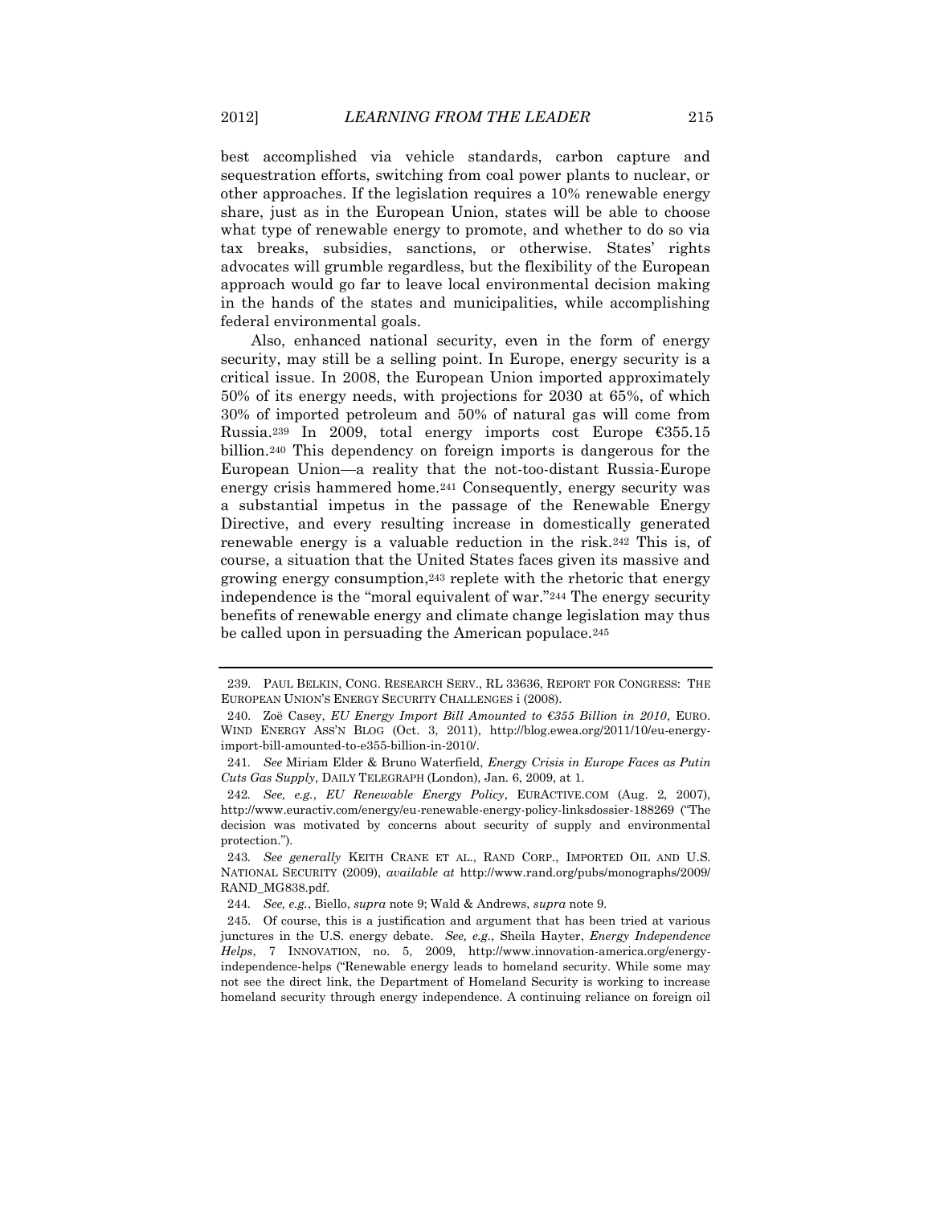best accomplished via vehicle standards, carbon capture and sequestration efforts, switching from coal power plants to nuclear, or other approaches. If the legislation requires a 10% renewable energy share, just as in the European Union, states will be able to choose what type of renewable energy to promote, and whether to do so via tax breaks, subsidies, sanctions, or otherwise. States' rights advocates will grumble regardless, but the flexibility of the European approach would go far to leave local environmental decision making in the hands of the states and municipalities, while accomplishing federal environmental goals.

Also, enhanced national security, even in the form of energy security, may still be a selling point. In Europe, energy security is a critical issue. In 2008, the European Union imported approximately 50% of its energy needs, with projections for 2030 at 65%, of which 30% of imported petroleum and 50% of natural gas will come from Russia.[239] In 2009, total energy imports cost Europe €355.15 billion.[240] This dependency on foreign imports is dangerous for the European Union—a reality that the not-too-distant Russia-Europe energy crisis hammered home.[241] Consequently, energy security was a substantial impetus in the passage of the Renewable Energy Directive, and every resulting increase in domestically generated renewable energy is a valuable reduction in the risk.[242] This is, of course, a situation that the United States faces given its massive and growing energy consumption,[243] replete with the rhetoric that energy independence is the "moral equivalent of war."[244] The energy security benefits of renewable energy and climate change legislation may thus be called upon in persuading the American populace.[245]

---

239. PAUL BELKIN, CONG. RESEARCH SERV., RL 33636, REPORT FOR CONGRESS: THE EUROPEAN UNION'S ENERGY SECURITY CHALLENGES i (2008).

240. Zoë Casey, *EU Energy Import Bill Amounted to €355 Billion in 2010*, EURO. WIND ENERGY ASS'N BLOG (Oct. 3, 2011), http://blog.ewea.org/2011/10/eu-energy-import-bill-amounted-to-e355-billion-in-2010/.

241. *See* Miriam Elder & Bruno Waterfield, *Energy Crisis in Europe Faces as Putin Cuts Gas Supply*, DAILY TELEGRAPH (London), Jan. 6, 2009, at 1.

242. *See, e.g.*, *EU Renewable Energy Policy*, EURACTIVE.COM (Aug. 2, 2007), http://www.euractiv.com/energy/eu-renewable-energy-policy-linksdossier-188269 ("The decision was motivated by concerns about security of supply and environmental protection.").

243. *See generally* KEITH CRANE ET AL., RAND CORP., IMPORTED OIL AND U.S. NATIONAL SECURITY (2009), *available at* http://www.rand.org/pubs/monographs/2009/RAND_MG838.pdf.

244. *See, e.g.*, Biello, *supra* note 9; Wald & Andrews, *supra* note 9.

245. Of course, this is a justification and argument that has been tried at various junctures in the U.S. energy debate. *See, e.g.*, Sheila Hayter, *Energy Independence Helps*, 7 INNOVATION, no. 5, 2009, http://www.innovation-america.org/energy-independence-helps ("Renewable energy leads to homeland security. While some may not see the direct link, the Department of Homeland Security is working to increase homeland security through energy independence. A continuing reliance on foreign oil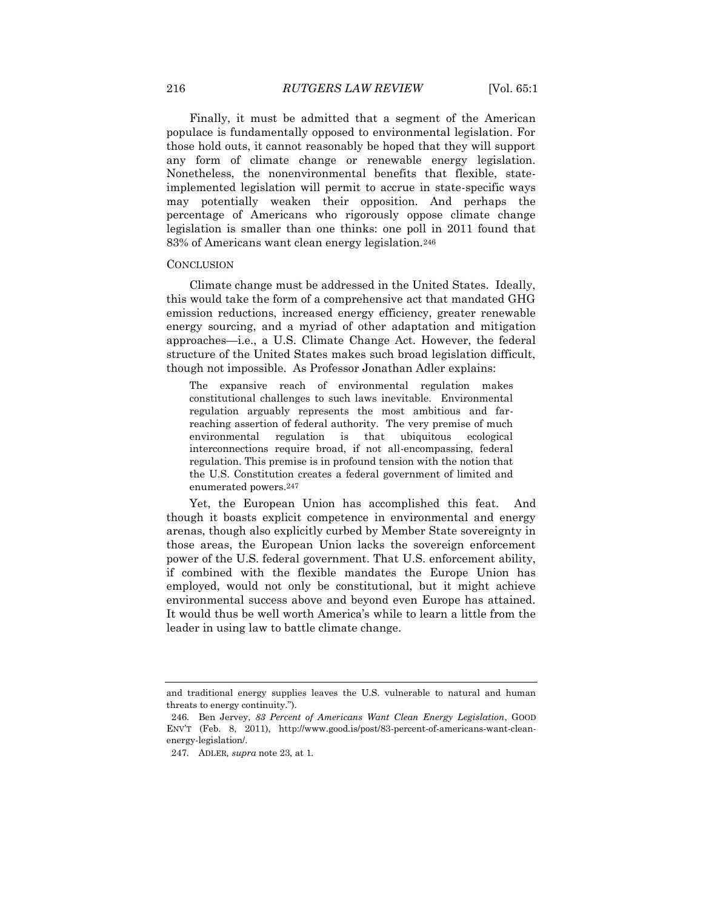Finally, it must be admitted that a segment of the American populace is fundamentally opposed to environmental legislation. For those hold outs, it cannot reasonably be hoped that they will support any form of climate change or renewable energy legislation. Nonetheless, the nonenvironmental benefits that flexible, state-implemented legislation will permit to accrue in state-specific ways may potentially weaken their opposition. And perhaps the percentage of Americans who rigorously oppose climate change legislation is smaller than one thinks: one poll in 2011 found that 83% of Americans want clean energy legislation.[246]

## CONCLUSION

Climate change must be addressed in the United States. Ideally, this would take the form of a comprehensive act that mandated GHG emission reductions, increased energy efficiency, greater renewable energy sourcing, and a myriad of other adaptation and mitigation approaches—i.e., a U.S. Climate Change Act. However, the federal structure of the United States makes such broad legislation difficult, though not impossible. As Professor Jonathan Adler explains:

> The expansive reach of environmental regulation makes constitutional challenges to such laws inevitable. Environmental regulation arguably represents the most ambitious and far-reaching assertion of federal authority. The very premise of much environmental regulation is that ubiquitous ecological interconnections require broad, if not all-encompassing, federal regulation. This premise is in profound tension with the notion that the U.S. Constitution creates a federal government of limited and enumerated powers.[247]

Yet, the European Union has accomplished this feat. And though it boasts explicit competence in environmental and energy arenas, though also explicitly curbed by Member State sovereignty in those areas, the European Union lacks the sovereign enforcement power of the U.S. federal government. That U.S. enforcement ability, if combined with the flexible mandates the Europe Union has employed, would not only be constitutional, but it might achieve environmental success above and beyond even Europe has attained. It would thus be well worth America's while to learn a little from the leader in using law to battle climate change.

---

and traditional energy supplies leaves the U.S. vulnerable to natural and human threats to energy continuity.").

246. Ben Jervey, *83 Percent of Americans Want Clean Energy Legislation*, GOOD ENV'T (Feb. 8, 2011), http://www.good.is/post/83-percent-of-americans-want-clean-energy-legislation/.

247. ADLER, *supra* note 23, at 1.